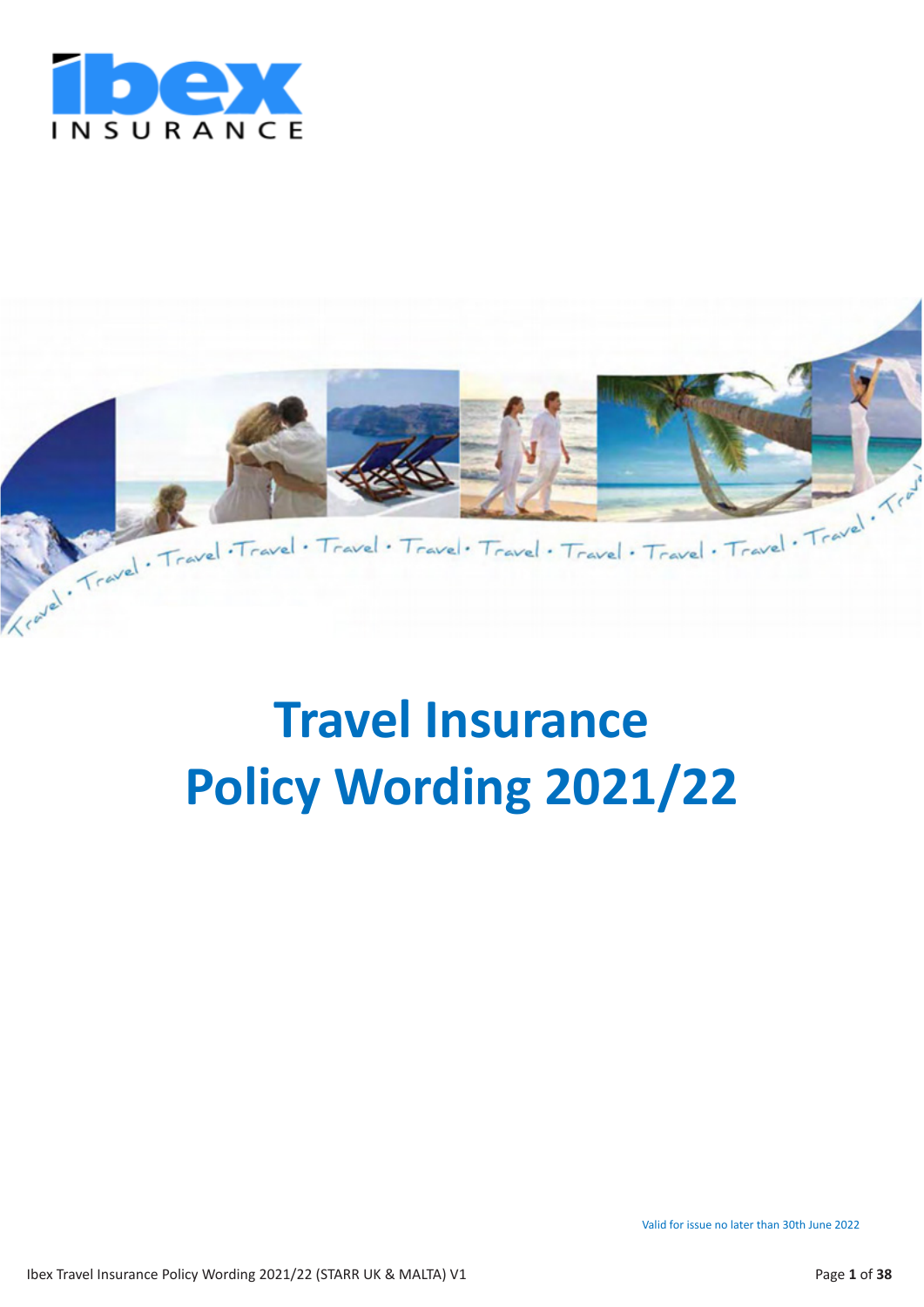# Travel Insurance Policy Wording 2021/22

Valid for issue no later than 30th June 2022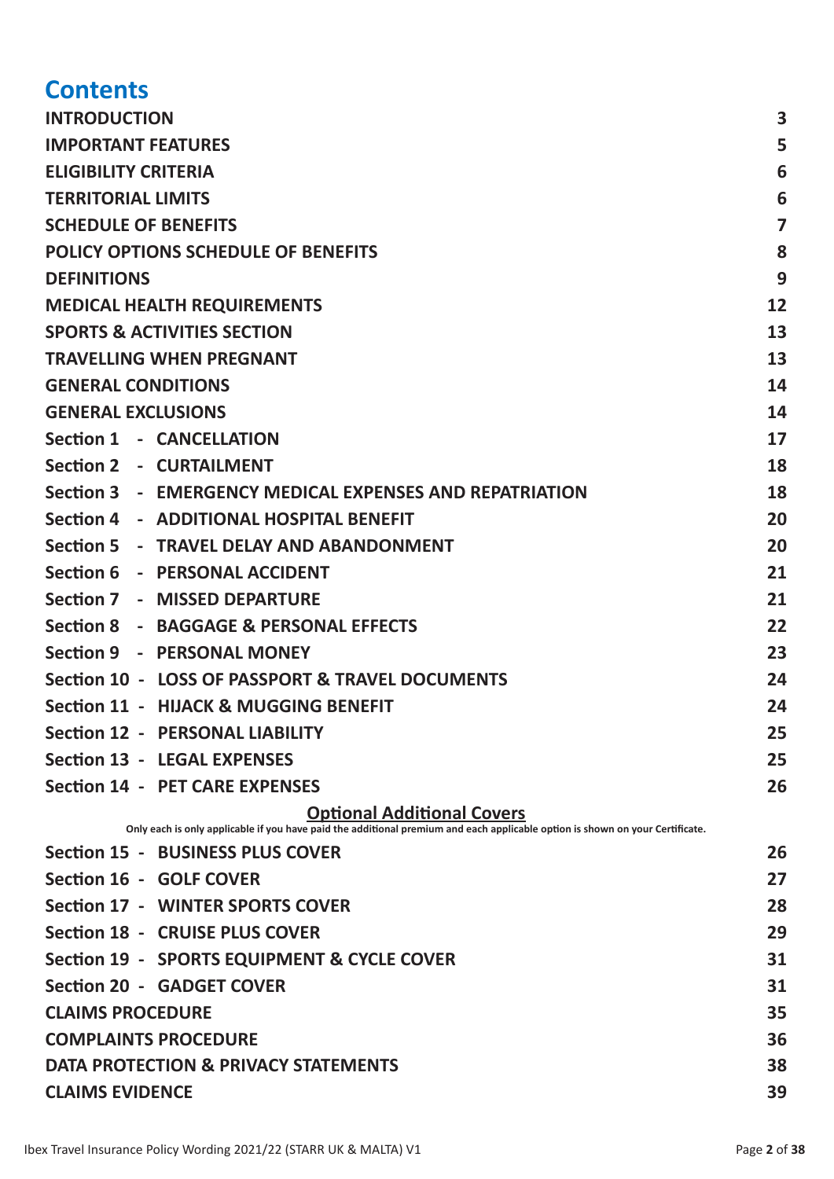# Contents

| | |
|---|---|
| **INTRODUCTION** | **3** |
| **IMPORTANT FEATURES** | **5** |
| **ELIGIBILITY CRITERIA** | **6** |
| **TERRITORIAL LIMITS** | **6** |
| **SCHEDULE OF BENEFITS** | **7** |
| **POLICY OPTIONS SCHEDULE OF BENEFITS** | **8** |
| **DEFINITIONS** | **9** |
| **MEDICAL HEALTH REQUIREMENTS** | **12** |
| **SPORTS & ACTIVITIES SECTION** | **13** |
| **TRAVELLING WHEN PREGNANT** | **13** |
| **GENERAL CONDITIONS** | **14** |
| **GENERAL EXCLUSIONS** | **14** |
| **Section 1 - CANCELLATION** | **17** |
| **Section 2 - CURTAILMENT** | **18** |
| **Section 3 - EMERGENCY MEDICAL EXPENSES AND REPATRIATION** | **18** |
| **Section 4 - ADDITIONAL HOSPITAL BENEFIT** | **20** |
| **Section 5 - TRAVEL DELAY AND ABANDONMENT** | **20** |
| **Section 6 - PERSONAL ACCIDENT** | **21** |
| **Section 7 - MISSED DEPARTURE** | **21** |
| **Section 8 - BAGGAGE & PERSONAL EFFECTS** | **22** |
| **Section 9 - PERSONAL MONEY** | **23** |
| **Section 10 - LOSS OF PASSPORT & TRAVEL DOCUMENTS** | **24** |
| **Section 11 - HIJACK & MUGGING BENEFIT** | **24** |
| **Section 12 - PERSONAL LIABILITY** | **25** |
| **Section 13 - LEGAL EXPENSES** | **25** |
| **Section 14 - PET CARE EXPENSES** | **26** |

**Optional Additional Covers**

**Only each is only applicable if you have paid the additional premium and each applicable option is shown on your Certificate.**

| | |
|---|---|
| **Section 15 - BUSINESS PLUS COVER** | **26** |
| **Section 16 - GOLF COVER** | **27** |
| **Section 17 - WINTER SPORTS COVER** | **28** |
| **Section 18 - CRUISE PLUS COVER** | **29** |
| **Section 19 - SPORTS EQUIPMENT & CYCLE COVER** | **31** |
| **Section 20 - GADGET COVER** | **31** |
| **CLAIMS PROCEDURE** | **35** |
| **COMPLAINTS PROCEDURE** | **36** |
| **DATA PROTECTION & PRIVACY STATEMENTS** | **38** |
| **CLAIMS EVIDENCE** | **39** |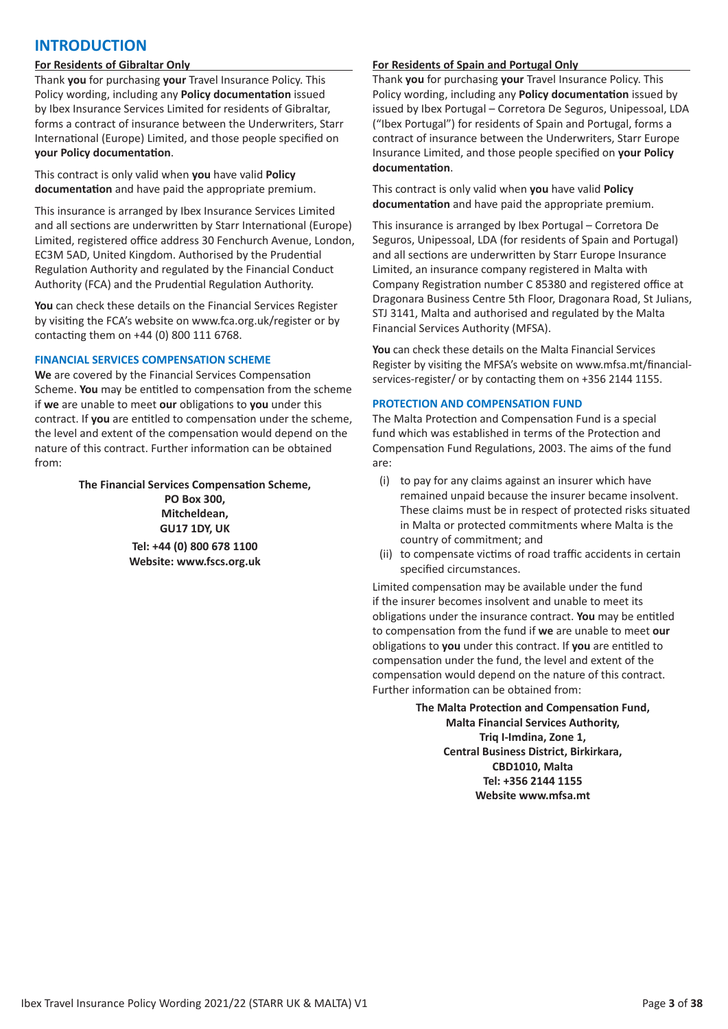# INTRODUCTION

**For Residents of Gibraltar Only**

Thank **you** for purchasing **your** Travel Insurance Policy. This Policy wording, including any **Policy documentation** issued by Ibex Insurance Services Limited for residents of Gibraltar, forms a contract of insurance between the Underwriters, Starr International (Europe) Limited, and those people specified on **your Policy documentation**.

This contract is only valid when **you** have valid **Policy documentation** and have paid the appropriate premium.

This insurance is arranged by Ibex Insurance Services Limited and all sections are underwritten by Starr International (Europe) Limited, registered office address 30 Fenchurch Avenue, London, EC3M 5AD, United Kingdom. Authorised by the Prudential Regulation Authority and regulated by the Financial Conduct Authority (FCA) and the Prudential Regulation Authority.

**You** can check these details on the Financial Services Register by visiting the FCA's website on www.fca.org.uk/register or by contacting them on +44 (0) 800 111 6768.

## FINANCIAL SERVICES COMPENSATION SCHEME

**We** are covered by the Financial Services Compensation Scheme. **You** may be entitled to compensation from the scheme if **we** are unable to meet **our** obligations to **you** under this contract. If **you** are entitled to compensation under the scheme, the level and extent of the compensation would depend on the nature of this contract. Further information can be obtained from:

**The Financial Services Compensation Scheme,**
**PO Box 300,**
**Mitcheldean,**
**GU17 1DY, UK**
**Tel: +44 (0) 800 678 1100**
**Website: www.fscs.org.uk**

**For Residents of Spain and Portugal Only**

Thank **you** for purchasing **your** Travel Insurance Policy. This Policy wording, including any **Policy documentation** issued by issued by Ibex Portugal – Corretora De Seguros, Unipessoal, LDA ("Ibex Portugal") for residents of Spain and Portugal, forms a contract of insurance between the Underwriters, Starr Europe Insurance Limited, and those people specified on **your Policy documentation**.

This contract is only valid when **you** have valid **Policy documentation** and have paid the appropriate premium.

This insurance is arranged by Ibex Portugal – Corretora De Seguros, Unipessoal, LDA (for residents of Spain and Portugal) and all sections are underwritten by Starr Europe Insurance Limited, an insurance company registered in Malta with Company Registration number C 85380 and registered office at Dragonara Business Centre 5th Floor, Dragonara Road, St Julians, STJ 3141, Malta and authorised and regulated by the Malta Financial Services Authority (MFSA).

**You** can check these details on the Malta Financial Services Register by visiting the MFSA's website on www.mfsa.mt/financial-services-register/ or by contacting them on +356 2144 1155.

## PROTECTION AND COMPENSATION FUND

The Malta Protection and Compensation Fund is a special fund which was established in terms of the Protection and Compensation Fund Regulations, 2003. The aims of the fund are:

(i) to pay for any claims against an insurer which have remained unpaid because the insurer became insolvent. These claims must be in respect of protected risks situated in Malta or protected commitments where Malta is the country of commitment; and

(ii) to compensate victims of road traffic accidents in certain specified circumstances.

Limited compensation may be available under the fund if the insurer becomes insolvent and unable to meet its obligations under the insurance contract. **You** may be entitled to compensation from the fund if **we** are unable to meet **our** obligations to **you** under this contract. If **you** are entitled to compensation under the fund, the level and extent of the compensation would depend on the nature of this contract. Further information can be obtained from:

**The Malta Protection and Compensation Fund,**
**Malta Financial Services Authority,**
**Triq l-Imdina, Zone 1,**
**Central Business District, Birkirkara,**
**CBD1010, Malta**
**Tel: +356 2144 1155**
**Website www.mfsa.mt**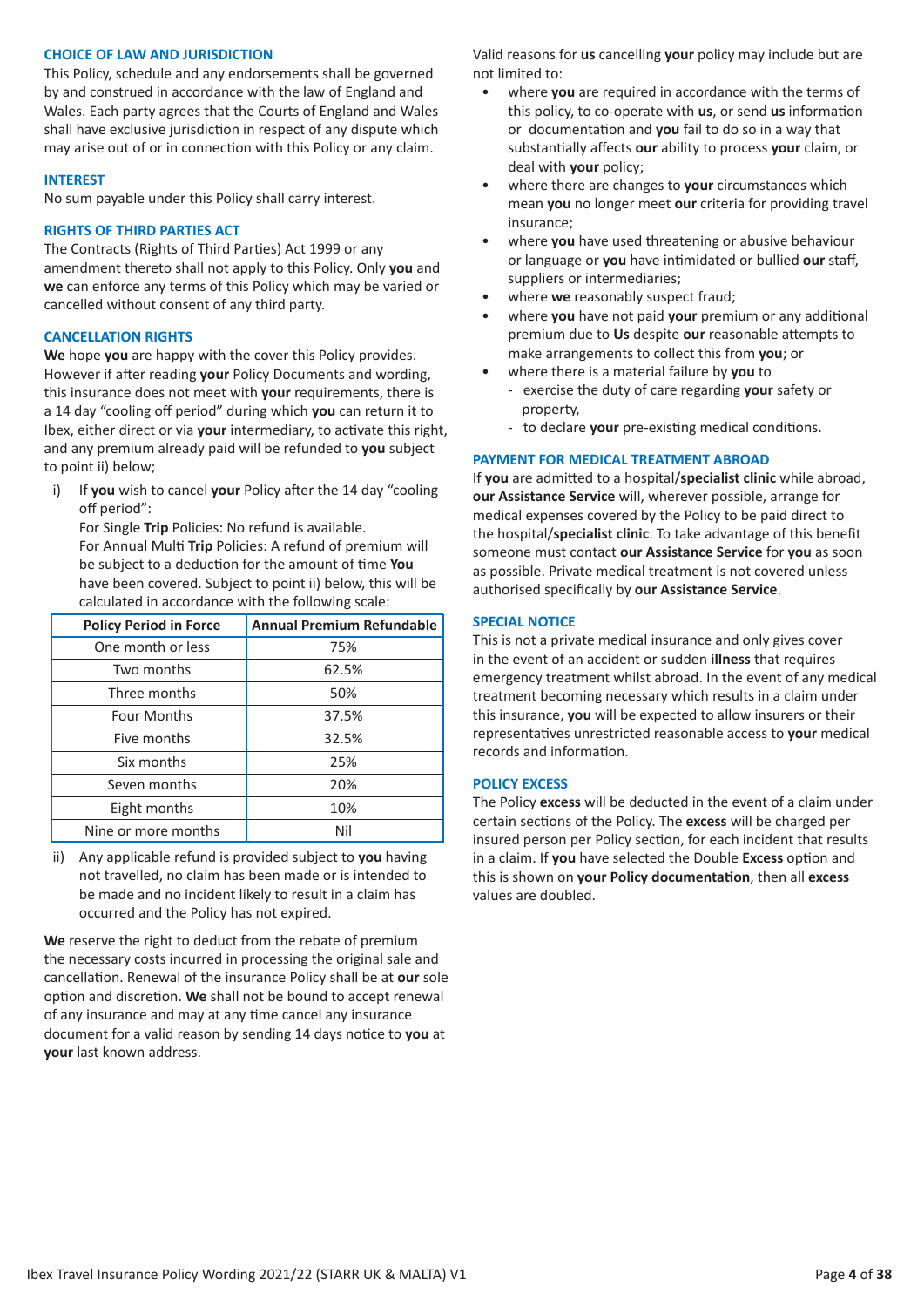## CHOICE OF LAW AND JURISDICTION

This Policy, schedule and any endorsements shall be governed by and construed in accordance with the law of England and Wales. Each party agrees that the Courts of England and Wales shall have exclusive jurisdiction in respect of any dispute which may arise out of or in connection with this Policy or any claim.

## INTEREST

No sum payable under this Policy shall carry interest.

## RIGHTS OF THIRD PARTIES ACT

The Contracts (Rights of Third Parties) Act 1999 or any amendment thereto shall not apply to this Policy. Only **you** and **we** can enforce any terms of this Policy which may be varied or cancelled without consent of any third party.

## CANCELLATION RIGHTS

**We** hope **you** are happy with the cover this Policy provides. However if after reading **your** Policy Documents and wording, this insurance does not meet with **your** requirements, there is a 14 day "cooling off period" during which **you** can return it to Ibex, either direct or via **your** intermediary, to activate this right, and any premium already paid will be refunded to **you** subject to point ii) below;

i) If **you** wish to cancel **your** Policy after the 14 day "cooling off period":
For Single **Trip** Policies: No refund is available.
For Annual Multi **Trip** Policies: A refund of premium will be subject to a deduction for the amount of time **You** have been covered. Subject to point ii) below, this will be calculated in accordance with the following scale:

| Policy Period in Force | Annual Premium Refundable |
|---|---|
| One month or less | 75% |
| Two months | 62.5% |
| Three months | 50% |
| Four Months | 37.5% |
| Five months | 32.5% |
| Six months | 25% |
| Seven months | 20% |
| Eight months | 10% |
| Nine or more months | Nil |

ii) Any applicable refund is provided subject to **you** having not travelled, no claim has been made or is intended to be made and no incident likely to result in a claim has occurred and the Policy has not expired.

**We** reserve the right to deduct from the rebate of premium the necessary costs incurred in processing the original sale and cancellation. Renewal of the insurance Policy shall be at **our** sole option and discretion. **We** shall not be bound to accept renewal of any insurance and may at any time cancel any insurance document for a valid reason by sending 14 days notice to **you** at **your** last known address.

Valid reasons for **us** cancelling **your** policy may include but are not limited to:

- where **you** are required in accordance with the terms of this policy, to co-operate with **us**, or send **us** information or documentation and **you** fail to do so in a way that substantially affects **our** ability to process **your** claim, or deal with **your** policy;
- where there are changes to **your** circumstances which mean **you** no longer meet **our** criteria for providing travel insurance;
- where **you** have used threatening or abusive behaviour or language or **you** have intimidated or bullied **our** staff, suppliers or intermediaries;
- where **we** reasonably suspect fraud;
- where **you** have not paid **your** premium or any additional premium due to **Us** despite **our** reasonable attempts to make arrangements to collect this from **you**; or
- where there is a material failure by **you** to
  - exercise the duty of care regarding **your** safety or property,
  - to declare **your** pre-existing medical conditions.

## PAYMENT FOR MEDICAL TREATMENT ABROAD

If **you** are admitted to a hospital/**specialist clinic** while abroad, **our Assistance Service** will, wherever possible, arrange for medical expenses covered by the Policy to be paid direct to the hospital/**specialist clinic**. To take advantage of this benefit someone must contact **our Assistance Service** for **you** as soon as possible. Private medical treatment is not covered unless authorised specifically by **our Assistance Service**.

## SPECIAL NOTICE

This is not a private medical insurance and only gives cover in the event of an accident or sudden **illness** that requires emergency treatment whilst abroad. In the event of any medical treatment becoming necessary which results in a claim under this insurance, **you** will be expected to allow insurers or their representatives unrestricted reasonable access to **your** medical records and information.

## POLICY EXCESS

The Policy **excess** will be deducted in the event of a claim under certain sections of the Policy. The **excess** will be charged per insured person per Policy section, for each incident that results in a claim. If **you** have selected the Double **Excess** option and this is shown on **your Policy documentation**, then all **excess** values are doubled.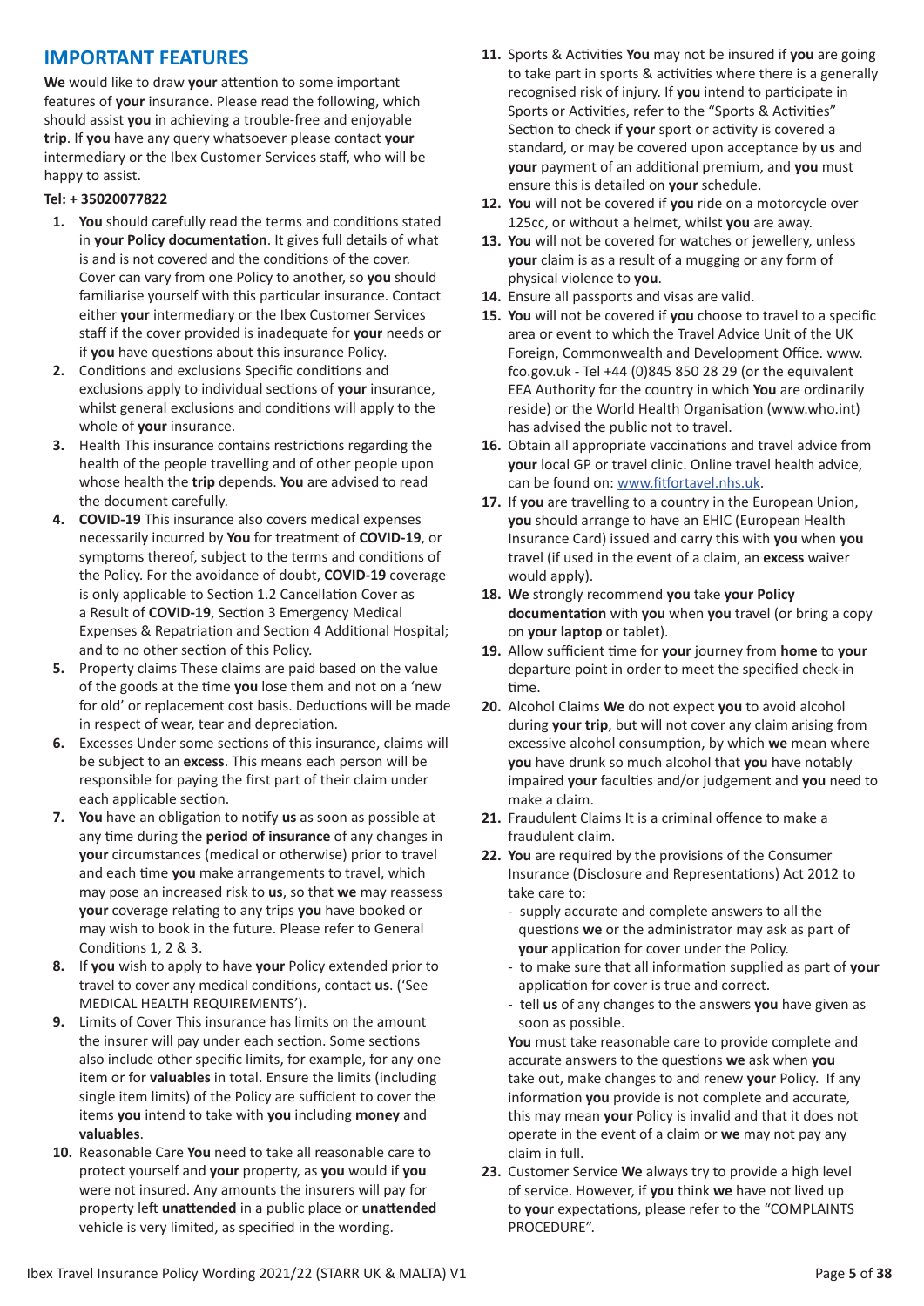## IMPORTANT FEATURES

**We** would like to draw **your** attention to some important features of **your** insurance. Please read the following, which should assist **you** in achieving a trouble-free and enjoyable **trip**. If **you** have any query whatsoever please contact **your** intermediary or the Ibex Customer Services staff, who will be happy to assist.

**Tel: + 35020077822**

1. **You** should carefully read the terms and conditions stated in **your Policy documentation**. It gives full details of what is and is not covered and the conditions of the cover. Cover can vary from one Policy to another, so **you** should familiarise yourself with this particular insurance. Contact either **your** intermediary or the Ibex Customer Services staff if the cover provided is inadequate for **your** needs or if **you** have questions about this insurance Policy.
2. Conditions and exclusions Specific conditions and exclusions apply to individual sections of **your** insurance, whilst general exclusions and conditions will apply to the whole of **your** insurance.
3. Health This insurance contains restrictions regarding the health of the people travelling and of other people upon whose health the **trip** depends. **You** are advised to read the document carefully.
4. **COVID-19** This insurance also covers medical expenses necessarily incurred by **You** for treatment of **COVID-19**, or symptoms thereof, subject to the terms and conditions of the Policy. For the avoidance of doubt, **COVID-19** coverage is only applicable to Section 1.2 Cancellation Cover as a Result of **COVID-19**, Section 3 Emergency Medical Expenses & Repatriation and Section 4 Additional Hospital; and to no other section of this Policy.
5. Property claims These claims are paid based on the value of the goods at the time **you** lose them and not on a 'new for old' or replacement cost basis. Deductions will be made in respect of wear, tear and depreciation.
6. Excesses Under some sections of this insurance, claims will be subject to an **excess**. This means each person will be responsible for paying the first part of their claim under each applicable section.
7. **You** have an obligation to notify **us** as soon as possible at any time during the **period of insurance** of any changes in **your** circumstances (medical or otherwise) prior to travel and each time **you** make arrangements to travel, which may pose an increased risk to **us**, so that **we** may reassess **your** coverage relating to any trips **you** have booked or may wish to book in the future. Please refer to General Conditions 1, 2 & 3.
8. If **you** wish to apply to have **your** Policy extended prior to travel to cover any medical conditions, contact **us**. ('See MEDICAL HEALTH REQUIREMENTS').
9. Limits of Cover This insurance has limits on the amount the insurer will pay under each section. Some sections also include other specific limits, for example, for any one item or for **valuables** in total. Ensure the limits (including single item limits) of the Policy are sufficient to cover the items **you** intend to take with **you** including **money** and **valuables**.
10. Reasonable Care **You** need to take all reasonable care to protect yourself and **your** property, as **you** would if **you** were not insured. Any amounts the insurers will pay for property left **unattended** in a public place or **unattended** vehicle is very limited, as specified in the wording.
11. Sports & Activities **You** may not be insured if **you** are going to take part in sports & activities where there is a generally recognised risk of injury. If **you** intend to participate in Sports or Activities, refer to the "Sports & Activities" Section to check if **your** sport or activity is covered a standard, or may be covered upon acceptance by **us** and **your** payment of an additional premium, and **you** must ensure this is detailed on **your** schedule.
12. **You** will not be covered if **you** ride on a motorcycle over 125cc, or without a helmet, whilst **you** are away.
13. **You** will not be covered for watches or jewellery, unless **your** claim is as a result of a mugging or any form of physical violence to **you**.
14. Ensure all passports and visas are valid.
15. **You** will not be covered if **you** choose to travel to a specific area or event to which the Travel Advice Unit of the UK Foreign, Commonwealth and Development Office. www.fco.gov.uk - Tel +44 (0)845 850 28 29 (or the equivalent EEA Authority for the country in which **You** are ordinarily reside) or the World Health Organisation (www.who.int) has advised the public not to travel.
16. Obtain all appropriate vaccinations and travel advice from **your** local GP or travel clinic. Online travel health advice, can be found on: www.fitfortavel.nhs.uk.
17. If **you** are travelling to a country in the European Union, **you** should arrange to have an EHIC (European Health Insurance Card) issued and carry this with **you** when **you** travel (if used in the event of a claim, an **excess** waiver would apply).
18. **We** strongly recommend **you** take **your Policy documentation** with **you** when **you** travel (or bring a copy on **your laptop** or tablet).
19. Allow sufficient time for **your** journey from **home** to **your** departure point in order to meet the specified check-in time.
20. Alcohol Claims **We** do not expect **you** to avoid alcohol during **your trip**, but will not cover any claim arising from excessive alcohol consumption, by which **we** mean where **you** have drunk so much alcohol that **you** have notably impaired **your** faculties and/or judgement and **you** need to make a claim.
21. Fraudulent Claims It is a criminal offence to make a fraudulent claim.
22. **You** are required by the provisions of the Consumer Insurance (Disclosure and Representations) Act 2012 to take care to:
    - supply accurate and complete answers to all the questions **we** or the administrator may ask as part of **your** application for cover under the Policy.
    - to make sure that all information supplied as part of **your** application for cover is true and correct.
    - tell **us** of any changes to the answers **you** have given as soon as possible.

    **You** must take reasonable care to provide complete and accurate answers to the questions **we** ask when **you** take out, make changes to and renew **your** Policy. If any information **you** provide is not complete and accurate, this may mean **your** Policy is invalid and that it does not operate in the event of a claim or **we** may not pay any claim in full.
23. Customer Service **We** always try to provide a high level of service. However, if **you** think **we** have not lived up to **your** expectations, please refer to the "COMPLAINTS PROCEDURE".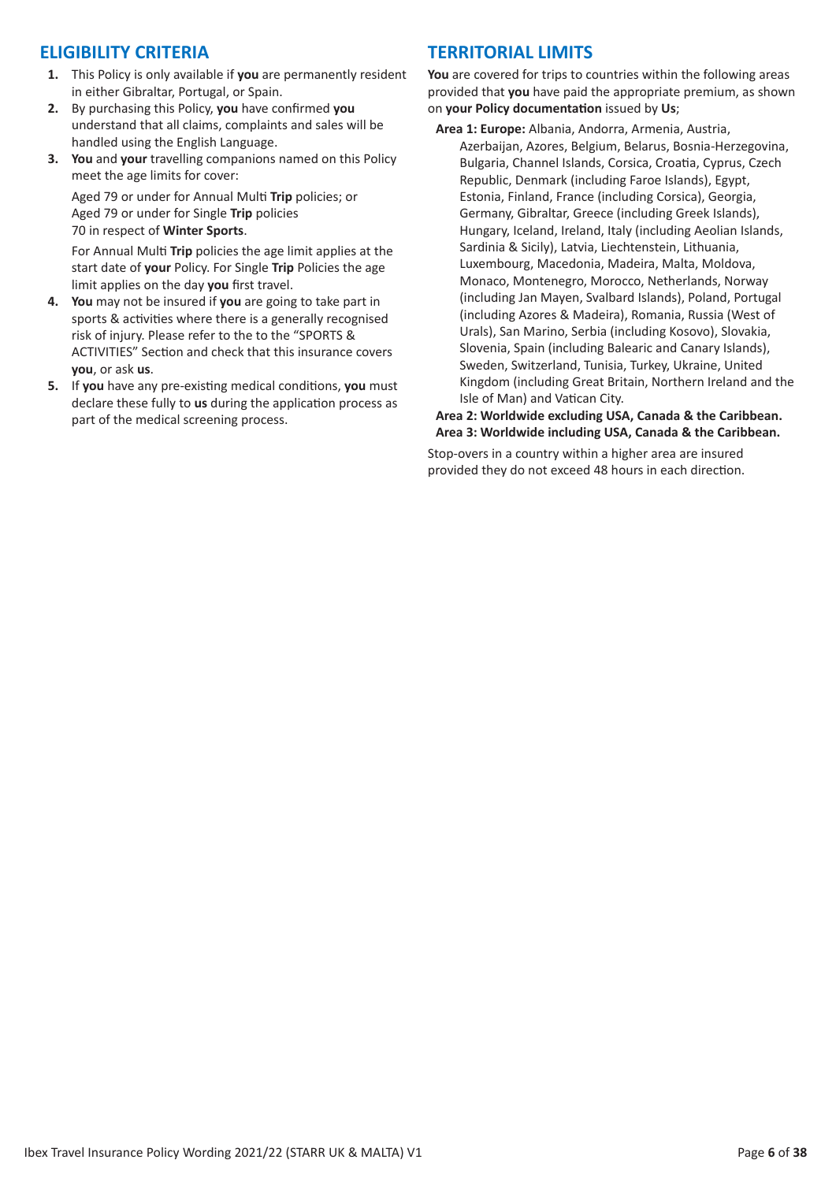## ELIGIBILITY CRITERIA

1. This Policy is only available if **you** are permanently resident in either Gibraltar, Portugal, or Spain.
2. By purchasing this Policy, **you** have confirmed **you** understand that all claims, complaints and sales will be handled using the English Language.
3. **You** and **your** travelling companions named on this Policy meet the age limits for cover:

   Aged 79 or under for Annual Multi **Trip** policies; or
   Aged 79 or under for Single **Trip** policies
   70 in respect of **Winter Sports**.

   For Annual Multi **Trip** policies the age limit applies at the start date of **your** Policy. For Single **Trip** Policies the age limit applies on the day **you** first travel.
4. **You** may not be insured if **you** are going to take part in sports & activities where there is a generally recognised risk of injury. Please refer to the to the "SPORTS & ACTIVITIES" Section and check that this insurance covers **you**, or ask **us**.
5. If **you** have any pre-existing medical conditions, **you** must declare these fully to **us** during the application process as part of the medical screening process.

## TERRITORIAL LIMITS

**You** are covered for trips to countries within the following areas provided that **you** have paid the appropriate premium, as shown on **your Policy documentation** issued by **Us**;

**Area 1: Europe:** Albania, Andorra, Armenia, Austria, Azerbaijan, Azores, Belgium, Belarus, Bosnia-Herzegovina, Bulgaria, Channel Islands, Corsica, Croatia, Cyprus, Czech Republic, Denmark (including Faroe Islands), Egypt, Estonia, Finland, France (including Corsica), Georgia, Germany, Gibraltar, Greece (including Greek Islands), Hungary, Iceland, Ireland, Italy (including Aeolian Islands, Sardinia & Sicily), Latvia, Liechtenstein, Lithuania, Luxembourg, Macedonia, Madeira, Malta, Moldova, Monaco, Montenegro, Morocco, Netherlands, Norway (including Jan Mayen, Svalbard Islands), Poland, Portugal (including Azores & Madeira), Romania, Russia (West of Urals), San Marino, Serbia (including Kosovo), Slovakia, Slovenia, Spain (including Balearic and Canary Islands), Sweden, Switzerland, Tunisia, Turkey, Ukraine, United Kingdom (including Great Britain, Northern Ireland and the Isle of Man) and Vatican City.

**Area 2: Worldwide excluding USA, Canada & the Caribbean.**

**Area 3: Worldwide including USA, Canada & the Caribbean.**

Stop-overs in a country within a higher area are insured provided they do not exceed 48 hours in each direction.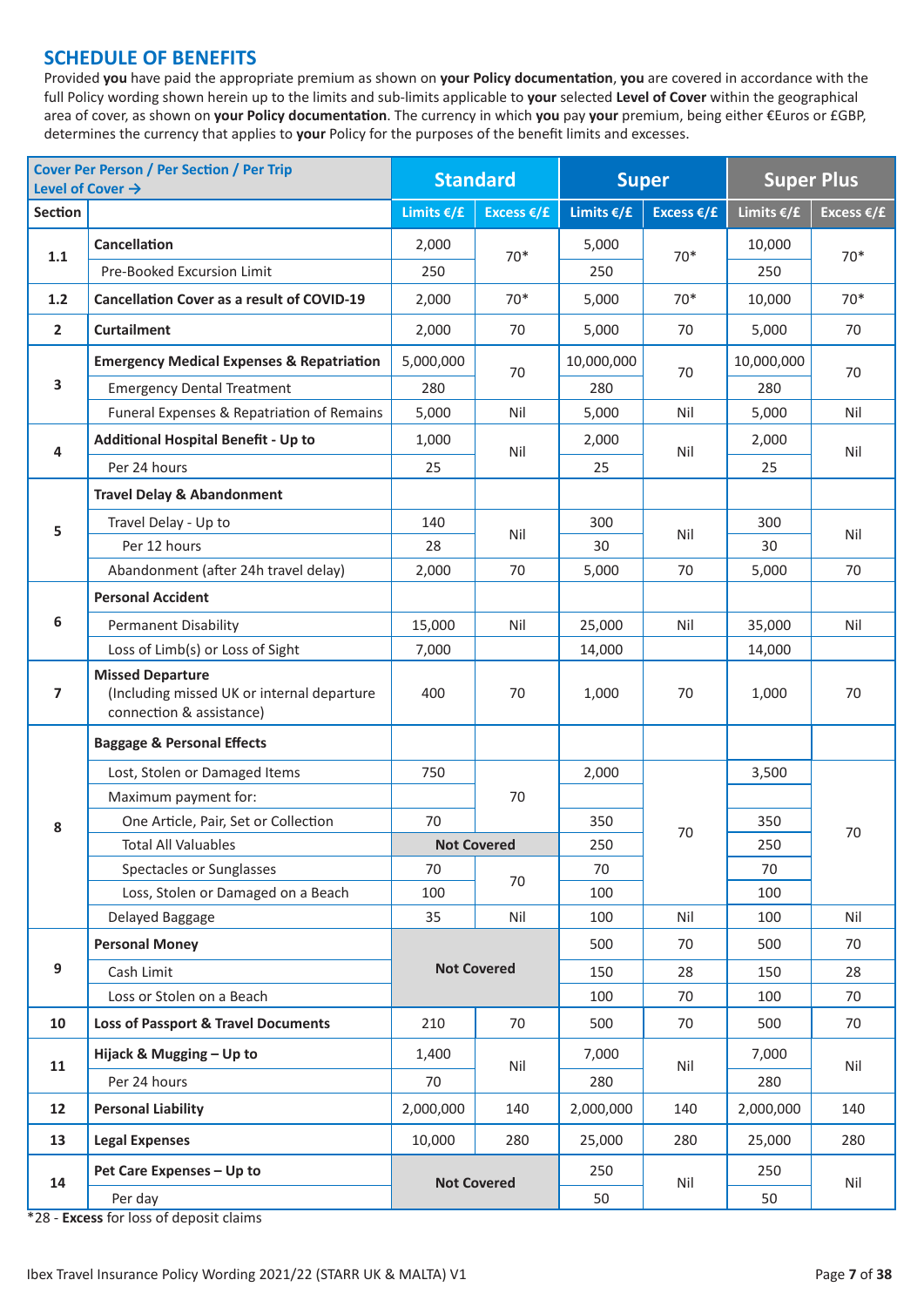## SCHEDULE OF BENEFITS

Provided **you** have paid the appropriate premium as shown on **your Policy documentation**, **you** are covered in accordance with the full Policy wording shown herein up to the limits and sub-limits applicable to **your** selected **Level of Cover** within the geographical area of cover, as shown on **your Policy documentation**. The currency in which **you** pay **your** premium, being either €Euros or £GBP, determines the currency that applies to **your** Policy for the purposes of the benefit limits and excesses.

| Cover Per Person / Per Section / Per Trip Level of Cover → | | Standard | | Super | | Super Plus | |
|---|---|---|---|---|---|---|---|
| **Section** | | **Limits €/£** | **Excess €/£** | **Limits €/£** | **Excess €/£** | **Limits €/£** | **Excess €/£** |
| 1.1 | **Cancellation** | 2,000 | 70* | 5,000 | 70* | 10,000 | 70* |
| | Pre-Booked Excursion Limit | 250 | | 250 | | 250 | |
| 1.2 | **Cancellation Cover as a result of COVID-19** | 2,000 | 70* | 5,000 | 70* | 10,000 | 70* |
| 2 | **Curtailment** | 2,000 | 70 | 5,000 | 70 | 5,000 | 70 |
| 3 | **Emergency Medical Expenses & Repatriation** | 5,000,000 | 70 | 10,000,000 | 70 | 10,000,000 | 70 |
| | Emergency Dental Treatment | 280 | | 280 | | 280 | |
| | Funeral Expenses & Repatriation of Remains | 5,000 | Nil | 5,000 | Nil | 5,000 | Nil |
| 4 | **Additional Hospital Benefit - Up to** | 1,000 | Nil | 2,000 | Nil | 2,000 | Nil |
| | Per 24 hours | 25 | | 25 | | 25 | |
| 5 | **Travel Delay & Abandonment** | | | | | | |
| | Travel Delay - Up to | 140 | Nil | 300 | Nil | 300 | Nil |
| | Per 12 hours | 28 | | 30 | | 30 | |
| | Abandonment (after 24h travel delay) | 2,000 | 70 | 5,000 | 70 | 5,000 | 70 |
| 6 | **Personal Accident** | | | | | | |
| | Permanent Disability | 15,000 | Nil | 25,000 | Nil | 35,000 | Nil |
| | Loss of Limb(s) or Loss of Sight | 7,000 | | 14,000 | | 14,000 | |
| 7 | **Missed Departure** (Including missed UK or internal departure connection & assistance) | 400 | 70 | 1,000 | 70 | 1,000 | 70 |
| 8 | **Baggage & Personal Effects** | | | | | | |
| | Lost, Stolen or Damaged Items | 750 | 70 | 2,000 | 70 | 3,500 | 70 |
| | Maximum payment for: | | | | | | |
| | One Article, Pair, Set or Collection | 70 | | 350 | | 350 | |
| | Total All Valuables | Not Covered | | 250 | | 250 | |
| | Spectacles or Sunglasses | 70 | 70 | 70 | | 70 | |
| | Loss, Stolen or Damaged on a Beach | 100 | | 100 | | 100 | |
| | Delayed Baggage | 35 | Nil | 100 | Nil | 100 | Nil |
| 9 | **Personal Money** | Not Covered | | 500 | 70 | 500 | 70 |
| | Cash Limit | | | 150 | 28 | 150 | 28 |
| | Loss or Stolen on a Beach | | | 100 | 70 | 100 | 70 |
| 10 | **Loss of Passport & Travel Documents** | 210 | 70 | 500 | 70 | 500 | 70 |
| 11 | **Hijack & Mugging – Up to** | 1,400 | Nil | 7,000 | Nil | 7,000 | Nil |
| | Per 24 hours | 70 | | 280 | | 280 | |
| 12 | **Personal Liability** | 2,000,000 | 140 | 2,000,000 | 140 | 2,000,000 | 140 |
| 13 | **Legal Expenses** | 10,000 | 280 | 25,000 | 280 | 25,000 | 280 |
| 14 | **Pet Care Expenses – Up to** | Not Covered | | 250 | Nil | 250 | Nil |
| | Per day | | | 50 | | 50 | |

*28 - **Excess** for loss of deposit claims

Ibex Travel Insurance Policy Wording 2021/22 (STARR UK & MALTA) V1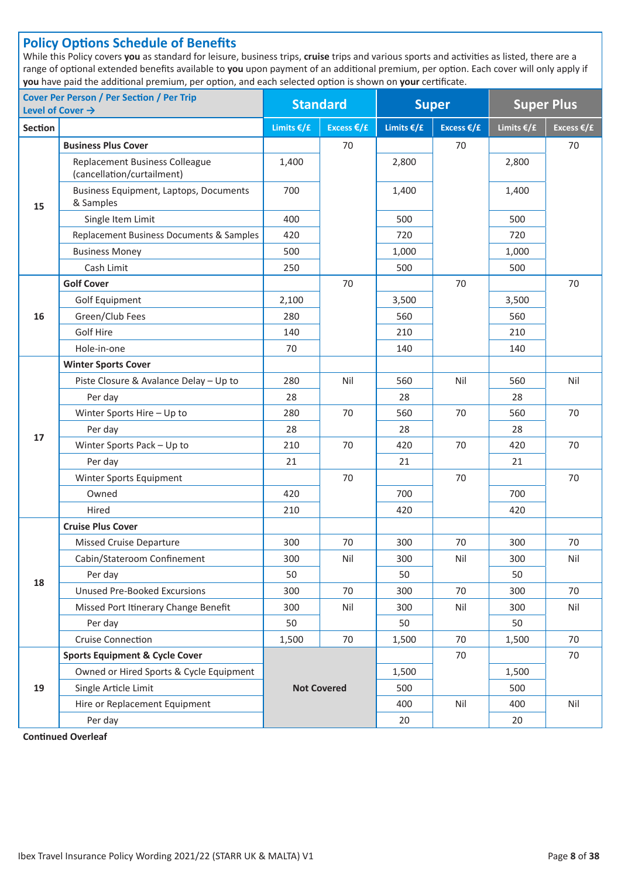## Policy Options Schedule of Benefits

While this Policy covers **you** as standard for leisure, business trips, **cruise** trips and various sports and activities as listed, there are a range of optional extended benefits available to **you** upon payment of an additional premium, per option. Each cover will only apply if **you** have paid the additional premium, per option, and each selected option is shown on **your** certificate.

| Cover Per Person / Per Section / Per Trip Level of Cover → | | Standard | | Super | | Super Plus | |
|---|---|---|---|---|---|---|---|
| **Section** | | **Limits €/£** | **Excess €/£** | **Limits €/£** | **Excess €/£** | **Limits €/£** | **Excess €/£** |
| 15 | **Business Plus Cover** | | 70 | | 70 | | 70 |
| | Replacement Business Colleague (cancellation/curtailment) | 1,400 | | 2,800 | | 2,800 | |
| | Business Equipment, Laptops, Documents & Samples | 700 | | 1,400 | | 1,400 | |
| | Single Item Limit | 400 | | 500 | | 500 | |
| | Replacement Business Documents & Samples | 420 | | 720 | | 720 | |
| | Business Money | 500 | | 1,000 | | 1,000 | |
| | Cash Limit | 250 | | 500 | | 500 | |
| 16 | **Golf Cover** | | 70 | | 70 | | 70 |
| | Golf Equipment | 2,100 | | 3,500 | | 3,500 | |
| | Green/Club Fees | 280 | | 560 | | 560 | |
| | Golf Hire | 140 | | 210 | | 210 | |
| | Hole-in-one | 70 | | 140 | | 140 | |
| 17 | **Winter Sports Cover** | | | | | | |
| | Piste Closure & Avalance Delay – Up to | 280 | Nil | 560 | Nil | 560 | Nil |
| | Per day | 28 | | 28 | | 28 | |
| | Winter Sports Hire – Up to | 280 | 70 | 560 | 70 | 560 | 70 |
| | Per day | 28 | | 28 | | 28 | |
| | Winter Sports Pack – Up to | 210 | 70 | 420 | 70 | 420 | 70 |
| | Per day | 21 | | 21 | | 21 | |
| | Winter Sports Equipment | | 70 | | 70 | | 70 |
| | Owned | 420 | | 700 | | 700 | |
| | Hired | 210 | | 420 | | 420 | |
| 18 | **Cruise Plus Cover** | | | | | | |
| | Missed Cruise Departure | 300 | 70 | 300 | 70 | 300 | 70 |
| | Cabin/Stateroom Confinement | 300 | Nil | 300 | Nil | 300 | Nil |
| | Per day | 50 | | 50 | | 50 | |
| | Unused Pre-Booked Excursions | 300 | 70 | 300 | 70 | 300 | 70 |
| | Missed Port Itinerary Change Benefit | 300 | Nil | 300 | Nil | 300 | Nil |
| | Per day | 50 | | 50 | | 50 | |
| | Cruise Connection | 1,500 | 70 | 1,500 | 70 | 1,500 | 70 |
| 19 | **Sports Equipment & Cycle Cover** | **Not Covered** | | | 70 | | 70 |
| | Owned or Hired Sports & Cycle Equipment | | | 1,500 | | 1,500 | |
| | Single Article Limit | | | 500 | | 500 | |
| | Hire or Replacement Equipment | | | 400 | Nil | 400 | Nil |
| | Per day | | | 20 | | 20 | |

**Continued Overleaf**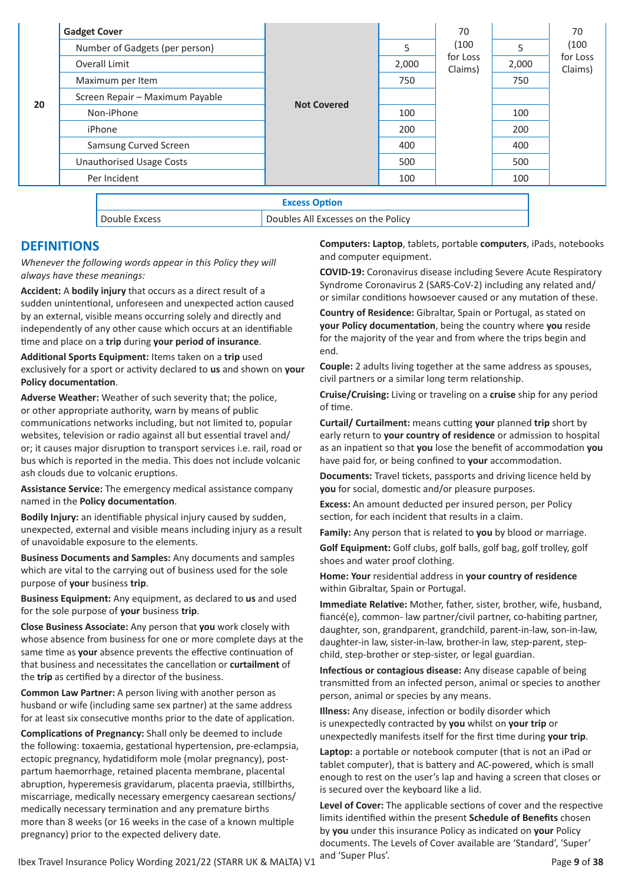| 20 | Gadget Cover | Not Covered | | 70 (100 for Loss Claims) | | 70 (100 for Loss Claims) |
|---|---|---|---|---|---|---|
| | Number of Gadgets (per person) | | 5 | | 5 | |
| | Overall Limit | | 2,000 | | 2,000 | |
| | Maximum per Item | | 750 | | 750 | |
| | Screen Repair – Maximum Payable | | | | | |
| | Non-iPhone | | 100 | | 100 | |
| | iPhone | | 200 | | 200 | |
| | Samsung Curved Screen | | 400 | | 400 | |
| | Unauthorised Usage Costs | | 500 | | 500 | |
| | Per Incident | | 100 | | 100 | |

| Excess Option | |
|---|---|
| Double Excess | Doubles All Excesses on the Policy |

## DEFINITIONS

*Whenever the following words appear in this Policy they will always have these meanings:*

**Accident:** A **bodily injury** that occurs as a direct result of a sudden unintentional, unforeseen and unexpected action caused by an external, visible means occurring solely and directly and independently of any other cause which occurs at an identifiable time and place on a **trip** during **your period of insurance**.

**Additional Sports Equipment:** Items taken on a **trip** used exclusively for a sport or activity declared to **us** and shown on **your Policy documentation**.

**Adverse Weather:** Weather of such severity that; the police, or other appropriate authority, warn by means of public communications networks including, but not limited to, popular websites, television or radio against all but essential travel and/or; it causes major disruption to transport services i.e. rail, road or bus which is reported in the media. This does not include volcanic ash clouds due to volcanic eruptions.

**Assistance Service:** The emergency medical assistance company named in the **Policy documentation**.

**Bodily Injury:** an identifiable physical injury caused by sudden, unexpected, external and visible means including injury as a result of unavoidable exposure to the elements.

**Business Documents and Samples:** Any documents and samples which are vital to the carrying out of business used for the sole purpose of **your** business **trip**.

**Business Equipment:** Any equipment, as declared to **us** and used for the sole purpose of **your** business **trip**.

**Close Business Associate:** Any person that **you** work closely with whose absence from business for one or more complete days at the same time as **your** absence prevents the effective continuation of that business and necessitates the cancellation or **curtailment** of the **trip** as certified by a director of the business.

**Common Law Partner:** A person living with another person as husband or wife (including same sex partner) at the same address for at least six consecutive months prior to the date of application.

**Complications of Pregnancy:** Shall only be deemed to include the following: toxaemia, gestational hypertension, pre-eclampsia, ectopic pregnancy, hydatidiform mole (molar pregnancy), post-partum haemorrhage, retained placenta membrane, placental abruption, hyperemesis gravidarum, placenta praevia, stillbirths, miscarriage, medically necessary emergency caesarean sections/medically necessary termination and any premature births more than 8 weeks (or 16 weeks in the case of a known multiple pregnancy) prior to the expected delivery date.

**Computers: Laptop**, tablets, portable **computers**, iPads, notebooks and computer equipment.

**COVID-19:** Coronavirus disease including Severe Acute Respiratory Syndrome Coronavirus 2 (SARS-CoV-2) including any related and/or similar conditions howsoever caused or any mutation of these.

**Country of Residence:** Gibraltar, Spain or Portugal, as stated on **your Policy documentation**, being the country where **you** reside for the majority of the year and from where the trips begin and end.

**Couple:** 2 adults living together at the same address as spouses, civil partners or a similar long term relationship.

**Cruise/Cruising:** Living or traveling on a **cruise** ship for any period of time.

**Curtail/ Curtailment:** means cutting **your** planned **trip** short by early return to **your country of residence** or admission to hospital as an inpatient so that **you** lose the benefit of accommodation **you** have paid for, or being confined to **your** accommodation.

**Documents:** Travel tickets, passports and driving licence held by **you** for social, domestic and/or pleasure purposes.

**Excess:** An amount deducted per insured person, per Policy section, for each incident that results in a claim.

**Family:** Any person that is related to **you** by blood or marriage.

**Golf Equipment:** Golf clubs, golf balls, golf bag, golf trolley, golf shoes and water proof clothing.

**Home: Your** residential address in **your country of residence** within Gibraltar, Spain or Portugal.

**Immediate Relative:** Mother, father, sister, brother, wife, husband, fiancé(e), common- law partner/civil partner, co-habiting partner, daughter, son, grandparent, grandchild, parent-in-law, son-in-law, daughter-in law, sister-in-law, brother-in law, step-parent, step-child, step-brother or step-sister, or legal guardian.

**Infectious or contagious disease:** Any disease capable of being transmitted from an infected person, animal or species to another person, animal or species by any means.

**Illness:** Any disease, infection or bodily disorder which is unexpectedly contracted by **you** whilst on **your trip** or unexpectedly manifests itself for the first time during **your trip**.

**Laptop:** a portable or notebook computer (that is not an iPad or tablet computer), that is battery and AC-powered, which is small enough to rest on the user's lap and having a screen that closes or is secured over the keyboard like a lid.

**Level of Cover:** The applicable sections of cover and the respective limits identified within the present **Schedule of Benefits** chosen by **you** under this insurance Policy as indicated on **your** Policy documents. The Levels of Cover available are 'Standard', 'Super' and 'Super Plus'.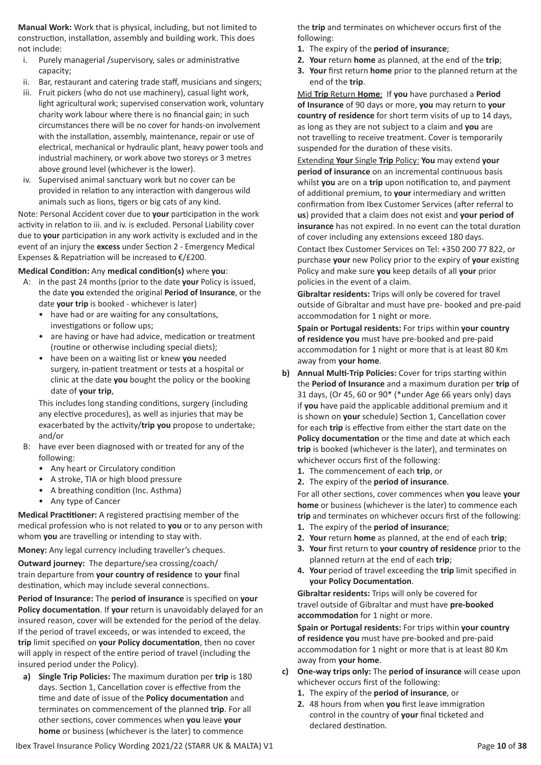**Manual Work:** Work that is physical, including, but not limited to construction, installation, assembly and building work. This does not include:

i. Purely managerial /supervisory, sales or administrative capacity;
ii. Bar, restaurant and catering trade staff, musicians and singers;
iii. Fruit pickers (who do not use machinery), casual light work, light agricultural work; supervised conservation work, voluntary charity work labour where there is no financial gain; in such circumstances there will be no cover for hands-on involvement with the installation, assembly, maintenance, repair or use of electrical, mechanical or hydraulic plant, heavy power tools and industrial machinery, or work above two storeys or 3 metres above ground level (whichever is the lower).
iv. Supervised animal sanctuary work but no cover can be provided in relation to any interaction with dangerous wild animals such as lions, tigers or big cats of any kind.

Note: Personal Accident cover due to **your** participation in the work activity in relation to iii. and iv. is excluded. Personal Liability cover due to **your** participation in any work activity is excluded and in the event of an injury the **excess** under Section 2 - Emergency Medical Expenses & Repatriation will be increased to €/£200.

**Medical Condition:** Any **medical condition(s)** where **you**:

A: in the past 24 months (prior to the date **your** Policy is issued, the date **you** extended the original **Period of Insurance**, or the date **your trip** is booked - whichever is later)
- have had or are waiting for any consultations, investigations or follow ups;
- are having or have had advice, medication or treatment (routine or otherwise including special diets);
- have been on a waiting list or knew **you** needed surgery, in-patient treatment or tests at a hospital or clinic at the date **you** bought the policy or the booking date of **your trip**,

This includes long standing conditions, surgery (including any elective procedures), as well as injuries that may be exacerbated by the activity/**trip you** propose to undertake; and/or

B: have ever been diagnosed with or treated for any of the following:
- Any heart or Circulatory condition
- A stroke, TIA or high blood pressure
- A breathing condition (Inc. Asthma)
- Any type of Cancer

**Medical Practitioner:** A registered practising member of the medical profession who is not related to **you** or to any person with whom **you** are travelling or intending to stay with.

**Money:** Any legal currency including traveller's cheques.

**Outward journey:** The departure/sea crossing/coach/ train departure from **your country of residence** to **your** final destination, which may include several connections.

**Period of Insurance:** The **period of insurance** is specified on **your Policy documentation**. If **your** return is unavoidably delayed for an insured reason, cover will be extended for the period of the delay. If the period of travel exceeds, or was intended to exceed, the **trip** limit specified on **your Policy documentation**, then no cover will apply in respect of the entire period of travel (including the insured period under the Policy).

**a) Single Trip Policies:** The maximum duration per **trip** is 180 days. Section 1, Cancellation cover is effective from the time and date of issue of the **Policy documentation** and terminates on commencement of the planned **trip**. For all other sections, cover commences when **you** leave **your home** or business (whichever is the later) to commence the **trip** and terminates on whichever occurs first of the following:

1. The expiry of the **period of insurance**;
2. **Your** return **home** as planned, at the end of the **trip**;
3. **Your** first return **home** prior to the planned return at the end of the **trip**.

<u>Mid **Trip** Return **Home**</u>: If **you** have purchased a **Period of Insurance** of 90 days or more, **you** may return to **your country of residence** for short term visits of up to 14 days, as long as they are not subject to a claim and **you** are not travelling to receive treatment. Cover is temporarily suspended for the duration of these visits.

<u>Extending **Your** Single **Trip** Policy:</u> **You** may extend **your period of insurance** on an incremental continuous basis whilst **you** are on a **trip** upon notification to, and payment of additional premium, to **your** intermediary and written confirmation from Ibex Customer Services (after referral to **us**) provided that a claim does not exist and **your period of insurance** has not expired. In no event can the total duration of cover including any extensions exceed 180 days.

Contact Ibex Customer Services on Tel: +350 200 77 822, or purchase **your** new Policy prior to the expiry of **your** existing Policy and make sure **you** keep details of all **your** prior policies in the event of a claim.

**Gibraltar residents:** Trips will only be covered for travel outside of Gibraltar and must have pre- booked and pre-paid accommodation for 1 night or more.

**Spain or Portugal residents:** For trips within **your country of residence you** must have pre-booked and pre-paid accommodation for 1 night or more that is at least 80 Km away from **your home**.

**b) Annual Multi-Trip Policies:** Cover for trips starting within the **Period of Insurance** and a maximum duration per **trip** of 31 days, (Or 45, 60 or 90* (*under Age 66 years only) days if **you** have paid the applicable additional premium and it is shown on **your** schedule) Section 1, Cancellation cover for each **trip** is effective from either the start date on the **Policy documentation** or the time and date at which each **trip** is booked (whichever is the later), and terminates on whichever occurs first of the following:

1. The commencement of each **trip**, or
2. The expiry of the **period of insurance**.

For all other sections, cover commences when **you** leave **your home** or business (whichever is the later) to commence each **trip** and terminates on whichever occurs first of the following:

1. The expiry of the **period of insurance**;
2. **Your** return **home** as planned, at the end of each **trip**;
3. **Your** first return to **your country of residence** prior to the planned return at the end of each **trip**;
4. **Your** period of travel exceeding the **trip** limit specified in **your Policy Documentation**.

**Gibraltar residents:** Trips will only be covered for travel outside of Gibraltar and must have **pre-booked accommodation** for 1 night or more.

**Spain or Portugal residents:** For trips within **your country of residence you** must have pre-booked and pre-paid accommodation for 1 night or more that is at least 80 Km away from **your home**.

**c) One-way trips only:** The **period of insurance** will cease upon whichever occurs first of the following:

1. The expiry of the **period of insurance**, or
2. 48 hours from when **you** first leave immigration control in the country of **your** final ticketed and declared destination.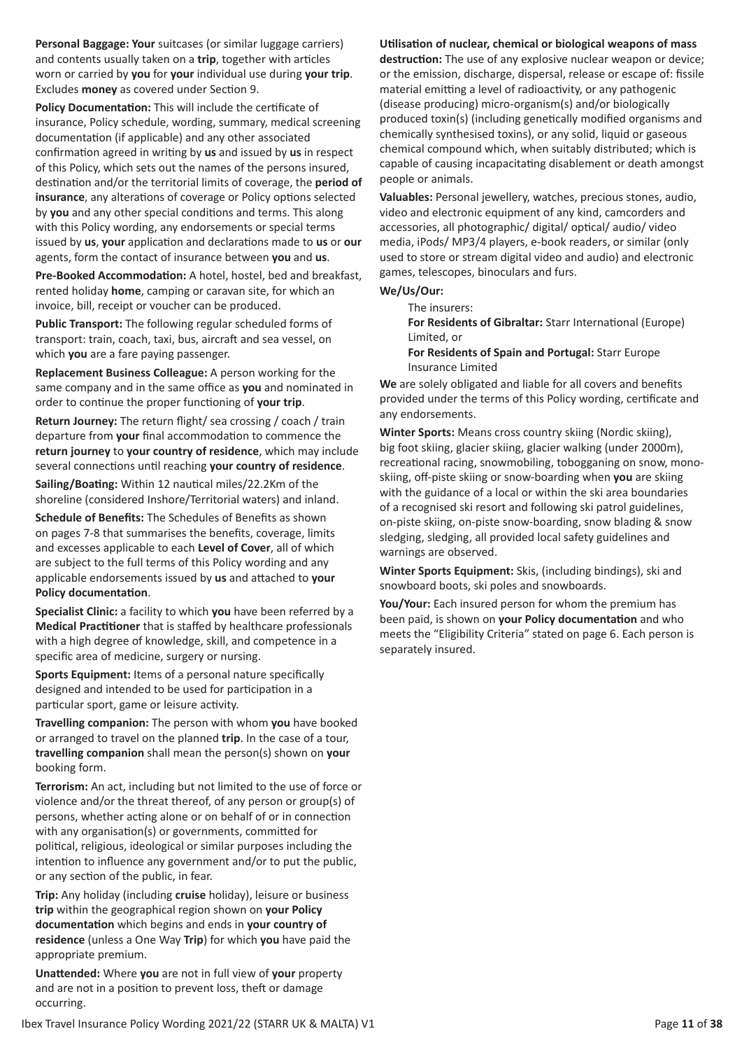**Personal Baggage: Your** suitcases (or similar luggage carriers) and contents usually taken on a **trip**, together with articles worn or carried by **you** for **your** individual use during **your trip**. Excludes **money** as covered under Section 9.

**Policy Documentation:** This will include the certificate of insurance, Policy schedule, wording, summary, medical screening documentation (if applicable) and any other associated confirmation agreed in writing by **us** and issued by **us** in respect of this Policy, which sets out the names of the persons insured, destination and/or the territorial limits of coverage, the **period of insurance**, any alterations of coverage or Policy options selected by **you** and any other special conditions and terms. This along with this Policy wording, any endorsements or special terms issued by **us**, **your** application and declarations made to **us** or **our** agents, form the contact of insurance between **you** and **us**.

**Pre-Booked Accommodation:** A hotel, hostel, bed and breakfast, rented holiday **home**, camping or caravan site, for which an invoice, bill, receipt or voucher can be produced.

**Public Transport:** The following regular scheduled forms of transport: train, coach, taxi, bus, aircraft and sea vessel, on which **you** are a fare paying passenger.

**Replacement Business Colleague:** A person working for the same company and in the same office as **you** and nominated in order to continue the proper functioning of **your trip**.

**Return Journey:** The return flight/ sea crossing / coach / train departure from **your** final accommodation to commence the **return journey** to **your country of residence**, which may include several connections until reaching **your country of residence**.

**Sailing/Boating:** Within 12 nautical miles/22.2Km of the shoreline (considered Inshore/Territorial waters) and inland.

**Schedule of Benefits:** The Schedules of Benefits as shown on pages 7-8 that summarises the benefits, coverage, limits and excesses applicable to each **Level of Cover**, all of which are subject to the full terms of this Policy wording and any applicable endorsements issued by **us** and attached to **your Policy documentation**.

**Specialist Clinic:** a facility to which **you** have been referred by a **Medical Practitioner** that is staffed by healthcare professionals with a high degree of knowledge, skill, and competence in a specific area of medicine, surgery or nursing.

**Sports Equipment:** Items of a personal nature specifically designed and intended to be used for participation in a particular sport, game or leisure activity.

**Travelling companion:** The person with whom **you** have booked or arranged to travel on the planned **trip**. In the case of a tour, **travelling companion** shall mean the person(s) shown on **your** booking form.

**Terrorism:** An act, including but not limited to the use of force or violence and/or the threat thereof, of any person or group(s) of persons, whether acting alone or on behalf of or in connection with any organisation(s) or governments, committed for political, religious, ideological or similar purposes including the intention to influence any government and/or to put the public, or any section of the public, in fear.

**Trip:** Any holiday (including **cruise** holiday), leisure or business **trip** within the geographical region shown on **your Policy documentation** which begins and ends in **your country of residence** (unless a One Way **Trip**) for which **you** have paid the appropriate premium.

**Unattended:** Where **you** are not in full view of **your** property and are not in a position to prevent loss, theft or damage occurring.

**Utilisation of nuclear, chemical or biological weapons of mass destruction:** The use of any explosive nuclear weapon or device; or the emission, discharge, dispersal, release or escape of: fissile material emitting a level of radioactivity, or any pathogenic (disease producing) micro-organism(s) and/or biologically produced toxin(s) (including genetically modified organisms and chemically synthesised toxins), or any solid, liquid or gaseous chemical compound which, when suitably distributed; which is capable of causing incapacitating disablement or death amongst people or animals.

**Valuables:** Personal jewellery, watches, precious stones, audio, video and electronic equipment of any kind, camcorders and accessories, all photographic/ digital/ optical/ audio/ video media, iPods/ MP3/4 players, e-book readers, or similar (only used to store or stream digital video and audio) and electronic games, telescopes, binoculars and furs.

**We/Us/Our:**

The insurers:

**For Residents of Gibraltar:** Starr International (Europe) Limited, or

**For Residents of Spain and Portugal:** Starr Europe Insurance Limited

**We** are solely obligated and liable for all covers and benefits provided under the terms of this Policy wording, certificate and any endorsements.

**Winter Sports:** Means cross country skiing (Nordic skiing), big foot skiing, glacier skiing, glacier walking (under 2000m), recreational racing, snowmobiling, tobogganing on snow, mono-skiing, off-piste skiing or snow-boarding when **you** are skiing with the guidance of a local or within the ski area boundaries of a recognised ski resort and following ski patrol guidelines, on-piste skiing, on-piste snow-boarding, snow blading & snow sledging, sledging, all provided local safety guidelines and warnings are observed.

**Winter Sports Equipment:** Skis, (including bindings), ski and snowboard boots, ski poles and snowboards.

**You/Your:** Each insured person for whom the premium has been paid, is shown on **your Policy documentation** and who meets the "Eligibility Criteria" stated on page 6. Each person is separately insured.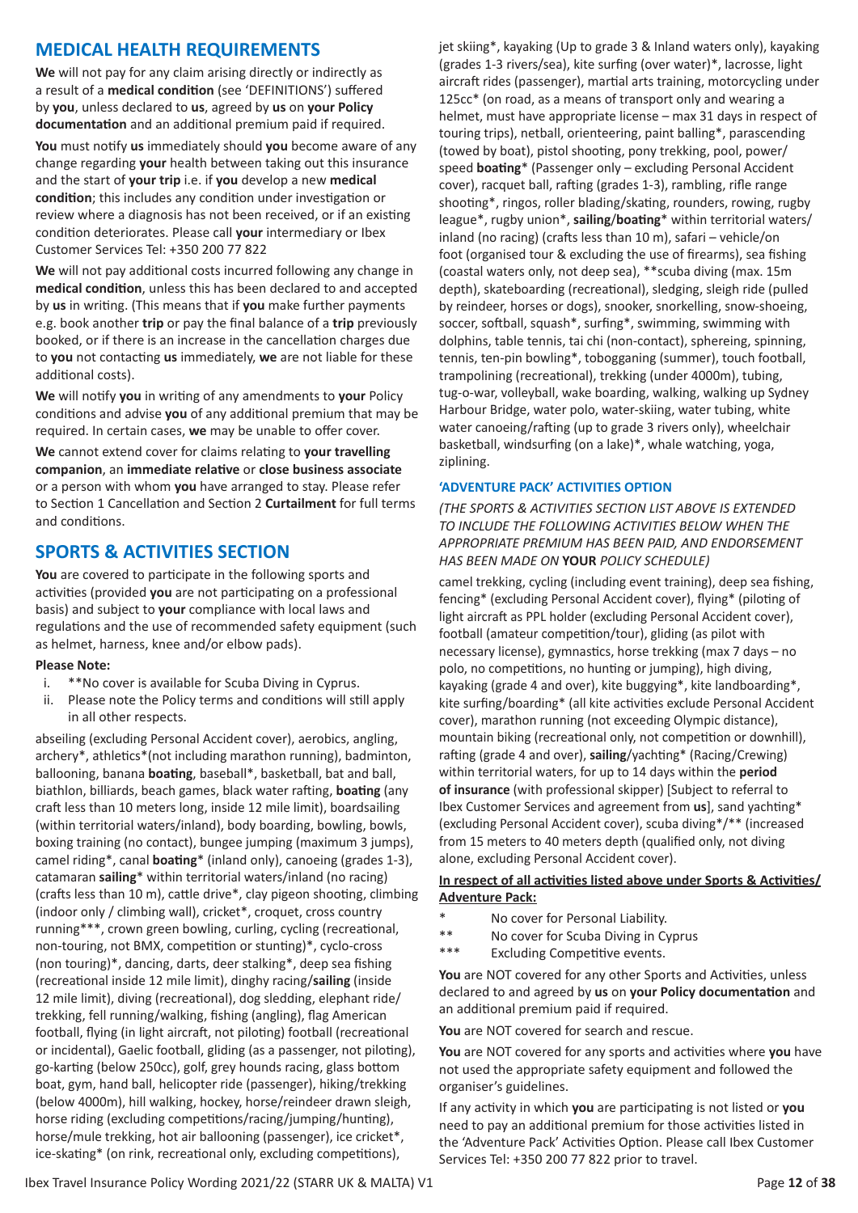## MEDICAL HEALTH REQUIREMENTS

**We** will not pay for any claim arising directly or indirectly as a result of a **medical condition** (see 'DEFINITIONS') suffered by **you**, unless declared to **us**, agreed by **us** on **your Policy documentation** and an additional premium paid if required.

**You** must notify **us** immediately should **you** become aware of any change regarding **your** health between taking out this insurance and the start of **your trip** i.e. if **you** develop a new **medical condition**; this includes any condition under investigation or review where a diagnosis has not been received, or if an existing condition deteriorates. Please call **your** intermediary or Ibex Customer Services Tel: +350 200 77 822

**We** will not pay additional costs incurred following any change in **medical condition**, unless this has been declared to and accepted by **us** in writing. (This means that if **you** make further payments e.g. book another **trip** or pay the final balance of a **trip** previously booked, or if there is an increase in the cancellation charges due to **you** not contacting **us** immediately, **we** are not liable for these additional costs).

**We** will notify **you** in writing of any amendments to **your** Policy conditions and advise **you** of any additional premium that may be required. In certain cases, **we** may be unable to offer cover.

**We** cannot extend cover for claims relating to **your travelling companion**, an **immediate relative** or **close business associate** or a person with whom **you** have arranged to stay. Please refer to Section 1 Cancellation and Section 2 **Curtailment** for full terms and conditions.

## SPORTS & ACTIVITIES SECTION

**You** are covered to participate in the following sports and activities (provided **you** are not participating on a professional basis) and subject to **your** compliance with local laws and regulations and the use of recommended safety equipment (such as helmet, harness, knee and/or elbow pads).

**Please Note:**

i. **No cover is available for Scuba Diving in Cyprus.
ii. Please note the Policy terms and conditions will still apply in all other respects.

abseiling (excluding Personal Accident cover), aerobics, angling, archery*, athletics*(not including marathon running), badminton, ballooning, banana **boating**, baseball*, basketball, bat and ball, biathlon, billiards, beach games, black water rafting, **boating** (any craft less than 10 meters long, inside 12 mile limit), boardsailing (within territorial waters/inland), body boarding, bowling, bowls, boxing training (no contact), bungee jumping (maximum 3 jumps), camel riding*, canal **boating*** (inland only), canoeing (grades 1-3), catamaran **sailing*** within territorial waters/inland (no racing) (crafts less than 10 m), cattle drive*, clay pigeon shooting, climbing (indoor only / climbing wall), cricket*, croquet, cross country running***, crown green bowling, curling, cycling (recreational, non-touring, not BMX, competition or stunting)*, cyclo-cross (non touring)*, dancing, darts, deer stalking*, deep sea fishing (recreational inside 12 mile limit), dinghy racing/**sailing** (inside 12 mile limit), diving (recreational), dog sledding, elephant ride/ trekking, fell running/walking, fishing (angling), flag American football, flying (in light aircraft, not piloting) football (recreational or incidental), Gaelic football, gliding (as a passenger, not piloting), go-karting (below 250cc), golf, grey hounds racing, glass bottom boat, gym, hand ball, helicopter ride (passenger), hiking/trekking (below 4000m), hill walking, hockey, horse/reindeer drawn sleigh, horse riding (excluding competitions/racing/jumping/hunting), horse/mule trekking, hot air ballooning (passenger), ice cricket*, ice-skating* (on rink, recreational only, excluding competitions), jet skiing*, kayaking (Up to grade 3 & Inland waters only), kayaking (grades 1-3 rivers/sea), kite surfing (over water)*, lacrosse, light aircraft rides (passenger), martial arts training, motorcycling under 125cc* (on road, as a means of transport only and wearing a helmet, must have appropriate license – max 31 days in respect of touring trips), netball, orienteering, paint balling*, parascending (towed by boat), pistol shooting, pony trekking, pool, power/ speed **boating*** (Passenger only – excluding Personal Accident cover), racquet ball, rafting (grades 1-3), rambling, rifle range shooting*, ringos, roller blading/skating, rounders, rowing, rugby league*, rugby union*, **sailing**/**boating*** within territorial waters/ inland (no racing) (crafts less than 10 m), safari – vehicle/on foot (organised tour & excluding the use of firearms), sea fishing (coastal waters only, not deep sea), **scuba diving (max. 15m depth), skateboarding (recreational), sledging, sleigh ride (pulled by reindeer, horses or dogs), snooker, snorkelling, snow-shoeing, soccer, softball, squash*, surfing*, swimming, swimming with dolphins, table tennis, tai chi (non-contact), sphereing, spinning, tennis, ten-pin bowling*, tobogganing (summer), touch football, trampolining (recreational), trekking (under 4000m), tubing, tug-o-war, volleyball, wake boarding, walking, walking up Sydney Harbour Bridge, water polo, water-skiing, water tubing, white water canoeing/rafting (up to grade 3 rivers only), wheelchair basketball, windsurfing (on a lake)*, whale watching, yoga, ziplining.

### 'ADVENTURE PACK' ACTIVITIES OPTION

*(THE SPORTS & ACTIVITIES SECTION LIST ABOVE IS EXTENDED TO INCLUDE THE FOLLOWING ACTIVITIES BELOW WHEN THE APPROPRIATE PREMIUM HAS BEEN PAID, AND ENDORSEMENT HAS BEEN MADE ON* ***YOUR*** *POLICY SCHEDULE)*

camel trekking, cycling (including event training), deep sea fishing, fencing* (excluding Personal Accident cover), flying* (piloting of light aircraft as PPL holder (excluding Personal Accident cover), football (amateur competition/tour), gliding (as pilot with necessary license), gymnastics, horse trekking (max 7 days – no polo, no competitions, no hunting or jumping), high diving, kayaking (grade 4 and over), kite buggying*, kite landboarding*, kite surfing/boarding* (all kite activities exclude Personal Accident cover), marathon running (not exceeding Olympic distance), mountain biking (recreational only, not competition or downhill), rafting (grade 4 and over), **sailing**/yachting* (Racing/Crewing) within territorial waters, for up to 14 days within the **period of insurance** (with professional skipper) [Subject to referral to Ibex Customer Services and agreement from **us**], sand yachting* (excluding Personal Accident cover), scuba diving*/** (increased from 15 meters to 40 meters depth (qualified only, not diving alone, excluding Personal Accident cover).

**<u>In respect of all activities listed above under Sports & Activities/ Adventure Pack:</u>**

- \* No cover for Personal Liability.
- \** No cover for Scuba Diving in Cyprus
- \*** Excluding Competitive events.

**You** are NOT covered for any other Sports and Activities, unless declared to and agreed by **us** on **your Policy documentation** and an additional premium paid if required.

**You** are NOT covered for search and rescue.

**You** are NOT covered for any sports and activities where **you** have not used the appropriate safety equipment and followed the organiser's guidelines.

If any activity in which **you** are participating is not listed or **you** need to pay an additional premium for those activities listed in the 'Adventure Pack' Activities Option. Please call Ibex Customer Services Tel: +350 200 77 822 prior to travel.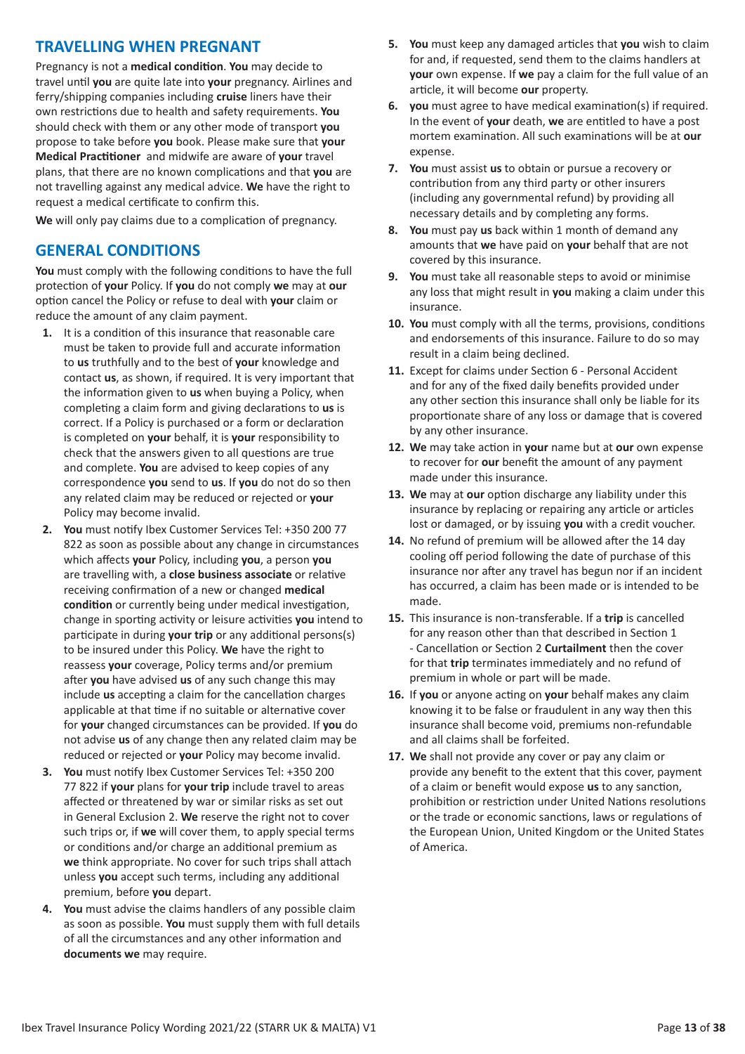## TRAVELLING WHEN PREGNANT

Pregnancy is not a **medical condition**. **You** may decide to travel until **you** are quite late into **your** pregnancy. Airlines and ferry/shipping companies including **cruise** liners have their own restrictions due to health and safety requirements. **You** should check with them or any other mode of transport **you** propose to take before **you** book. Please make sure that **your Medical Practitioner** and midwife are aware of **your** travel plans, that there are no known complications and that **you** are not travelling against any medical advice. **We** have the right to request a medical certificate to confirm this.

**We** will only pay claims due to a complication of pregnancy.

## GENERAL CONDITIONS

**You** must comply with the following conditions to have the full protection of **your** Policy. If **you** do not comply **we** may at **our** option cancel the Policy or refuse to deal with **your** claim or reduce the amount of any claim payment.

1. It is a condition of this insurance that reasonable care must be taken to provide full and accurate information to **us** truthfully and to the best of **your** knowledge and contact **us**, as shown, if required. It is very important that the information given to **us** when buying a Policy, when completing a claim form and giving declarations to **us** is correct. If a Policy is purchased or a form or declaration is completed on **your** behalf, it is **your** responsibility to check that the answers given to all questions are true and complete. **You** are advised to keep copies of any correspondence **you** send to **us**. If **you** do not do so then any related claim may be reduced or rejected or **your** Policy may become invalid.
2. **You** must notify Ibex Customer Services Tel: +350 200 77 822 as soon as possible about any change in circumstances which affects **your** Policy, including **you**, a person **you** are travelling with, a **close business associate** or relative receiving confirmation of a new or changed **medical condition** or currently being under medical investigation, change in sporting activity or leisure activities **you** intend to participate in during **your trip** or any additional persons(s) to be insured under this Policy. **We** have the right to reassess **your** coverage, Policy terms and/or premium after **you** have advised **us** of any such change this may include **us** accepting a claim for the cancellation charges applicable at that time if no suitable or alternative cover for **your** changed circumstances can be provided. If **you** do not advise **us** of any change then any related claim may be reduced or rejected or **your** Policy may become invalid.
3. **You** must notify Ibex Customer Services Tel: +350 200 77 822 if **your** plans for **your trip** include travel to areas affected or threatened by war or similar risks as set out in General Exclusion 2. **We** reserve the right not to cover such trips or, if **we** will cover them, to apply special terms or conditions and/or charge an additional premium as **we** think appropriate. No cover for such trips shall attach unless **you** accept such terms, including any additional premium, before **you** depart.
4. **You** must advise the claims handlers of any possible claim as soon as possible. **You** must supply them with full details of all the circumstances and any other information and **documents we** may require.
5. **You** must keep any damaged articles that **you** wish to claim for and, if requested, send them to the claims handlers at **your** own expense. If **we** pay a claim for the full value of an article, it will become **our** property.
6. **you** must agree to have medical examination(s) if required. In the event of **your** death, **we** are entitled to have a post mortem examination. All such examinations will be at **our** expense.
7. **You** must assist **us** to obtain or pursue a recovery or contribution from any third party or other insurers (including any governmental refund) by providing all necessary details and by completing any forms.
8. **You** must pay **us** back within 1 month of demand any amounts that **we** have paid on **your** behalf that are not covered by this insurance.
9. **You** must take all reasonable steps to avoid or minimise any loss that might result in **you** making a claim under this insurance.
10. **You** must comply with all the terms, provisions, conditions and endorsements of this insurance. Failure to do so may result in a claim being declined.
11. Except for claims under Section 6 - Personal Accident and for any of the fixed daily benefits provided under any other section this insurance shall only be liable for its proportionate share of any loss or damage that is covered by any other insurance.
12. **We** may take action in **your** name but at **our** own expense to recover for **our** benefit the amount of any payment made under this insurance.
13. **We** may at **our** option discharge any liability under this insurance by replacing or repairing any article or articles lost or damaged, or by issuing **you** with a credit voucher.
14. No refund of premium will be allowed after the 14 day cooling off period following the date of purchase of this insurance nor after any travel has begun nor if an incident has occurred, a claim has been made or is intended to be made.
15. This insurance is non-transferable. If a **trip** is cancelled for any reason other than that described in Section 1 - Cancellation or Section 2 **Curtailment** then the cover for that **trip** terminates immediately and no refund of premium in whole or part will be made.
16. If **you** or anyone acting on **your** behalf makes any claim knowing it to be false or fraudulent in any way then this insurance shall become void, premiums non-refundable and all claims shall be forfeited.
17. **We** shall not provide any cover or pay any claim or provide any benefit to the extent that this cover, payment of a claim or benefit would expose **us** to any sanction, prohibition or restriction under United Nations resolutions or the trade or economic sanctions, laws or regulations of the European Union, United Kingdom or the United States of America.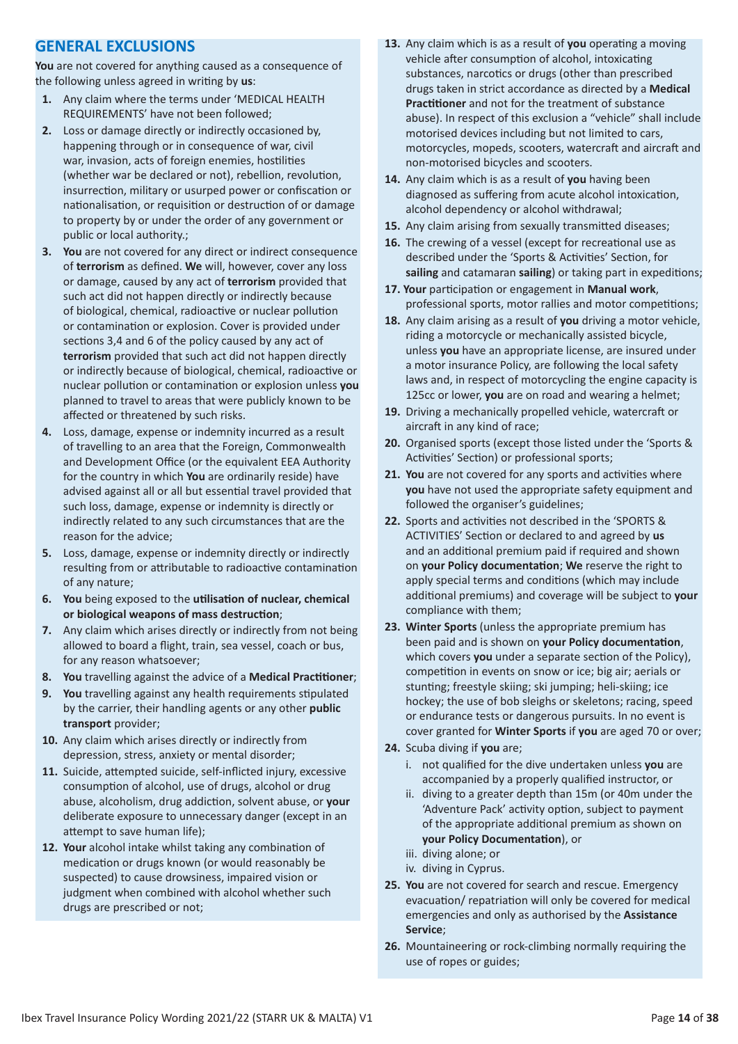## GENERAL EXCLUSIONS

**You** are not covered for anything caused as a consequence of the following unless agreed in writing by **us**:

1. Any claim where the terms under 'MEDICAL HEALTH REQUIREMENTS' have not been followed;
2. Loss or damage directly or indirectly occasioned by, happening through or in consequence of war, civil war, invasion, acts of foreign enemies, hostilities (whether war be declared or not), rebellion, revolution, insurrection, military or usurped power or confiscation or nationalisation, or requisition or destruction of or damage to property by or under the order of any government or public or local authority.;
3. **You** are not covered for any direct or indirect consequence of **terrorism** as defined. **We** will, however, cover any loss or damage, caused by any act of **terrorism** provided that such act did not happen directly or indirectly because of biological, chemical, radioactive or nuclear pollution or contamination or explosion. Cover is provided under sections 3,4 and 6 of the policy caused by any act of **terrorism** provided that such act did not happen directly or indirectly because of biological, chemical, radioactive or nuclear pollution or contamination or explosion unless **you** planned to travel to areas that were publicly known to be affected or threatened by such risks.
4. Loss, damage, expense or indemnity incurred as a result of travelling to an area that the Foreign, Commonwealth and Development Office (or the equivalent EEA Authority for the country in which **You** are ordinarily reside) have advised against all or all but essential travel provided that such loss, damage, expense or indemnity is directly or indirectly related to any such circumstances that are the reason for the advice;
5. Loss, damage, expense or indemnity directly or indirectly resulting from or attributable to radioactive contamination of any nature;
6. **You** being exposed to the **utilisation of nuclear, chemical or biological weapons of mass destruction**;
7. Any claim which arises directly or indirectly from not being allowed to board a flight, train, sea vessel, coach or bus, for any reason whatsoever;
8. **You** travelling against the advice of a **Medical Practitioner**;
9. **You** travelling against any health requirements stipulated by the carrier, their handling agents or any other **public transport** provider;
10. Any claim which arises directly or indirectly from depression, stress, anxiety or mental disorder;
11. Suicide, attempted suicide, self-inflicted injury, excessive consumption of alcohol, use of drugs, alcohol or drug abuse, alcoholism, drug addiction, solvent abuse, or **your** deliberate exposure to unnecessary danger (except in an attempt to save human life);
12. **Your** alcohol intake whilst taking any combination of medication or drugs known (or would reasonably be suspected) to cause drowsiness, impaired vision or judgment when combined with alcohol whether such drugs are prescribed or not;
13. Any claim which is as a result of **you** operating a moving vehicle after consumption of alcohol, intoxicating substances, narcotics or drugs (other than prescribed drugs taken in strict accordance as directed by a **Medical Practitioner** and not for the treatment of substance abuse). In respect of this exclusion a "vehicle" shall include motorised devices including but not limited to cars, motorcycles, mopeds, scooters, watercraft and aircraft and non-motorised bicycles and scooters.
14. Any claim which is as a result of **you** having been diagnosed as suffering from acute alcohol intoxication, alcohol dependency or alcohol withdrawal;
15. Any claim arising from sexually transmitted diseases;
16. The crewing of a vessel (except for recreational use as described under the 'Sports & Activities' Section, for **sailing** and catamaran **sailing**) or taking part in expeditions;
17. **Your** participation or engagement in **Manual work**, professional sports, motor rallies and motor competitions;
18. Any claim arising as a result of **you** driving a motor vehicle, riding a motorcycle or mechanically assisted bicycle, unless **you** have an appropriate license, are insured under a motor insurance Policy, are following the local safety laws and, in respect of motorcycling the engine capacity is 125cc or lower, **you** are on road and wearing a helmet;
19. Driving a mechanically propelled vehicle, watercraft or aircraft in any kind of race;
20. Organised sports (except those listed under the 'Sports & Activities' Section) or professional sports;
21. **You** are not covered for any sports and activities where **you** have not used the appropriate safety equipment and followed the organiser's guidelines;
22. Sports and activities not described in the 'SPORTS & ACTIVITIES' Section or declared to and agreed by **us** and an additional premium paid if required and shown on **your Policy documentation**; **We** reserve the right to apply special terms and conditions (which may include additional premiums) and coverage will be subject to **your** compliance with them;
23. **Winter Sports** (unless the appropriate premium has been paid and is shown on **your Policy documentation**, which covers **you** under a separate section of the Policy), competition in events on snow or ice; big air; aerials or stunting; freestyle skiing; ski jumping; heli-skiing; ice hockey; the use of bob sleighs or skeletons; racing, speed or endurance tests or dangerous pursuits. In no event is cover granted for **Winter Sports** if **you** are aged 70 or over;
24. Scuba diving if **you** are;
    1. not qualified for the dive undertaken unless **you** are accompanied by a properly qualified instructor, or
    2. diving to a greater depth than 15m (or 40m under the 'Adventure Pack' activity option, subject to payment of the appropriate additional premium as shown on **your Policy Documentation**), or
    3. diving alone; or
    4. diving in Cyprus.
25. **You** are not covered for search and rescue. Emergency evacuation/ repatriation will only be covered for medical emergencies and only as authorised by the **Assistance Service**;
26. Mountaineering or rock-climbing normally requiring the use of ropes or guides;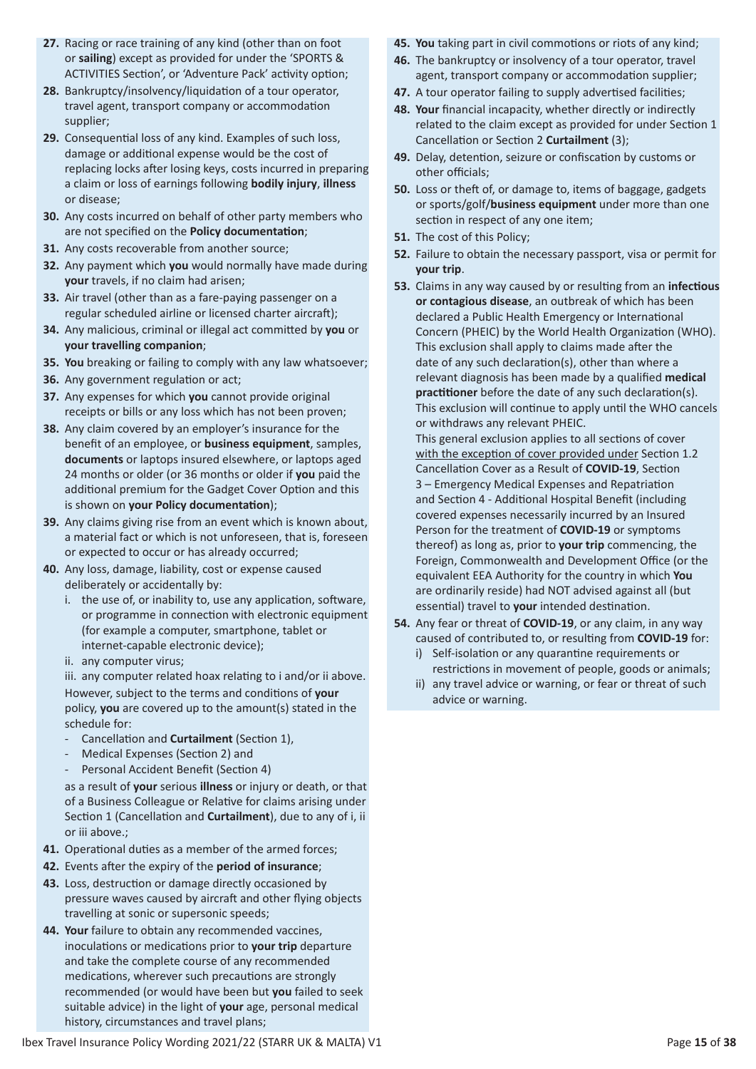27. Racing or race training of any kind (other than on foot or **sailing**) except as provided for under the 'SPORTS & ACTIVITIES Section', or 'Adventure Pack' activity option;
28. Bankruptcy/insolvency/liquidation of a tour operator, travel agent, transport company or accommodation supplier;
29. Consequential loss of any kind. Examples of such loss, damage or additional expense would be the cost of replacing locks after losing keys, costs incurred in preparing a claim or loss of earnings following **bodily injury**, **illness** or disease;
30. Any costs incurred on behalf of other party members who are not specified on the **Policy documentation**;
31. Any costs recoverable from another source;
32. Any payment which **you** would normally have made during **your** travels, if no claim had arisen;
33. Air travel (other than as a fare-paying passenger on a regular scheduled airline or licensed charter aircraft);
34. Any malicious, criminal or illegal act committed by **you** or **your travelling companion**;
35. **You** breaking or failing to comply with any law whatsoever;
36. Any government regulation or act;
37. Any expenses for which **you** cannot provide original receipts or bills or any loss which has not been proven;
38. Any claim covered by an employer's insurance for the benefit of an employee, or **business equipment**, samples, **documents** or laptops insured elsewhere, or laptops aged 24 months or older (or 36 months or older if **you** paid the additional premium for the Gadget Cover Option and this is shown on **your Policy documentation**);
39. Any claims giving rise from an event which is known about, a material fact or which is not unforeseen, that is, foreseen or expected to occur or has already occurred;
40. Any loss, damage, liability, cost or expense caused deliberately or accidentally by:
    i. the use of, or inability to, use any application, software, or programme in connection with electronic equipment (for example a computer, smartphone, tablet or internet-capable electronic device);
    ii. any computer virus;
    iii. any computer related hoax relating to i and/or ii above.

    However, subject to the terms and conditions of **your** policy, **you** are covered up to the amount(s) stated in the schedule for:
    - Cancellation and **Curtailment** (Section 1),
    - Medical Expenses (Section 2) and
    - Personal Accident Benefit (Section 4)

    as a result of **your** serious **illness** or injury or death, or that of a Business Colleague or Relative for claims arising under Section 1 (Cancellation and **Curtailment**), due to any of i, ii or iii above.;
41. Operational duties as a member of the armed forces;
42. Events after the expiry of the **period of insurance**;
43. Loss, destruction or damage directly occasioned by pressure waves caused by aircraft and other flying objects travelling at sonic or supersonic speeds;
44. **Your** failure to obtain any recommended vaccines, inoculations or medications prior to **your trip** departure and take the complete course of any recommended medications, wherever such precautions are strongly recommended (or would have been but **you** failed to seek suitable advice) in the light of **your** age, personal medical history, circumstances and travel plans;
45. **You** taking part in civil commotions or riots of any kind;
46. The bankruptcy or insolvency of a tour operator, travel agent, transport company or accommodation supplier;
47. A tour operator failing to supply advertised facilities;
48. **Your** financial incapacity, whether directly or indirectly related to the claim except as provided for under Section 1 Cancellation or Section 2 **Curtailment** (3);
49. Delay, detention, seizure or confiscation by customs or other officials;
50. Loss or theft of, or damage to, items of baggage, gadgets or sports/golf/**business equipment** under more than one section in respect of any one item;
51. The cost of this Policy;
52. Failure to obtain the necessary passport, visa or permit for **your trip**.
53. Claims in any way caused by or resulting from an **infectious or contagious disease**, an outbreak of which has been declared a Public Health Emergency or International Concern (PHEIC) by the World Health Organization (WHO). This exclusion shall apply to claims made after the date of any such declaration(s), other than where a relevant diagnosis has been made by a qualified **medical practitioner** before the date of any such declaration(s). This exclusion will continue to apply until the WHO cancels or withdraws any relevant PHEIC.

    This general exclusion applies to all sections of cover with the exception of cover provided under Section 1.2 Cancellation Cover as a Result of **COVID-19**, Section 3 – Emergency Medical Expenses and Repatriation and Section 4 - Additional Hospital Benefit (including covered expenses necessarily incurred by an Insured Person for the treatment of **COVID-19** or symptoms thereof) as long as, prior to **your trip** commencing, the Foreign, Commonwealth and Development Office (or the equivalent EEA Authority for the country in which **You** are ordinarily reside) had NOT advised against all (but essential) travel to **your** intended destination.
54. Any fear or threat of **COVID-19**, or any claim, in any way caused of contributed to, or resulting from **COVID-19** for:
    i) Self-isolation or any quarantine requirements or restrictions in movement of people, goods or animals;
    ii) any travel advice or warning, or fear or threat of such advice or warning.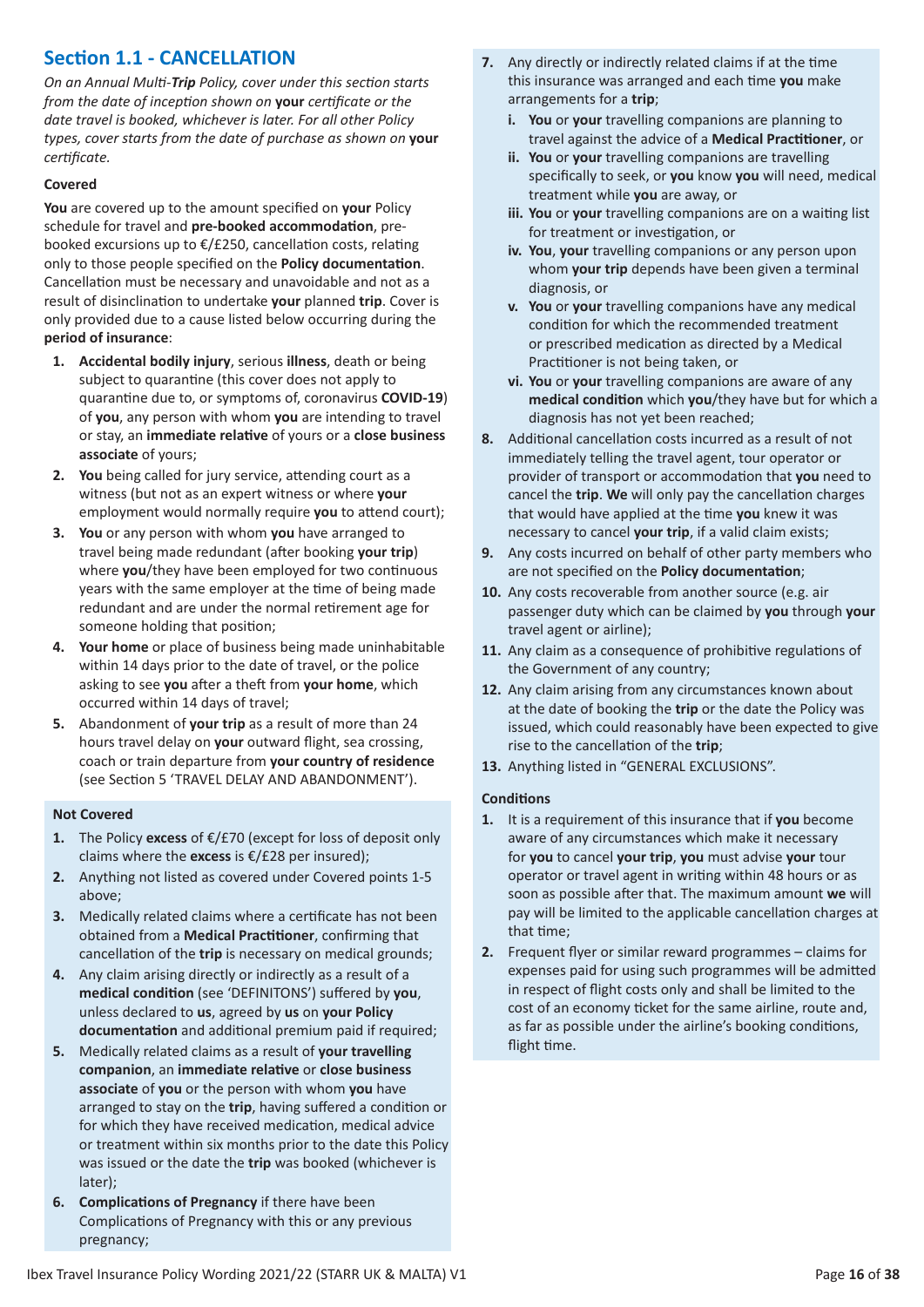## Section 1.1 - CANCELLATION

*On an Annual Multi-**Trip** Policy, cover under this section starts from the date of inception shown on **your** certificate or the date travel is booked, whichever is later. For all other Policy types, cover starts from the date of purchase as shown on **your** certificate.*

### Covered

**You** are covered up to the amount specified on **your** Policy schedule for travel and **pre-booked accommodation**, pre-booked excursions up to €/£250, cancellation costs, relating only to those people specified on the **Policy documentation**. Cancellation must be necessary and unavoidable and not as a result of disinclination to undertake **your** planned **trip**. Cover is only provided due to a cause listed below occurring during the **period of insurance**:

1. **Accidental bodily injury**, serious **illness**, death or being subject to quarantine (this cover does not apply to quarantine due to, or symptoms of, coronavirus **COVID-19**) of **you**, any person with whom **you** are intending to travel or stay, an **immediate relative** of yours or a **close business associate** of yours;
2. **You** being called for jury service, attending court as a witness (but not as an expert witness or where **your** employment would normally require **you** to attend court);
3. **You** or any person with whom **you** have arranged to travel being made redundant (after booking **your trip**) where **you**/they have been employed for two continuous years with the same employer at the time of being made redundant and are under the normal retirement age for someone holding that position;
4. **Your home** or place of business being made uninhabitable within 14 days prior to the date of travel, or the police asking to see **you** after a theft from **your home**, which occurred within 14 days of travel;
5. Abandonment of **your trip** as a result of more than 24 hours travel delay on **your** outward flight, sea crossing, coach or train departure from **your country of residence** (see Section 5 'TRAVEL DELAY AND ABANDONMENT').

### Not Covered

1. The Policy **excess** of €/£70 (except for loss of deposit only claims where the **excess** is €/£28 per insured);
2. Anything not listed as covered under Covered points 1-5 above;
3. Medically related claims where a certificate has not been obtained from a **Medical Practitioner**, confirming that cancellation of the **trip** is necessary on medical grounds;
4. Any claim arising directly or indirectly as a result of a **medical condition** (see 'DEFINITONS') suffered by **you**, unless declared to **us**, agreed by **us** on **your Policy documentation** and additional premium paid if required;
5. Medically related claims as a result of **your travelling companion**, an **immediate relative** or **close business associate** of **you** or the person with whom **you** have arranged to stay on the **trip**, having suffered a condition or for which they have received medication, medical advice or treatment within six months prior to the date this Policy was issued or the date the **trip** was booked (whichever is later);
6. **Complications of Pregnancy** if there have been Complications of Pregnancy with this or any previous pregnancy;
7. Any directly or indirectly related claims if at the time this insurance was arranged and each time **you** make arrangements for a **trip**;
   - i. **You** or **your** travelling companions are planning to travel against the advice of a **Medical Practitioner**, or
   - ii. **You** or **your** travelling companions are travelling specifically to seek, or **you** know **you** will need, medical treatment while **you** are away, or
   - iii. **You** or **your** travelling companions are on a waiting list for treatment or investigation, or
   - iv. **You**, **your** travelling companions or any person upon whom **your trip** depends have been given a terminal diagnosis, or
   - v. **You** or **your** travelling companions have any medical condition for which the recommended treatment or prescribed medication as directed by a Medical Practitioner is not being taken, or
   - vi. **You** or **your** travelling companions are aware of any **medical condition** which **you**/they have but for which a diagnosis has not yet been reached;
8. Additional cancellation costs incurred as a result of not immediately telling the travel agent, tour operator or provider of transport or accommodation that **you** need to cancel the **trip**. **We** will only pay the cancellation charges that would have applied at the time **you** knew it was necessary to cancel **your trip**, if a valid claim exists;
9. Any costs incurred on behalf of other party members who are not specified on the **Policy documentation**;
10. Any costs recoverable from another source (e.g. air passenger duty which can be claimed by **you** through **your** travel agent or airline);
11. Any claim as a consequence of prohibitive regulations of the Government of any country;
12. Any claim arising from any circumstances known about at the date of booking the **trip** or the date the Policy was issued, which could reasonably have been expected to give rise to the cancellation of the **trip**;
13. Anything listed in "GENERAL EXCLUSIONS".

### Conditions

1. It is a requirement of this insurance that if **you** become aware of any circumstances which make it necessary for **you** to cancel **your trip**, **you** must advise **your** tour operator or travel agent in writing within 48 hours or as soon as possible after that. The maximum amount **we** will pay will be limited to the applicable cancellation charges at that time;
2. Frequent flyer or similar reward programmes – claims for expenses paid for using such programmes will be admitted in respect of flight costs only and shall be limited to the cost of an economy ticket for the same airline, route and, as far as possible under the airline's booking conditions, flight time.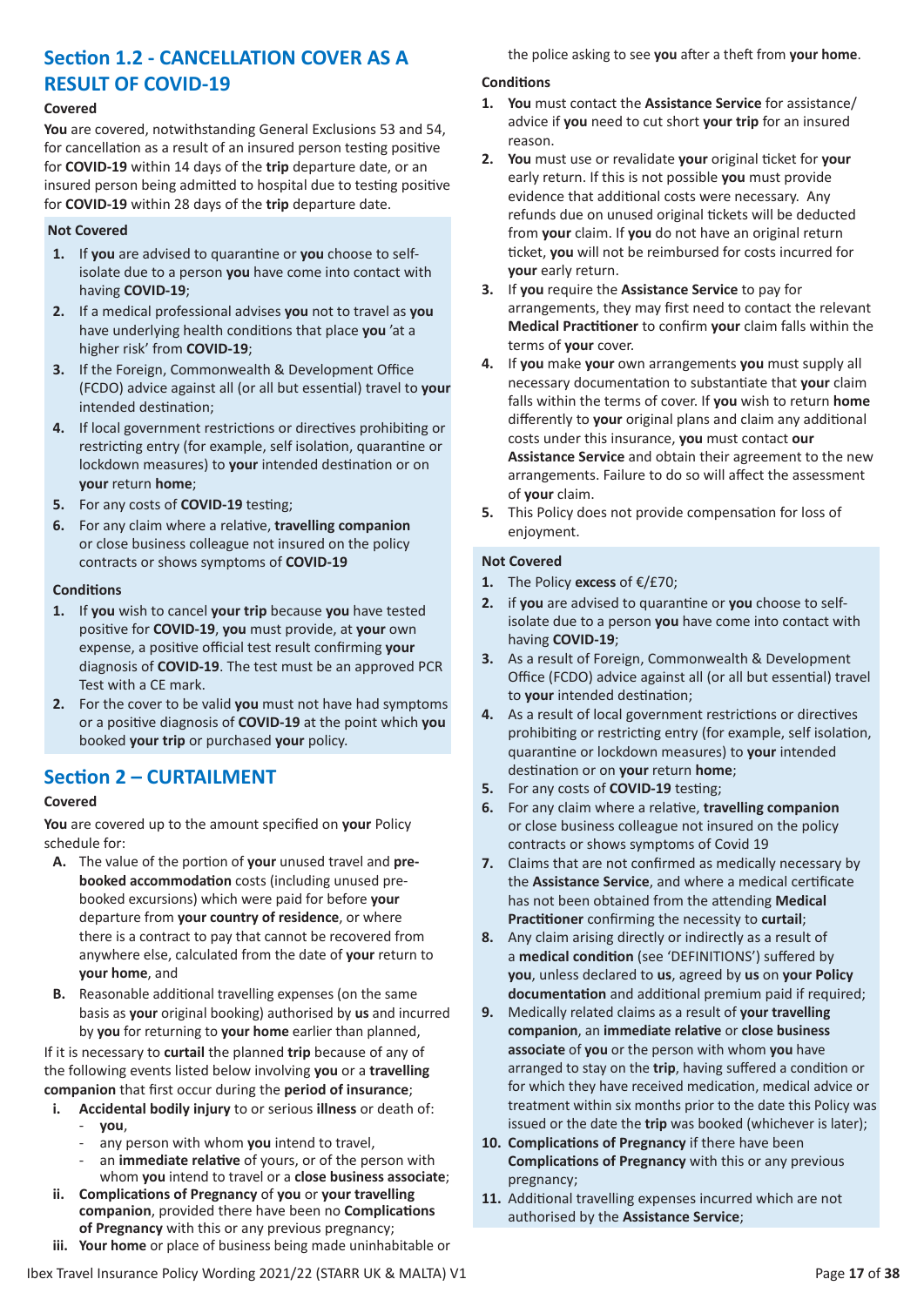## Section 1.2 - CANCELLATION COVER AS A RESULT OF COVID-19

**Covered**

**You** are covered, notwithstanding General Exclusions 53 and 54, for cancellation as a result of an insured person testing positive for **COVID-19** within 14 days of the **trip** departure date, or an insured person being admitted to hospital due to testing positive for **COVID-19** within 28 days of the **trip** departure date.

**Not Covered**

1. If **you** are advised to quarantine or **you** choose to self-isolate due to a person **you** have come into contact with having **COVID-19**;
2. If a medical professional advises **you** not to travel as **you** have underlying health conditions that place **you** 'at a higher risk' from **COVID-19**;
3. If the Foreign, Commonwealth & Development Office (FCDO) advice against all (or all but essential) travel to **your** intended destination;
4. If local government restrictions or directives prohibiting or restricting entry (for example, self isolation, quarantine or lockdown measures) to **your** intended destination or on **your** return **home**;
5. For any costs of **COVID-19** testing;
6. For any claim where a relative, **travelling companion** or close business colleague not insured on the policy contracts or shows symptoms of **COVID-19**

**Conditions**

1. If **you** wish to cancel **your trip** because **you** have tested positive for **COVID-19**, **you** must provide, at **your** own expense, a positive official test result confirming **your** diagnosis of **COVID-19**. The test must be an approved PCR Test with a CE mark.
2. For the cover to be valid **you** must not have had symptoms or a positive diagnosis of **COVID-19** at the point which **you** booked **your trip** or purchased **your** policy.

## Section 2 – CURTAILMENT

**Covered**

**You** are covered up to the amount specified on **your** Policy schedule for:

A. The value of the portion of **your** unused travel and **pre-booked accommodation** costs (including unused pre-booked excursions) which were paid for before **your** departure from **your country of residence**, or where there is a contract to pay that cannot be recovered from anywhere else, calculated from the date of **your** return to **your home**, and
B. Reasonable additional travelling expenses (on the same basis as **your** original booking) authorised by **us** and incurred by **you** for returning to **your home** earlier than planned,

If it is necessary to **curtail** the planned **trip** because of any of the following events listed below involving **you** or a **travelling companion** that first occur during the **period of insurance**;

i. **Accidental bodily injury** to or serious **illness** or death of:
   - **you**,
   - any person with whom **you** intend to travel,
   - an **immediate relative** of yours, or of the person with whom **you** intend to travel or a **close business associate**;
ii. **Complications of Pregnancy** of **you** or **your travelling companion**, provided there have been no **Complications of Pregnancy** with this or any previous pregnancy;
iii. **Your home** or place of business being made uninhabitable or the police asking to see **you** after a theft from **your home**.

**Conditions**

1. **You** must contact the **Assistance Service** for assistance/advice if **you** need to cut short **your trip** for an insured reason.
2. **You** must use or revalidate **your** original ticket for **your** early return. If this is not possible **you** must provide evidence that additional costs were necessary. Any refunds due on unused original tickets will be deducted from **your** claim. If **you** do not have an original return ticket, **you** will not be reimbursed for costs incurred for **your** early return.
3. If **you** require the **Assistance Service** to pay for arrangements, they may first need to contact the relevant **Medical Practitioner** to confirm **your** claim falls within the terms of **your** cover.
4. If **you** make **your** own arrangements **you** must supply all necessary documentation to substantiate that **your** claim falls within the terms of cover. If **you** wish to return **home** differently to **your** original plans and claim any additional costs under this insurance, **you** must contact **our Assistance Service** and obtain their agreement to the new arrangements. Failure to do so will affect the assessment of **your** claim.
5. This Policy does not provide compensation for loss of enjoyment.

**Not Covered**

1. The Policy **excess** of €/£70;
2. if **you** are advised to quarantine or **you** choose to self-isolate due to a person **you** have come into contact with having **COVID-19**;
3. As a result of Foreign, Commonwealth & Development Office (FCDO) advice against all (or all but essential) travel to **your** intended destination;
4. As a result of local government restrictions or directives prohibiting or restricting entry (for example, self isolation, quarantine or lockdown measures) to **your** intended destination or on **your** return **home**;
5. For any costs of **COVID-19** testing;
6. For any claim where a relative, **travelling companion** or close business colleague not insured on the policy contracts or shows symptoms of Covid 19
7. Claims that are not confirmed as medically necessary by the **Assistance Service**, and where a medical certificate has not been obtained from the attending **Medical Practitioner** confirming the necessity to **curtail**;
8. Any claim arising directly or indirectly as a result of a **medical condition** (see 'DEFINITIONS') suffered by **you**, unless declared to **us**, agreed by **us** on **your Policy documentation** and additional premium paid if required;
9. Medically related claims as a result of **your travelling companion**, an **immediate relative** or **close business associate** of **you** or the person with whom **you** have arranged to stay on the **trip**, having suffered a condition or for which they have received medication, medical advice or treatment within six months prior to the date this Policy was issued or the date the **trip** was booked (whichever is later);
10. **Complications of Pregnancy** if there have been **Complications of Pregnancy** with this or any previous pregnancy;
11. Additional travelling expenses incurred which are not authorised by the **Assistance Service**;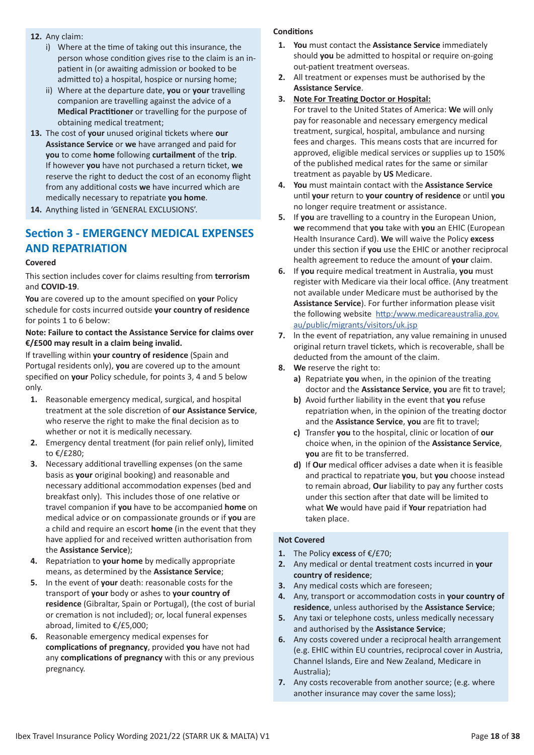12. Any claim:
    i) Where at the time of taking out this insurance, the person whose condition gives rise to the claim is an in-patient in (or awaiting admission or booked to be admitted to) a hospital, hospice or nursing home;
    ii) Where at the departure date, **you** or **your** travelling companion are travelling against the advice of a **Medical Practitioner** or travelling for the purpose of obtaining medical treatment;
13. The cost of **your** unused original tickets where **our Assistance Service** or **we** have arranged and paid for **you** to come **home** following **curtailment** of the **trip**. If however **you** have not purchased a return ticket, **we** reserve the right to deduct the cost of an economy flight from any additional costs **we** have incurred which are medically necessary to repatriate **you home**.
14. Anything listed in 'GENERAL EXCLUSIONS'.

## Section 3 - EMERGENCY MEDICAL EXPENSES AND REPATRIATION

**Covered**

This section includes cover for claims resulting from **terrorism** and **COVID-19**.

**You** are covered up to the amount specified on **your** Policy schedule for costs incurred outside **your country of residence** for points 1 to 6 below:

**Note: Failure to contact the Assistance Service for claims over €/£500 may result in a claim being invalid.**

If travelling within **your country of residence** (Spain and Portugal residents only), **you** are covered up to the amount specified on **your** Policy schedule, for points 3, 4 and 5 below only.

1. Reasonable emergency medical, surgical, and hospital treatment at the sole discretion of **our Assistance Service**, who reserve the right to make the final decision as to whether or not it is medically necessary.
2. Emergency dental treatment (for pain relief only), limited to €/£280;
3. Necessary additional travelling expenses (on the same basis as **your** original booking) and reasonable and necessary additional accommodation expenses (bed and breakfast only). This includes those of one relative or travel companion if **you** have to be accompanied **home** on medical advice or on compassionate grounds or if **you** are a child and require an escort **home** (in the event that they have applied for and received written authorisation from the **Assistance Service**);
4. Repatriation to **your home** by medically appropriate means, as determined by the **Assistance Service**;
5. In the event of **your** death: reasonable costs for the transport of **your** body or ashes to **your country of residence** (Gibraltar, Spain or Portugal), (the cost of burial or cremation is not included); or, local funeral expenses abroad, limited to €/£5,000;
6. Reasonable emergency medical expenses for **complications of pregnancy**, provided **you** have not had any **complications of pregnancy** with this or any previous pregnancy.

**Conditions**

1. **You** must contact the **Assistance Service** immediately should **you** be admitted to hospital or require on-going out-patient treatment overseas.
2. All treatment or expenses must be authorised by the **Assistance Service**.
3. **Note For Treating Doctor or Hospital:**
   For travel to the United States of America: **We** will only pay for reasonable and necessary emergency medical treatment, surgical, hospital, ambulance and nursing fees and charges. This means costs that are incurred for approved, eligible medical services or supplies up to 150% of the published medical rates for the same or similar treatment as payable by **US** Medicare.
4. **You** must maintain contact with the **Assistance Service** until **your** return to **your country of residence** or until **you** no longer require treatment or assistance.
5. If **you** are travelling to a country in the European Union, **we** recommend that **you** take with **you** an EHIC (European Health Insurance Card). **We** will waive the Policy **excess** under this section if **you** use the EHIC or another reciprocal health agreement to reduce the amount of **your** claim.
6. If **you** require medical treatment in Australia, **you** must register with Medicare via their local office. (Any treatment not available under Medicare must be authorised by the **Assistance Service**). For further information please visit the following website http:/www.medicareaustralia.gov.au/public/migrants/visitors/uk.jsp
7. In the event of repatriation, any value remaining in unused original return travel tickets, which is recoverable, shall be deducted from the amount of the claim.
8. **We** reserve the right to:
   a) Repatriate **you** when, in the opinion of the treating doctor and the **Assistance Service**, **you** are fit to travel;
   b) Avoid further liability in the event that **you** refuse repatriation when, in the opinion of the treating doctor and the **Assistance Service**, **you** are fit to travel;
   c) Transfer **you** to the hospital, clinic or location of **our** choice when, in the opinion of the **Assistance Service**, **you** are fit to be transferred.
   d) If **Our** medical officer advises a date when it is feasible and practical to repatriate **you**, but **you** choose instead to remain abroad, **Our** liability to pay any further costs under this section after that date will be limited to what **We** would have paid if **Your** repatriation had taken place.

**Not Covered**

1. The Policy **excess** of €/£70;
2. Any medical or dental treatment costs incurred in **your country of residence**;
3. Any medical costs which are foreseen;
4. Any, transport or accommodation costs in **your country of residence**, unless authorised by the **Assistance Service**;
5. Any taxi or telephone costs, unless medically necessary and authorised by the **Assistance Service**;
6. Any costs covered under a reciprocal health arrangement (e.g. EHIC within EU countries, reciprocal cover in Austria, Channel Islands, Eire and New Zealand, Medicare in Australia);
7. Any costs recoverable from another source; (e.g. where another insurance may cover the same loss);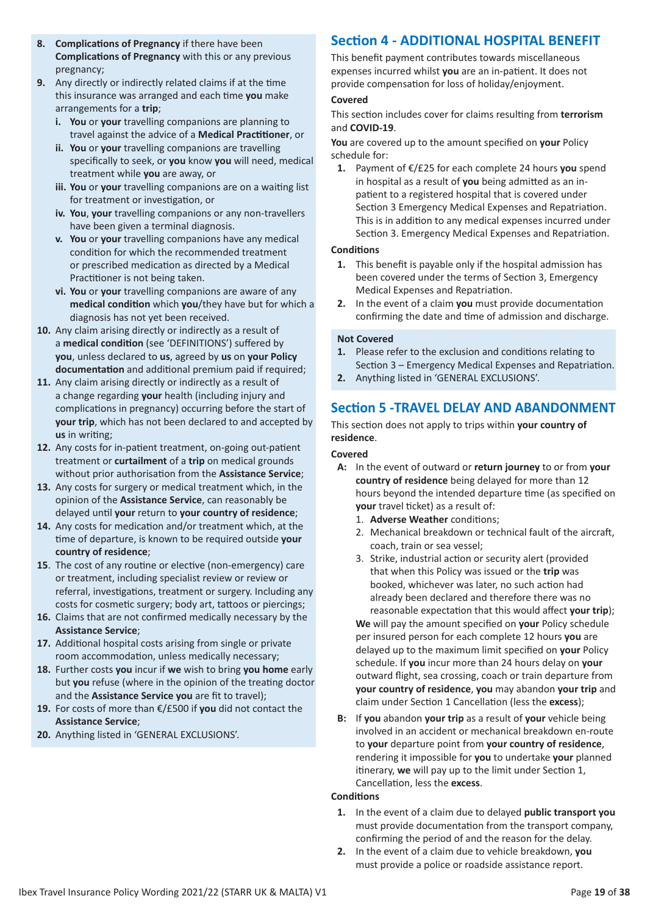8. **Complications of Pregnancy** if there have been **Complications of Pregnancy** with this or any previous pregnancy;
9. Any directly or indirectly related claims if at the time this insurance was arranged and each time **you** make arrangements for a **trip**;
   - i. **You** or **your** travelling companions are planning to travel against the advice of a **Medical Practitioner**, or
   - ii. **You** or **your** travelling companions are travelling specifically to seek, or **you** know **you** will need, medical treatment while **you** are away, or
   - iii. **You** or **your** travelling companions are on a waiting list for treatment or investigation, or
   - iv. **You**, **your** travelling companions or any non-travellers have been given a terminal diagnosis.
   - v. **You** or **your** travelling companions have any medical condition for which the recommended treatment or prescribed medication as directed by a Medical Practitioner is not being taken.
   - vi. **You** or **your** travelling companions are aware of any **medical condition** which **you**/they have but for which a diagnosis has not yet been received.
10. Any claim arising directly or indirectly as a result of a **medical condition** (see 'DEFINITIONS') suffered by **you**, unless declared to **us**, agreed by **us** on **your Policy documentation** and additional premium paid if required;
11. Any claim arising directly or indirectly as a result of a change regarding **your** health (including injury and complications in pregnancy) occurring before the start of **your trip**, which has not been declared to and accepted by **us** in writing;
12. Any costs for in-patient treatment, on-going out-patient treatment or **curtailment** of a **trip** on medical grounds without prior authorisation from the **Assistance Service**;
13. Any costs for surgery or medical treatment which, in the opinion of the **Assistance Service**, can reasonably be delayed until **your** return to **your country of residence**;
14. Any costs for medication and/or treatment which, at the time of departure, is known to be required outside **your country of residence**;
15. The cost of any routine or elective (non-emergency) care or treatment, including specialist review or review or referral, investigations, treatment or surgery. Including any costs for cosmetic surgery; body art, tattoos or piercings;
16. Claims that are not confirmed medically necessary by the **Assistance Service**;
17. Additional hospital costs arising from single or private room accommodation, unless medically necessary;
18. Further costs **you** incur if **we** wish to bring **you home** early but **you** refuse (where in the opinion of the treating doctor and the **Assistance Service you** are fit to travel);
19. For costs of more than €/£500 if **you** did not contact the **Assistance Service**;
20. Anything listed in 'GENERAL EXCLUSIONS'.

## Section 4 - ADDITIONAL HOSPITAL BENEFIT

This benefit payment contributes towards miscellaneous expenses incurred whilst **you** are an in-patient. It does not provide compensation for loss of holiday/enjoyment.

**Covered**

This section includes cover for claims resulting from **terrorism** and **COVID-19**.

**You** are covered up to the amount specified on **your** Policy schedule for:

1. Payment of €/£25 for each complete 24 hours **you** spend in hospital as a result of **you** being admitted as an in-patient to a registered hospital that is covered under Section 3 Emergency Medical Expenses and Repatriation. This is in addition to any medical expenses incurred under Section 3. Emergency Medical Expenses and Repatriation.

**Conditions**

1. This benefit is payable only if the hospital admission has been covered under the terms of Section 3, Emergency Medical Expenses and Repatriation.
2. In the event of a claim **you** must provide documentation confirming the date and time of admission and discharge.

**Not Covered**

1. Please refer to the exclusion and conditions relating to Section 3 – Emergency Medical Expenses and Repatriation.
2. Anything listed in 'GENERAL EXCLUSIONS'.

## Section 5 -TRAVEL DELAY AND ABANDONMENT

This section does not apply to trips within **your country of residence**.

**Covered**

**A:** In the event of outward or **return journey** to or from **your country of residence** being delayed for more than 12 hours beyond the intended departure time (as specified on **your** travel ticket) as a result of:

1. **Adverse Weather** conditions;
2. Mechanical breakdown or technical fault of the aircraft, coach, train or sea vessel;
3. Strike, industrial action or security alert (provided that when this Policy was issued or the **trip** was booked, whichever was later, no such action had already been declared and therefore there was no reasonable expectation that this would affect **your trip**);

**We** will pay the amount specified on **your** Policy schedule per insured person for each complete 12 hours **you** are delayed up to the maximum limit specified on **your** Policy schedule. If **you** incur more than 24 hours delay on **your** outward flight, sea crossing, coach or train departure from **your country of residence**, **you** may abandon **your trip** and claim under Section 1 Cancellation (less the **excess**);

**B:** If **you** abandon **your trip** as a result of **your** vehicle being involved in an accident or mechanical breakdown en-route to **your** departure point from **your country of residence**, rendering it impossible for **you** to undertake **your** planned itinerary, **we** will pay up to the limit under Section 1, Cancellation, less the **excess**.

**Conditions**

1. In the event of a claim due to delayed **public transport you** must provide documentation from the transport company, confirming the period of and the reason for the delay.
2. In the event of a claim due to vehicle breakdown, **you** must provide a police or roadside assistance report.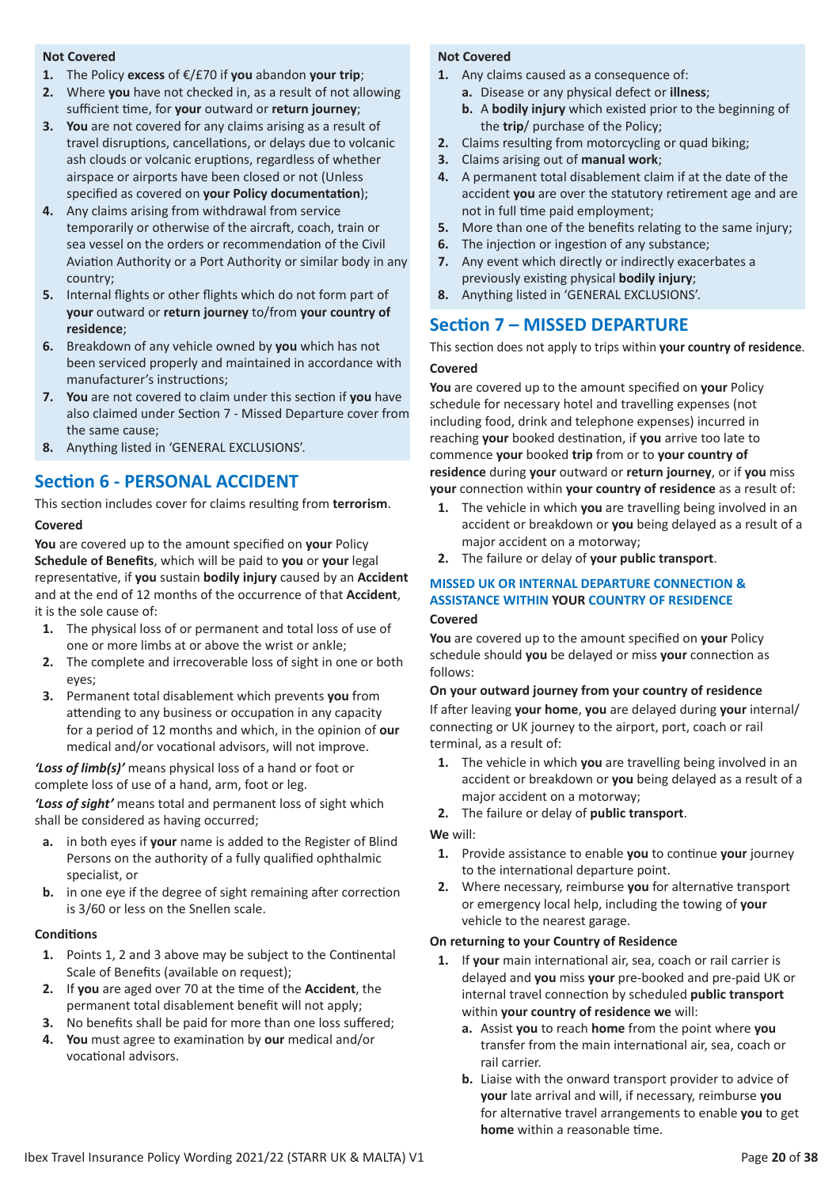**Not Covered**

1. The Policy **excess** of €/£70 if **you** abandon **your trip**;
2. Where **you** have not checked in, as a result of not allowing sufficient time, for **your** outward or **return journey**;
3. **You** are not covered for any claims arising as a result of travel disruptions, cancellations, or delays due to volcanic ash clouds or volcanic eruptions, regardless of whether airspace or airports have been closed or not (Unless specified as covered on **your Policy documentation**);
4. Any claims arising from withdrawal from service temporarily or otherwise of the aircraft, coach, train or sea vessel on the orders or recommendation of the Civil Aviation Authority or a Port Authority or similar body in any country;
5. Internal flights or other flights which do not form part of **your** outward or **return journey** to/from **your country of residence**;
6. Breakdown of any vehicle owned by **you** which has not been serviced properly and maintained in accordance with manufacturer's instructions;
7. **You** are not covered to claim under this section if **you** have also claimed under Section 7 - Missed Departure cover from the same cause;
8. Anything listed in 'GENERAL EXCLUSIONS'.

## Section 6 - PERSONAL ACCIDENT

This section includes cover for claims resulting from **terrorism**.

**Covered**

**You** are covered up to the amount specified on **your** Policy **Schedule of Benefits**, which will be paid to **you** or **your** legal representative, if **you** sustain **bodily injury** caused by an **Accident** and at the end of 12 months of the occurrence of that **Accident**, it is the sole cause of:

1. The physical loss of or permanent and total loss of use of one or more limbs at or above the wrist or ankle;
2. The complete and irrecoverable loss of sight in one or both eyes;
3. Permanent total disablement which prevents **you** from attending to any business or occupation in any capacity for a period of 12 months and which, in the opinion of **our** medical and/or vocational advisors, will not improve.

***'Loss of limb(s)'*** means physical loss of a hand or foot or complete loss of use of a hand, arm, foot or leg.

***'Loss of sight'*** means total and permanent loss of sight which shall be considered as having occurred;

a. in both eyes if **your** name is added to the Register of Blind Persons on the authority of a fully qualified ophthalmic specialist, or
b. in one eye if the degree of sight remaining after correction is 3/60 or less on the Snellen scale.

**Conditions**

1. Points 1, 2 and 3 above may be subject to the Continental Scale of Benefits (available on request);
2. If **you** are aged over 70 at the time of the **Accident**, the permanent total disablement benefit will not apply;
3. No benefits shall be paid for more than one loss suffered;
4. **You** must agree to examination by **our** medical and/or vocational advisors.

**Not Covered**

1. Any claims caused as a consequence of:
   a. Disease or any physical defect or **illness**;
   b. A **bodily injury** which existed prior to the beginning of the **trip**/ purchase of the Policy;
2. Claims resulting from motorcycling or quad biking;
3. Claims arising out of **manual work**;
4. A permanent total disablement claim if at the date of the accident **you** are over the statutory retirement age and are not in full time paid employment;
5. More than one of the benefits relating to the same injury;
6. The injection or ingestion of any substance;
7. Any event which directly or indirectly exacerbates a previously existing physical **bodily injury**;
8. Anything listed in 'GENERAL EXCLUSIONS'.

## Section 7 – MISSED DEPARTURE

This section does not apply to trips within **your country of residence**.

**Covered**

**You** are covered up to the amount specified on **your** Policy schedule for necessary hotel and travelling expenses (not including food, drink and telephone expenses) incurred in reaching **your** booked destination, if **you** arrive too late to commence **your** booked **trip** from or to **your country of residence** during **your** outward or **return journey**, or if **you** miss **your** connection within **your country of residence** as a result of:

1. The vehicle in which **you** are travelling being involved in an accident or breakdown or **you** being delayed as a result of a major accident on a motorway;
2. The failure or delay of **your public transport**.

### MISSED UK OR INTERNAL DEPARTURE CONNECTION & ASSISTANCE WITHIN YOUR COUNTRY OF RESIDENCE

**Covered**

**You** are covered up to the amount specified on **your** Policy schedule should **you** be delayed or miss **your** connection as follows:

**On your outward journey from your country of residence**

If after leaving **your home**, **you** are delayed during **your** internal/ connecting or UK journey to the airport, port, coach or rail terminal, as a result of:

1. The vehicle in which **you** are travelling being involved in an accident or breakdown or **you** being delayed as a result of a major accident on a motorway;
2. The failure or delay of **public transport**.

**We** will:

1. Provide assistance to enable **you** to continue **your** journey to the international departure point.
2. Where necessary, reimburse **you** for alternative transport or emergency local help, including the towing of **your** vehicle to the nearest garage.

**On returning to your Country of Residence**

1. If **your** main international air, sea, coach or rail carrier is delayed and **you** miss **your** pre-booked and pre-paid UK or internal travel connection by scheduled **public transport** within **your country of residence we** will:
   a. Assist **you** to reach **home** from the point where **you** transfer from the main international air, sea, coach or rail carrier.
   b. Liaise with the onward transport provider to advice of **your** late arrival and will, if necessary, reimburse **you** for alternative travel arrangements to enable **you** to get **home** within a reasonable time.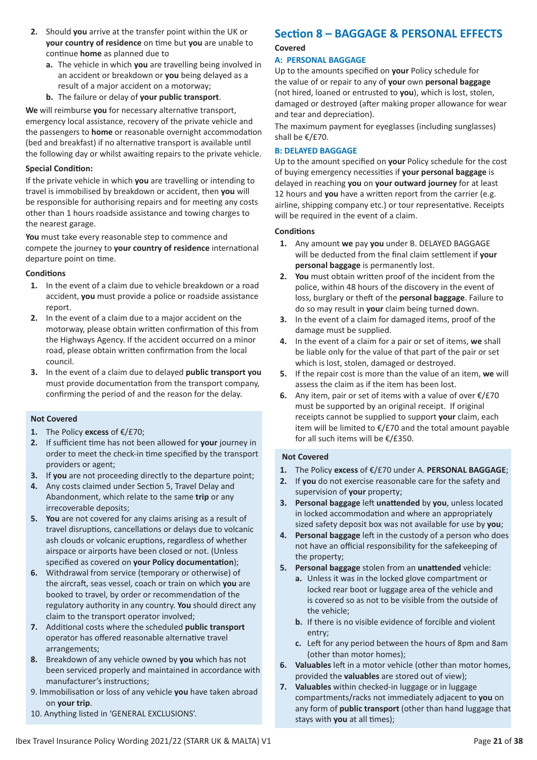2. Should **you** arrive at the transfer point within the UK or **your country of residence** on time but **you** are unable to continue **home** as planned due to
   a. The vehicle in which **you** are travelling being involved in an accident or breakdown or **you** being delayed as a result of a major accident on a motorway;
   b. The failure or delay of **your public transport**.

**We** will reimburse **you** for necessary alternative transport, emergency local assistance, recovery of the private vehicle and the passengers to **home** or reasonable overnight accommodation (bed and breakfast) if no alternative transport is available until the following day or whilst awaiting repairs to the private vehicle.

**Special Condition:**

If the private vehicle in which **you** are travelling or intending to travel is immobilised by breakdown or accident, then **you** will be responsible for authorising repairs and for meeting any costs other than 1 hours roadside assistance and towing charges to the nearest garage.

**You** must take every reasonable step to commence and compete the journey to **your country of residence** international departure point on time.

**Conditions**

1. In the event of a claim due to vehicle breakdown or a road accident, **you** must provide a police or roadside assistance report.
2. In the event of a claim due to a major accident on the motorway, please obtain written confirmation of this from the Highways Agency. If the accident occurred on a minor road, please obtain written confirmation from the local council.
3. In the event of a claim due to delayed **public transport you** must provide documentation from the transport company, confirming the period of and the reason for the delay.

**Not Covered**

1. The Policy **excess** of €/£70;
2. If sufficient time has not been allowed for **your** journey in order to meet the check-in time specified by the transport providers or agent;
3. If **you** are not proceeding directly to the departure point;
4. Any costs claimed under Section 5, Travel Delay and Abandonment, which relate to the same **trip** or any irrecoverable deposits;
5. **You** are not covered for any claims arising as a result of travel disruptions, cancellations or delays due to volcanic ash clouds or volcanic eruptions, regardless of whether airspace or airports have been closed or not. (Unless specified as covered on **your Policy documentation**);
6. Withdrawal from service (temporary or otherwise) of the aircraft, seas vessel, coach or train on which **you** are booked to travel, by order or recommendation of the regulatory authority in any country. **You** should direct any claim to the transport operator involved;
7. Additional costs where the scheduled **public transport** operator has offered reasonable alternative travel arrangements;
8. Breakdown of any vehicle owned by **you** which has not been serviced properly and maintained in accordance with manufacturer's instructions;
9. Immobilisation or loss of any vehicle **you** have taken abroad on **your trip**.
10. Anything listed in 'GENERAL EXCLUSIONS'.

## Section 8 – BAGGAGE & PERSONAL EFFECTS

**Covered**

### A: PERSONAL BAGGAGE

Up to the amounts specified on **your** Policy schedule for the value of or repair to any of **your** own **personal baggage** (not hired, loaned or entrusted to **you**), which is lost, stolen, damaged or destroyed (after making proper allowance for wear and tear and depreciation).

The maximum payment for eyeglasses (including sunglasses) shall be €/£70.

### B: DELAYED BAGGAGE

Up to the amount specified on **your** Policy schedule for the cost of buying emergency necessities if **your personal baggage** is delayed in reaching **you** on **your outward journey** for at least 12 hours and **you** have a written report from the carrier (e.g. airline, shipping company etc.) or tour representative. Receipts will be required in the event of a claim.

**Conditions**

1. Any amount **we** pay **you** under B. DELAYED BAGGAGE will be deducted from the final claim settlement if **your personal baggage** is permanently lost.
2. **You** must obtain written proof of the incident from the police, within 48 hours of the discovery in the event of loss, burglary or theft of the **personal baggage**. Failure to do so may result in **your** claim being turned down.
3. In the event of a claim for damaged items, proof of the damage must be supplied.
4. In the event of a claim for a pair or set of items, **we** shall be liable only for the value of that part of the pair or set which is lost, stolen, damaged or destroyed.
5. If the repair cost is more than the value of an item, **we** will assess the claim as if the item has been lost.
6. Any item, pair or set of items with a value of over €/£70 must be supported by an original receipt. If original receipts cannot be supplied to support **your** claim, each item will be limited to €/£70 and the total amount payable for all such items will be €/£350.

**Not Covered**

1. The Policy **excess** of €/£70 under A. **PERSONAL BAGGAGE**;
2. If **you** do not exercise reasonable care for the safety and supervision of **your** property;
3. **Personal baggage** left **unattended** by **you**, unless located in locked accommodation and where an appropriately sized safety deposit box was not available for use by **you**;
4. **Personal baggage** left in the custody of a person who does not have an official responsibility for the safekeeping of the property;
5. **Personal baggage** stolen from an **unattended** vehicle:
   a. Unless it was in the locked glove compartment or locked rear boot or luggage area of the vehicle and is covered so as not to be visible from the outside of the vehicle;
   b. If there is no visible evidence of forcible and violent entry;
   c. Left for any period between the hours of 8pm and 8am (other than motor homes);
6. **Valuables** left in a motor vehicle (other than motor homes, provided the **valuables** are stored out of view);
7. **Valuables** within checked-in luggage or in luggage compartments/racks not immediately adjacent to **you** on any form of **public transport** (other than hand luggage that stays with **you** at all times);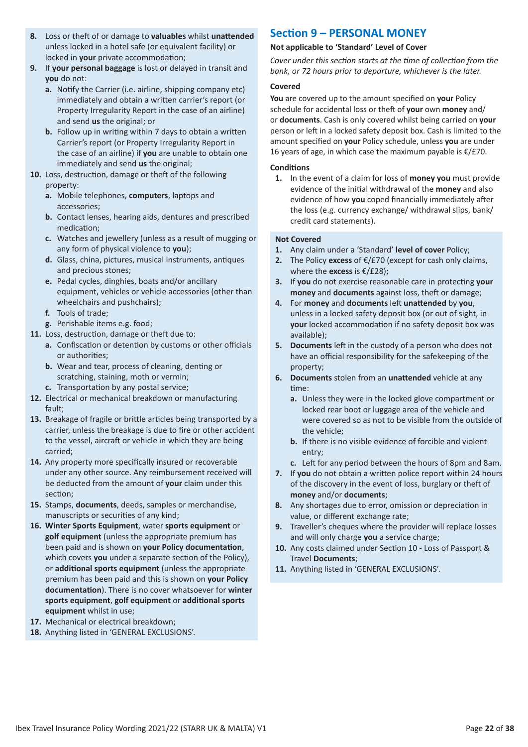8. Loss or theft of or damage to **valuables** whilst **unattended** unless locked in a hotel safe (or equivalent facility) or locked in **your** private accommodation;
9. If **your personal baggage** is lost or delayed in transit and **you** do not:
   a. Notify the Carrier (i.e. airline, shipping company etc) immediately and obtain a written carrier's report (or Property Irregularity Report in the case of an airline) and send **us** the original; or
   b. Follow up in writing within 7 days to obtain a written Carrier's report (or Property Irregularity Report in the case of an airline) if **you** are unable to obtain one immediately and send **us** the original;
10. Loss, destruction, damage or theft of the following property:
    a. Mobile telephones, **computers**, laptops and accessories;
    b. Contact lenses, hearing aids, dentures and prescribed medication;
    c. Watches and jewellery (unless as a result of mugging or any form of physical violence to **you**);
    d. Glass, china, pictures, musical instruments, antiques and precious stones;
    e. Pedal cycles, dinghies, boats and/or ancillary equipment, vehicles or vehicle accessories (other than wheelchairs and pushchairs);
    f. Tools of trade;
    g. Perishable items e.g. food;
11. Loss, destruction, damage or theft due to:
    a. Confiscation or detention by customs or other officials or authorities;
    b. Wear and tear, process of cleaning, denting or scratching, staining, moth or vermin;
    c. Transportation by any postal service;
12. Electrical or mechanical breakdown or manufacturing fault;
13. Breakage of fragile or brittle articles being transported by a carrier, unless the breakage is due to fire or other accident to the vessel, aircraft or vehicle in which they are being carried;
14. Any property more specifically insured or recoverable under any other source. Any reimbursement received will be deducted from the amount of **your** claim under this section;
15. Stamps, **documents**, deeds, samples or merchandise, manuscripts or securities of any kind;
16. **Winter Sports Equipment**, water **sports equipment** or **golf equipment** (unless the appropriate premium has been paid and is shown on **your Policy documentation**, which covers **you** under a separate section of the Policy), or **additional sports equipment** (unless the appropriate premium has been paid and this is shown on **your Policy documentation**). There is no cover whatsoever for **winter sports equipment**, **golf equipment** or **additional sports equipment** whilst in use;
17. Mechanical or electrical breakdown;
18. Anything listed in 'GENERAL EXCLUSIONS'.

## Section 9 – PERSONAL MONEY

**Not applicable to 'Standard' Level of Cover**

*Cover under this section starts at the time of collection from the bank, or 72 hours prior to departure, whichever is the later.*

**Covered**

**You** are covered up to the amount specified on **your** Policy schedule for accidental loss or theft of **your** own **money** and/or **documents**. Cash is only covered whilst being carried on **your** person or left in a locked safety deposit box. Cash is limited to the amount specified on **your** Policy schedule, unless **you** are under 16 years of age, in which case the maximum payable is €/£70.

**Conditions**

1. In the event of a claim for loss of **money you** must provide evidence of the initial withdrawal of the **money** and also evidence of how **you** coped financially immediately after the loss (e.g. currency exchange/ withdrawal slips, bank/ credit card statements).

**Not Covered**

1. Any claim under a 'Standard' **level of cover** Policy;
2. The Policy **excess** of €/£70 (except for cash only claims, where the **excess** is €/£28);
3. If **you** do not exercise reasonable care in protecting **your money** and **documents** against loss, theft or damage;
4. For **money** and **documents** left **unattended** by **you**, unless in a locked safety deposit box (or out of sight, in **your** locked accommodation if no safety deposit box was available);
5. **Documents** left in the custody of a person who does not have an official responsibility for the safekeeping of the property;
6. **Documents** stolen from an **unattended** vehicle at any time:
   a. Unless they were in the locked glove compartment or locked rear boot or luggage area of the vehicle and were covered so as not to be visible from the outside of the vehicle;
   b. If there is no visible evidence of forcible and violent entry;
   c. Left for any period between the hours of 8pm and 8am.
7. If **you** do not obtain a written police report within 24 hours of the discovery in the event of loss, burglary or theft of **money** and/or **documents**;
8. Any shortages due to error, omission or depreciation in value, or different exchange rate;
9. Traveller's cheques where the provider will replace losses and will only charge **you** a service charge;
10. Any costs claimed under Section 10 - Loss of Passport & Travel **Documents**;
11. Anything listed in 'GENERAL EXCLUSIONS'.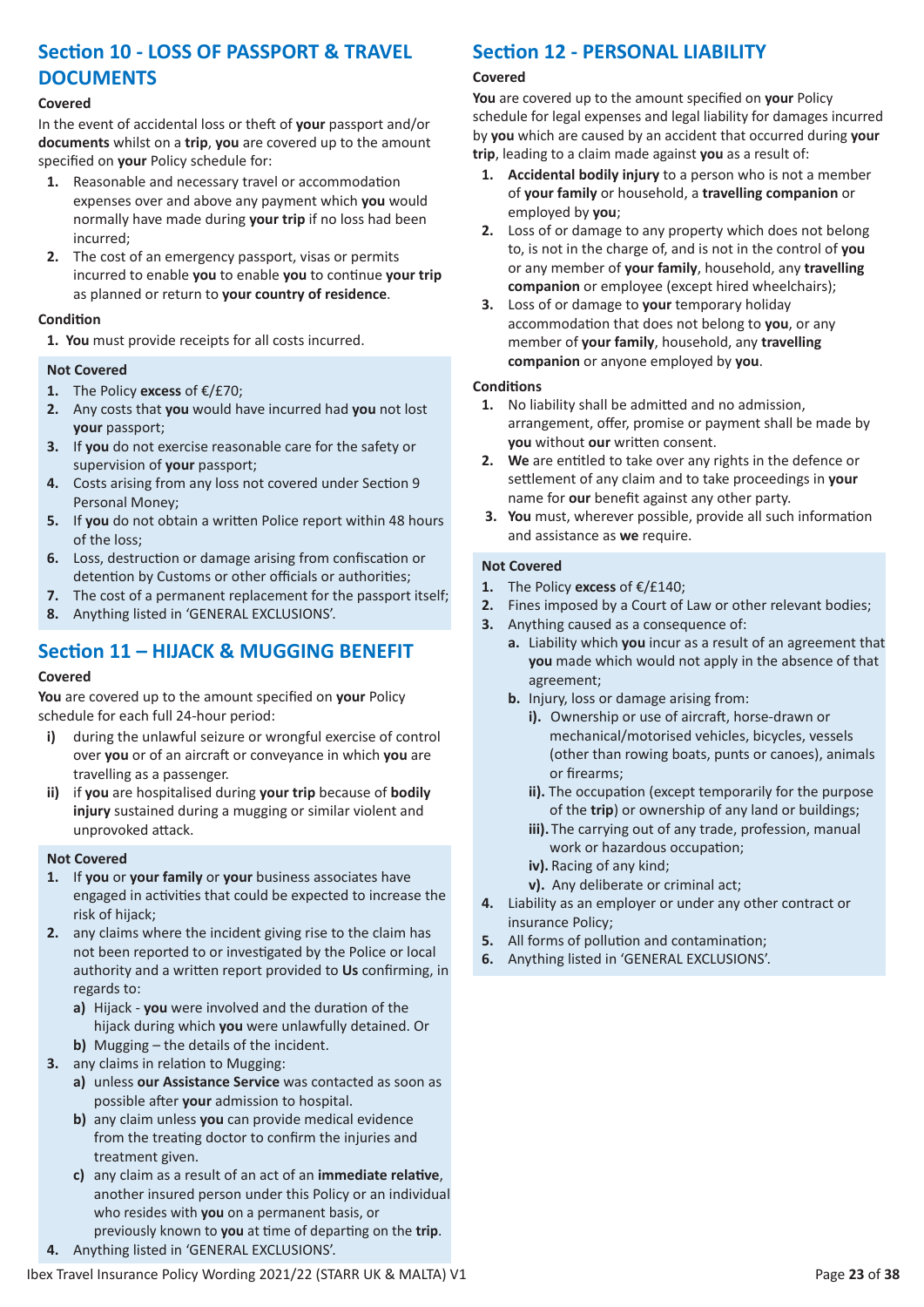## Section 10 - LOSS OF PASSPORT & TRAVEL DOCUMENTS

### Covered

In the event of accidental loss or theft of **your** passport and/or **documents** whilst on a **trip**, **you** are covered up to the amount specified on **your** Policy schedule for:

1. Reasonable and necessary travel or accommodation expenses over and above any payment which **you** would normally have made during **your trip** if no loss had been incurred;
2. The cost of an emergency passport, visas or permits incurred to enable **you** to enable **you** to continue **your trip** as planned or return to **your country of residence**.

### Condition

1. **You** must provide receipts for all costs incurred.

### Not Covered

1. The Policy **excess** of €/£70;
2. Any costs that **you** would have incurred had **you** not lost **your** passport;
3. If **you** do not exercise reasonable care for the safety or supervision of **your** passport;
4. Costs arising from any loss not covered under Section 9 Personal Money;
5. If **you** do not obtain a written Police report within 48 hours of the loss;
6. Loss, destruction or damage arising from confiscation or detention by Customs or other officials or authorities;
7. The cost of a permanent replacement for the passport itself;
8. Anything listed in 'GENERAL EXCLUSIONS'.

## Section 11 – HIJACK & MUGGING BENEFIT

### Covered

**You** are covered up to the amount specified on **your** Policy schedule for each full 24-hour period:

i) during the unlawful seizure or wrongful exercise of control over **you** or of an aircraft or conveyance in which **you** are travelling as a passenger.

ii) if **you** are hospitalised during **your trip** because of **bodily injury** sustained during a mugging or similar violent and unprovoked attack.

### Not Covered

1. If **you** or **your family** or **your** business associates have engaged in activities that could be expected to increase the risk of hijack;
2. any claims where the incident giving rise to the claim has not been reported to or investigated by the Police or local authority and a written report provided to **Us** confirming, in regards to:
   a) Hijack - **you** were involved and the duration of the hijack during which **you** were unlawfully detained. Or
   b) Mugging – the details of the incident.
3. any claims in relation to Mugging:
   a) unless **our Assistance Service** was contacted as soon as possible after **your** admission to hospital.
   b) any claim unless **you** can provide medical evidence from the treating doctor to confirm the injuries and treatment given.
   c) any claim as a result of an act of an **immediate relative**, another insured person under this Policy or an individual who resides with **you** on a permanent basis, or previously known to **you** at time of departing on the **trip**.
4. Anything listed in 'GENERAL EXCLUSIONS'.

## Section 12 - PERSONAL LIABILITY

### Covered

**You** are covered up to the amount specified on **your** Policy schedule for legal expenses and legal liability for damages incurred by **you** which are caused by an accident that occurred during **your trip**, leading to a claim made against **you** as a result of:

1. **Accidental bodily injury** to a person who is not a member of **your family** or household, a **travelling companion** or employed by **you**;
2. Loss of or damage to any property which does not belong to, is not in the charge of, and is not in the control of **you** or any member of **your family**, household, any **travelling companion** or employee (except hired wheelchairs);
3. Loss of or damage to **your** temporary holiday accommodation that does not belong to **you**, or any member of **your family**, household, any **travelling companion** or anyone employed by **you**.

### Conditions

1. No liability shall be admitted and no admission, arrangement, offer, promise or payment shall be made by **you** without **our** written consent.
2. **We** are entitled to take over any rights in the defence or settlement of any claim and to take proceedings in **your** name for **our** benefit against any other party.
3. **You** must, wherever possible, provide all such information and assistance as **we** require.

### Not Covered

1. The Policy **excess** of €/£140;
2. Fines imposed by a Court of Law or other relevant bodies;
3. Anything caused as a consequence of:
   a. Liability which **you** incur as a result of an agreement that **you** made which would not apply in the absence of that agreement;
   b. Injury, loss or damage arising from:
      i). Ownership or use of aircraft, horse-drawn or mechanical/motorised vehicles, bicycles, vessels (other than rowing boats, punts or canoes), animals or firearms;
      ii). The occupation (except temporarily for the purpose of the **trip**) or ownership of any land or buildings;
      iii). The carrying out of any trade, profession, manual work or hazardous occupation;
      iv). Racing of any kind;
      v). Any deliberate or criminal act;
4. Liability as an employer or under any other contract or insurance Policy;
5. All forms of pollution and contamination;
6. Anything listed in 'GENERAL EXCLUSIONS'.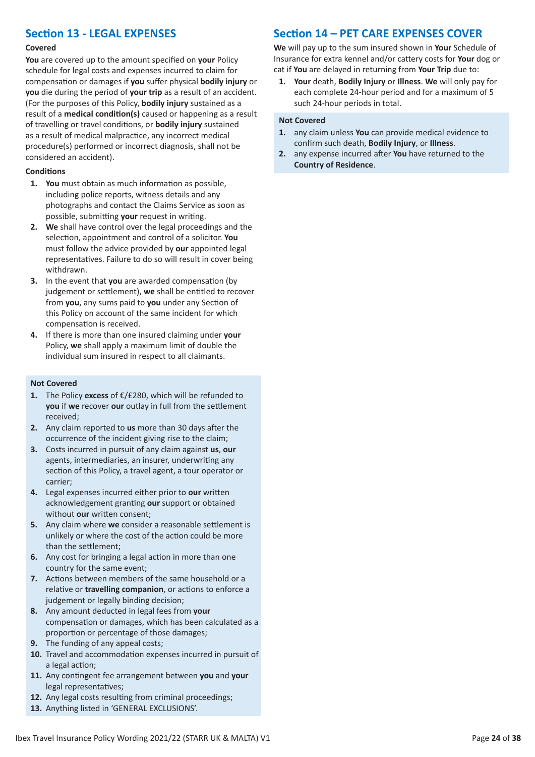## Section 13 - LEGAL EXPENSES

**Covered**

**You** are covered up to the amount specified on **your** Policy schedule for legal costs and expenses incurred to claim for compensation or damages if **you** suffer physical **bodily injury** or **you** die during the period of **your trip** as a result of an accident. (For the purposes of this Policy, **bodily injury** sustained as a result of a **medical condition(s)** caused or happening as a result of travelling or travel conditions, or **bodily injury** sustained as a result of medical malpractice, any incorrect medical procedure(s) performed or incorrect diagnosis, shall not be considered an accident).

**Conditions**

1. **You** must obtain as much information as possible, including police reports, witness details and any photographs and contact the Claims Service as soon as possible, submitting **your** request in writing.
2. **We** shall have control over the legal proceedings and the selection, appointment and control of a solicitor. **You** must follow the advice provided by **our** appointed legal representatives. Failure to do so will result in cover being withdrawn.
3. In the event that **you** are awarded compensation (by judgement or settlement), **we** shall be entitled to recover from **you**, any sums paid to **you** under any Section of this Policy on account of the same incident for which this compensation is received.
4. If there is more than one insured claiming under **your** Policy, **we** shall apply a maximum limit of double the individual sum insured in respect to all claimants.

**Not Covered**

1. The Policy **excess** of €/£280, which will be refunded to **you** if **we** recover **our** outlay in full from the settlement received;
2. Any claim reported to **us** more than 30 days after the occurrence of the incident giving rise to the claim;
3. Costs incurred in pursuit of any claim against **us**, **our** agents, intermediaries, an insurer, underwriting any section of this Policy, a travel agent, a tour operator or carrier;
4. Legal expenses incurred either prior to **our** written acknowledgement granting **our** support or obtained without **our** written consent;
5. Any claim where **we** consider a reasonable settlement is unlikely or where the cost of the action could be more than the settlement;
6. Any cost for bringing a legal action in more than one country for the same event;
7. Actions between members of the same household or a relative or **travelling companion**, or actions to enforce a judgement or legally binding decision;
8. Any amount deducted in legal fees from **your** compensation or damages, which has been calculated as a proportion or percentage of those damages;
9. The funding of any appeal costs;
10. Travel and accommodation expenses incurred in pursuit of a legal action;
11. Any contingent fee arrangement between **you** and **your** legal representatives;
12. Any legal costs resulting from criminal proceedings;
13. Anything listed in 'GENERAL EXCLUSIONS'.

## Section 14 – PET CARE EXPENSES COVER

**We** will pay up to the sum insured shown in **Your** Schedule of Insurance for extra kennel and/or cattery costs for **Your** dog or cat if **You** are delayed in returning from **Your Trip** due to:

1. **Your** death, **Bodily Injury** or **Illness**. **We** will only pay for each complete 24-hour period and for a maximum of 5 such 24-hour periods in total.

**Not Covered**

1. any claim unless **You** can provide medical evidence to confirm such death, **Bodily Injury**, or **Illness**.
2. any expense incurred after **You** have returned to the **Country of Residence**.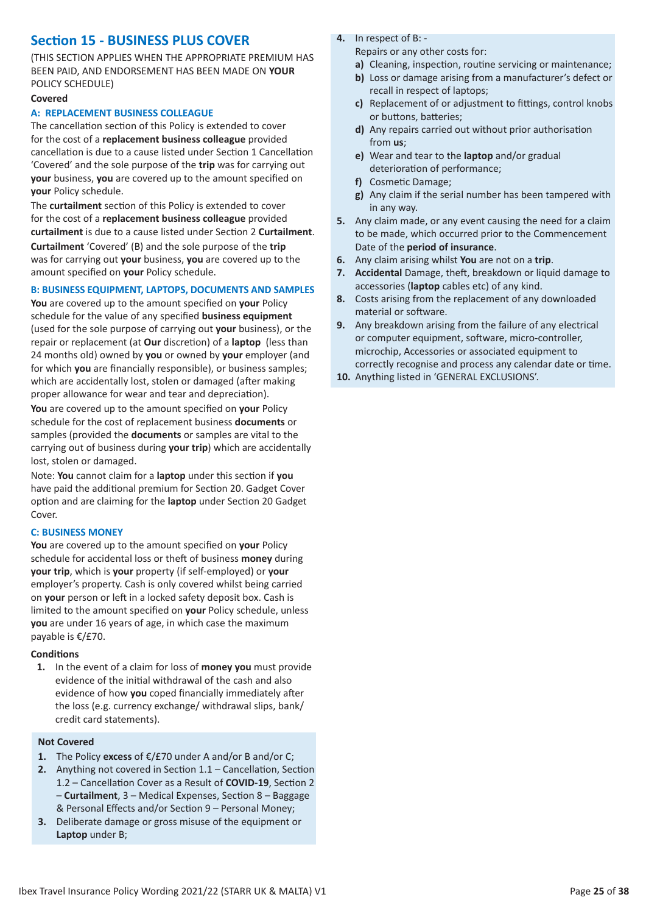## Section 15 - BUSINESS PLUS COVER

(THIS SECTION APPLIES WHEN THE APPROPRIATE PREMIUM HAS BEEN PAID, AND ENDORSEMENT HAS BEEN MADE ON **YOUR** POLICY SCHEDULE)

**Covered**

### A: REPLACEMENT BUSINESS COLLEAGUE

The cancellation section of this Policy is extended to cover for the cost of a **replacement business colleague** provided cancellation is due to a cause listed under Section 1 Cancellation 'Covered' and the sole purpose of the **trip** was for carrying out **your** business, **you** are covered up to the amount specified on **your** Policy schedule.

The **curtailment** section of this Policy is extended to cover for the cost of a **replacement business colleague** provided **curtailment** is due to a cause listed under Section 2 **Curtailment**. **Curtailment** 'Covered' (B) and the sole purpose of the **trip** was for carrying out **your** business, **you** are covered up to the amount specified on **your** Policy schedule.

### B: BUSINESS EQUIPMENT, LAPTOPS, DOCUMENTS AND SAMPLES

**You** are covered up to the amount specified on **your** Policy schedule for the value of any specified **business equipment** (used for the sole purpose of carrying out **your** business), or the repair or replacement (at **Our** discretion) of a **laptop** (less than 24 months old) owned by **you** or owned by **your** employer (and for which **you** are financially responsible), or business samples; which are accidentally lost, stolen or damaged (after making proper allowance for wear and tear and depreciation).

**You** are covered up to the amount specified on **your** Policy schedule for the cost of replacement business **documents** or samples (provided the **documents** or samples are vital to the carrying out of business during **your trip**) which are accidentally lost, stolen or damaged.

Note: **You** cannot claim for a **laptop** under this section if **you** have paid the additional premium for Section 20. Gadget Cover option and are claiming for the **laptop** under Section 20 Gadget Cover.

### C: BUSINESS MONEY

**You** are covered up to the amount specified on **your** Policy schedule for accidental loss or theft of business **money** during **your trip**, which is **your** property (if self-employed) or **your** employer's property. Cash is only covered whilst being carried on **your** person or left in a locked safety deposit box. Cash is limited to the amount specified on **your** Policy schedule, unless **you** are under 16 years of age, in which case the maximum payable is €/£70.

**Conditions**

1. In the event of a claim for loss of **money you** must provide evidence of the initial withdrawal of the cash and also evidence of how **you** coped financially immediately after the loss (e.g. currency exchange/ withdrawal slips, bank/ credit card statements).

**Not Covered**

1. The Policy **excess** of €/£70 under A and/or B and/or C;
2. Anything not covered in Section 1.1 – Cancellation, Section 1.2 – Cancellation Cover as a Result of **COVID-19**, Section 2 – **Curtailment**, 3 – Medical Expenses, Section 8 – Baggage & Personal Effects and/or Section 9 – Personal Money;
3. Deliberate damage or gross misuse of the equipment or **Laptop** under B;
4. In respect of B: -
   Repairs or any other costs for:
   a) Cleaning, inspection, routine servicing or maintenance;
   b) Loss or damage arising from a manufacturer's defect or recall in respect of laptops;
   c) Replacement of or adjustment to fittings, control knobs or buttons, batteries;
   d) Any repairs carried out without prior authorisation from **us**;
   e) Wear and tear to the **laptop** and/or gradual deterioration of performance;
   f) Cosmetic Damage;
   g) Any claim if the serial number has been tampered with in any way.
5. Any claim made, or any event causing the need for a claim to be made, which occurred prior to the Commencement Date of the **period of insurance**.
6. Any claim arising whilst **You** are not on a **trip**.
7. **Accidental** Damage, theft, breakdown or liquid damage to accessories (**laptop** cables etc) of any kind.
8. Costs arising from the replacement of any downloaded material or software.
9. Any breakdown arising from the failure of any electrical or computer equipment, software, micro-controller, microchip, Accessories or associated equipment to correctly recognise and process any calendar date or time.
10. Anything listed in 'GENERAL EXCLUSIONS'.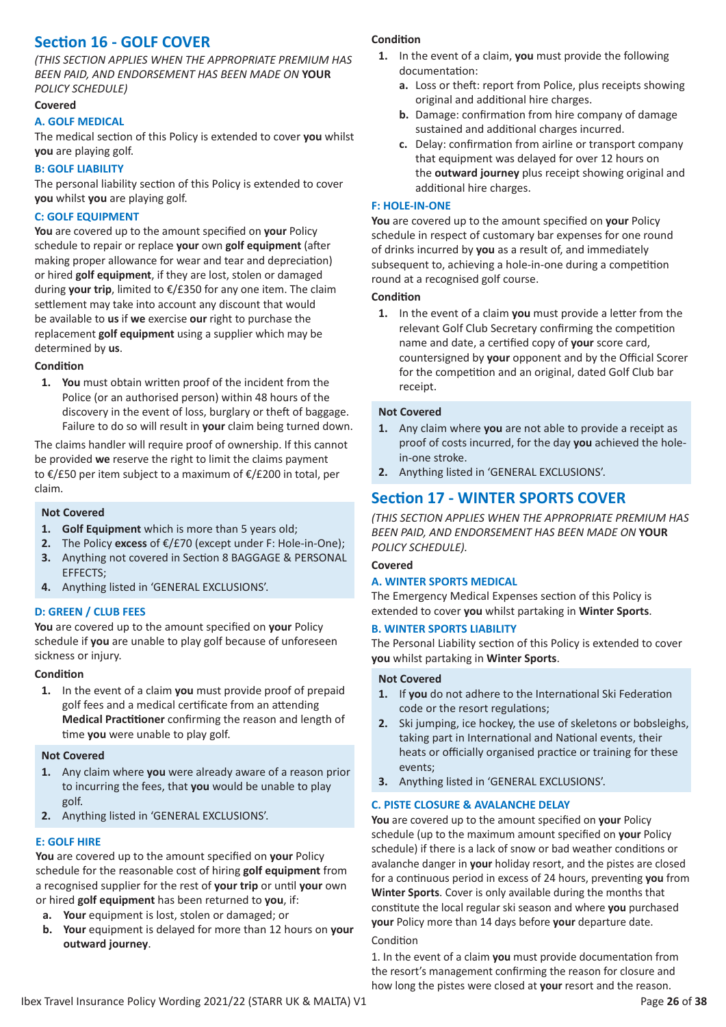## Section 16 - GOLF COVER

*(THIS SECTION APPLIES WHEN THE APPROPRIATE PREMIUM HAS BEEN PAID, AND ENDORSEMENT HAS BEEN MADE ON* ***YOUR*** *POLICY SCHEDULE)*

**Covered**

### A. GOLF MEDICAL

The medical section of this Policy is extended to cover **you** whilst **you** are playing golf.

### B: GOLF LIABILITY

The personal liability section of this Policy is extended to cover **you** whilst **you** are playing golf.

### C: GOLF EQUIPMENT

**You** are covered up to the amount specified on **your** Policy schedule to repair or replace **your** own **golf equipment** (after making proper allowance for wear and tear and depreciation) or hired **golf equipment**, if they are lost, stolen or damaged during **your trip**, limited to €/£350 for any one item. The claim settlement may take into account any discount that would be available to **us** if **we** exercise **our** right to purchase the replacement **golf equipment** using a supplier which may be determined by **us**.

**Condition**

1. **You** must obtain written proof of the incident from the Police (or an authorised person) within 48 hours of the discovery in the event of loss, burglary or theft of baggage. Failure to do so will result in **your** claim being turned down.

The claims handler will require proof of ownership. If this cannot be provided **we** reserve the right to limit the claims payment to €/£50 per item subject to a maximum of €/£200 in total, per claim.

**Not Covered**

1. **Golf Equipment** which is more than 5 years old;
2. The Policy **excess** of €/£70 (except under F: Hole-in-One);
3. Anything not covered in Section 8 BAGGAGE & PERSONAL EFFECTS;
4. Anything listed in 'GENERAL EXCLUSIONS'.

### D: GREEN / CLUB FEES

**You** are covered up to the amount specified on **your** Policy schedule if **you** are unable to play golf because of unforeseen sickness or injury.

**Condition**

1. In the event of a claim **you** must provide proof of prepaid golf fees and a medical certificate from an attending **Medical Practitioner** confirming the reason and length of time **you** were unable to play golf.

**Not Covered**

1. Any claim where **you** were already aware of a reason prior to incurring the fees, that **you** would be unable to play golf.
2. Anything listed in 'GENERAL EXCLUSIONS'.

### E: GOLF HIRE

**You** are covered up to the amount specified on **your** Policy schedule for the reasonable cost of hiring **golf equipment** from a recognised supplier for the rest of **your trip** or until **your** own or hired **golf equipment** has been returned to **you**, if:

a. **Your** equipment is lost, stolen or damaged; or
b. **Your** equipment is delayed for more than 12 hours on **your outward journey**.

**Condition**

1. In the event of a claim, **you** must provide the following documentation:
   a. Loss or theft: report from Police, plus receipts showing original and additional hire charges.
   b. Damage: confirmation from hire company of damage sustained and additional charges incurred.
   c. Delay: confirmation from airline or transport company that equipment was delayed for over 12 hours on the **outward journey** plus receipt showing original and additional hire charges.

### F: HOLE-IN-ONE

**You** are covered up to the amount specified on **your** Policy schedule in respect of customary bar expenses for one round of drinks incurred by **you** as a result of, and immediately subsequent to, achieving a hole-in-one during a competition round at a recognised golf course.

**Condition**

1. In the event of a claim **you** must provide a letter from the relevant Golf Club Secretary confirming the competition name and date, a certified copy of **your** score card, countersigned by **your** opponent and by the Official Scorer for the competition and an original, dated Golf Club bar receipt.

**Not Covered**

1. Any claim where **you** are not able to provide a receipt as proof of costs incurred, for the day **you** achieved the hole-in-one stroke.
2. Anything listed in 'GENERAL EXCLUSIONS'.

## Section 17 - WINTER SPORTS COVER

*(THIS SECTION APPLIES WHEN THE APPROPRIATE PREMIUM HAS BEEN PAID, AND ENDORSEMENT HAS BEEN MADE ON* ***YOUR*** *POLICY SCHEDULE).*

**Covered**

### A. WINTER SPORTS MEDICAL

The Emergency Medical Expenses section of this Policy is extended to cover **you** whilst partaking in **Winter Sports**.

### B. WINTER SPORTS LIABILITY

The Personal Liability section of this Policy is extended to cover **you** whilst partaking in **Winter Sports**.

**Not Covered**

1. If **you** do not adhere to the International Ski Federation code or the resort regulations;
2. Ski jumping, ice hockey, the use of skeletons or bobsleighs, taking part in International and National events, their heats or officially organised practice or training for these events;
3. Anything listed in 'GENERAL EXCLUSIONS'.

### C. PISTE CLOSURE & AVALANCHE DELAY

**You** are covered up to the amount specified on **your** Policy schedule (up to the maximum amount specified on **your** Policy schedule) if there is a lack of snow or bad weather conditions or avalanche danger in **your** holiday resort, and the pistes are closed for a continuous period in excess of 24 hours, preventing **you** from **Winter Sports**. Cover is only available during the months that constitute the local regular ski season and where **you** purchased **your** Policy more than 14 days before **your** departure date.

Condition

1. In the event of a claim **you** must provide documentation from the resort's management confirming the reason for closure and how long the pistes were closed at **your** resort and the reason.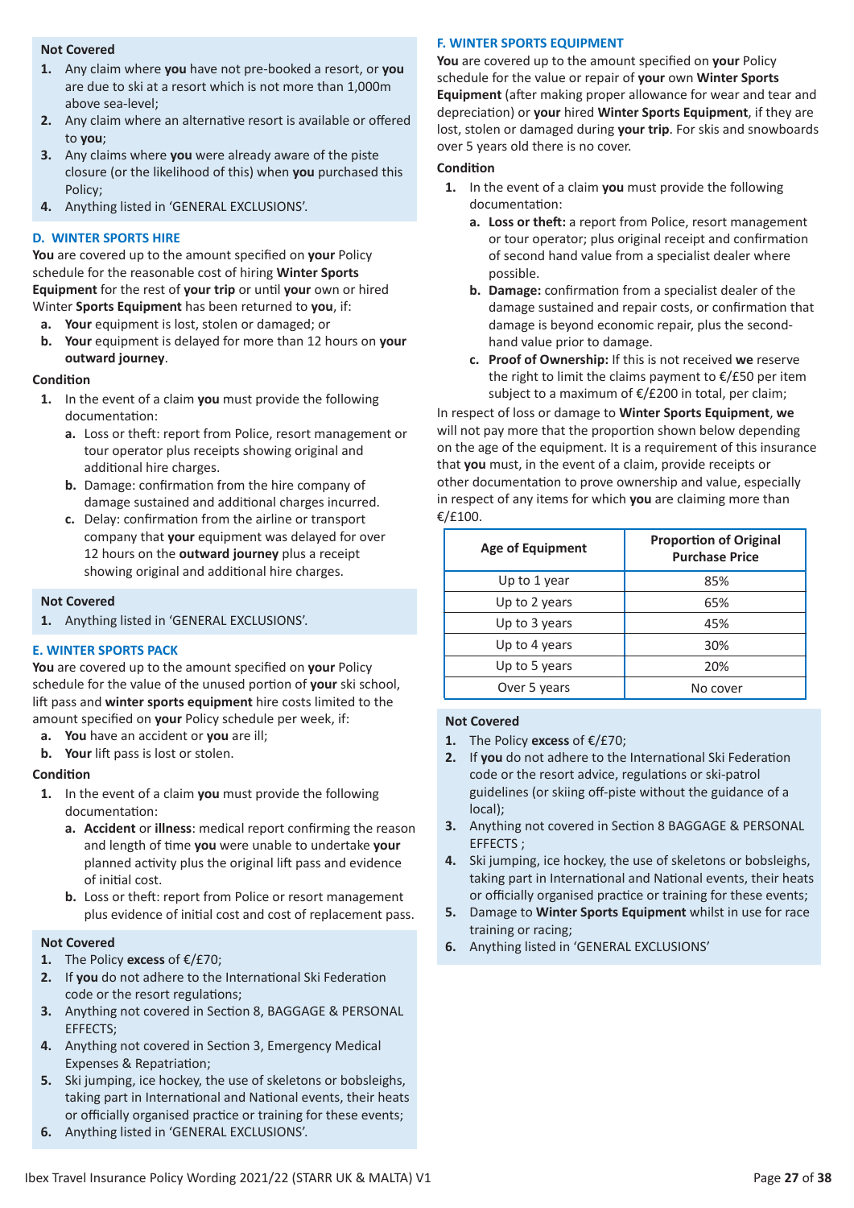**Not Covered**

1. Any claim where **you** have not pre-booked a resort, or **you** are due to ski at a resort which is not more than 1,000m above sea-level;
2. Any claim where an alternative resort is available or offered to **you**;
3. Any claims where **you** were already aware of the piste closure (or the likelihood of this) when **you** purchased this Policy;
4. Anything listed in 'GENERAL EXCLUSIONS'.

### D. WINTER SPORTS HIRE

**You** are covered up to the amount specified on **your** Policy schedule for the reasonable cost of hiring **Winter Sports Equipment** for the rest of **your trip** or until **your** own or hired Winter **Sports Equipment** has been returned to **you**, if:

a. **Your** equipment is lost, stolen or damaged; or
b. **Your** equipment is delayed for more than 12 hours on **your outward journey**.

**Condition**

1. In the event of a claim **you** must provide the following documentation:
   a. Loss or theft: report from Police, resort management or tour operator plus receipts showing original and additional hire charges.
   b. Damage: confirmation from the hire company of damage sustained and additional charges incurred.
   c. Delay: confirmation from the airline or transport company that **your** equipment was delayed for over 12 hours on the **outward journey** plus a receipt showing original and additional hire charges.

**Not Covered**

1. Anything listed in 'GENERAL EXCLUSIONS'.

### E. WINTER SPORTS PACK

**You** are covered up to the amount specified on **your** Policy schedule for the value of the unused portion of **your** ski school, lift pass and **winter sports equipment** hire costs limited to the amount specified on **your** Policy schedule per week, if:

a. **You** have an accident or **you** are ill;
b. **Your** lift pass is lost or stolen.

**Condition**

1. In the event of a claim **you** must provide the following documentation:
   a. **Accident** or **illness**: medical report confirming the reason and length of time **you** were unable to undertake **your** planned activity plus the original lift pass and evidence of initial cost.
   b. Loss or theft: report from Police or resort management plus evidence of initial cost and cost of replacement pass.

**Not Covered**

1. The Policy **excess** of €/£70;
2. If **you** do not adhere to the International Ski Federation code or the resort regulations;
3. Anything not covered in Section 8, BAGGAGE & PERSONAL EFFECTS;
4. Anything not covered in Section 3, Emergency Medical Expenses & Repatriation;
5. Ski jumping, ice hockey, the use of skeletons or bobsleighs, taking part in International and National events, their heats or officially organised practice or training for these events;
6. Anything listed in 'GENERAL EXCLUSIONS'.

### F. WINTER SPORTS EQUIPMENT

**You** are covered up to the amount specified on **your** Policy schedule for the value or repair of **your** own **Winter Sports Equipment** (after making proper allowance for wear and tear and depreciation) or **your** hired **Winter Sports Equipment**, if they are lost, stolen or damaged during **your trip**. For skis and snowboards over 5 years old there is no cover.

**Condition**

1. In the event of a claim **you** must provide the following documentation:
   a. **Loss or theft:** a report from Police, resort management or tour operator; plus original receipt and confirmation of second hand value from a specialist dealer where possible.
   b. **Damage:** confirmation from a specialist dealer of the damage sustained and repair costs, or confirmation that damage is beyond economic repair, plus the second-hand value prior to damage.
   c. **Proof of Ownership:** If this is not received **we** reserve the right to limit the claims payment to €/£50 per item subject to a maximum of €/£200 in total, per claim;

In respect of loss or damage to **Winter Sports Equipment**, **we** will not pay more that the proportion shown below depending on the age of the equipment. It is a requirement of this insurance that **you** must, in the event of a claim, provide receipts or other documentation to prove ownership and value, especially in respect of any items for which **you** are claiming more than €/£100.

| Age of Equipment | Proportion of Original Purchase Price |
|---|---|
| Up to 1 year | 85% |
| Up to 2 years | 65% |
| Up to 3 years | 45% |
| Up to 4 years | 30% |
| Up to 5 years | 20% |
| Over 5 years | No cover |

**Not Covered**

1. The Policy **excess** of €/£70;
2. If **you** do not adhere to the International Ski Federation code or the resort advice, regulations or ski-patrol guidelines (or skiing off-piste without the guidance of a local);
3. Anything not covered in Section 8 BAGGAGE & PERSONAL EFFECTS ;
4. Ski jumping, ice hockey, the use of skeletons or bobsleighs, taking part in International and National events, their heats or officially organised practice or training for these events;
5. Damage to **Winter Sports Equipment** whilst in use for race training or racing;
6. Anything listed in 'GENERAL EXCLUSIONS'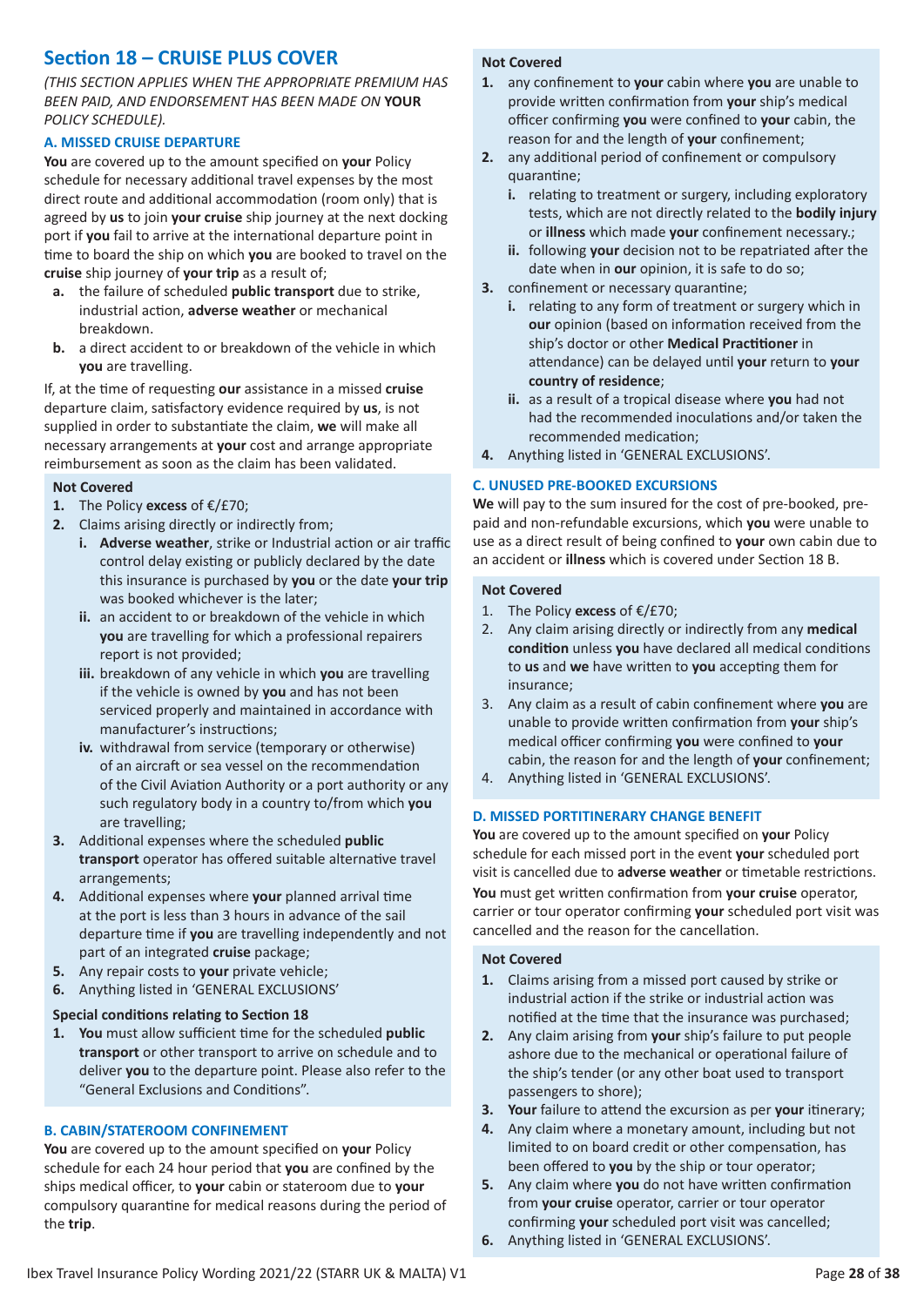## Section 18 – CRUISE PLUS COVER

*(THIS SECTION APPLIES WHEN THE APPROPRIATE PREMIUM HAS BEEN PAID, AND ENDORSEMENT HAS BEEN MADE ON **YOUR** POLICY SCHEDULE).*

### A. MISSED CRUISE DEPARTURE

**You** are covered up to the amount specified on **your** Policy schedule for necessary additional travel expenses by the most direct route and additional accommodation (room only) that is agreed by **us** to join **your cruise** ship journey at the next docking port if **you** fail to arrive at the international departure point in time to board the ship on which **you** are booked to travel on the **cruise** ship journey of **your trip** as a result of;

- **a.** the failure of scheduled **public transport** due to strike, industrial action, **adverse weather** or mechanical breakdown.
- **b.** a direct accident to or breakdown of the vehicle in which **you** are travelling.

If, at the time of requesting **our** assistance in a missed **cruise** departure claim, satisfactory evidence required by **us**, is not supplied in order to substantiate the claim, **we** will make all necessary arrangements at **your** cost and arrange appropriate reimbursement as soon as the claim has been validated.

**Not Covered**

1. The Policy **excess** of €/£70;
2. Claims arising directly or indirectly from;
   - **i.** **Adverse weather**, strike or Industrial action or air traffic control delay existing or publicly declared by the date this insurance is purchased by **you** or the date **your trip** was booked whichever is the later;
   - **ii.** an accident to or breakdown of the vehicle in which **you** are travelling for which a professional repairers report is not provided;
   - **iii.** breakdown of any vehicle in which **you** are travelling if the vehicle is owned by **you** and has not been serviced properly and maintained in accordance with manufacturer's instructions;
   - **iv.** withdrawal from service (temporary or otherwise) of an aircraft or sea vessel on the recommendation of the Civil Aviation Authority or a port authority or any such regulatory body in a country to/from which **you** are travelling;
3. Additional expenses where the scheduled **public transport** operator has offered suitable alternative travel arrangements;
4. Additional expenses where **your** planned arrival time at the port is less than 3 hours in advance of the sail departure time if **you** are travelling independently and not part of an integrated **cruise** package;
5. Any repair costs to **your** private vehicle;
6. Anything listed in 'GENERAL EXCLUSIONS'

**Special conditions relating to Section 18**

1. **You** must allow sufficient time for the scheduled **public transport** or other transport to arrive on schedule and to deliver **you** to the departure point. Please also refer to the "General Exclusions and Conditions".

### B. CABIN/STATEROOM CONFINEMENT

**You** are covered up to the amount specified on **your** Policy schedule for each 24 hour period that **you** are confined by the ships medical officer, to **your** cabin or stateroom due to **your** compulsory quarantine for medical reasons during the period of the **trip**.

**Not Covered**

1. any confinement to **your** cabin where **you** are unable to provide written confirmation from **your** ship's medical officer confirming **you** were confined to **your** cabin, the reason for and the length of **your** confinement;
2. any additional period of confinement or compulsory quarantine;
   - **i.** relating to treatment or surgery, including exploratory tests, which are not directly related to the **bodily injury** or **illness** which made **your** confinement necessary.;
   - **ii.** following **your** decision not to be repatriated after the date when in **our** opinion, it is safe to do so;
3. confinement or necessary quarantine;
   - **i.** relating to any form of treatment or surgery which in **our** opinion (based on information received from the ship's doctor or other **Medical Practitioner** in attendance) can be delayed until **your** return to **your country of residence**;
   - **ii.** as a result of a tropical disease where **you** had not had the recommended inoculations and/or taken the recommended medication;
4. Anything listed in 'GENERAL EXCLUSIONS'.

### C. UNUSED PRE-BOOKED EXCURSIONS

**We** will pay to the sum insured for the cost of pre-booked, pre-paid and non-refundable excursions, which **you** were unable to use as a direct result of being confined to **your** own cabin due to an accident or **illness** which is covered under Section 18 B.

**Not Covered**

1. The Policy **excess** of €/£70;
2. Any claim arising directly or indirectly from any **medical condition** unless **you** have declared all medical conditions to **us** and **we** have written to **you** accepting them for insurance;
3. Any claim as a result of cabin confinement where **you** are unable to provide written confirmation from **your** ship's medical officer confirming **you** were confined to **your** cabin, the reason for and the length of **your** confinement;
4. Anything listed in 'GENERAL EXCLUSIONS'.

### D. MISSED PORTITINERARY CHANGE BENEFIT

**You** are covered up to the amount specified on **your** Policy schedule for each missed port in the event **your** scheduled port visit is cancelled due to **adverse weather** or timetable restrictions. **You** must get written confirmation from **your cruise** operator, carrier or tour operator confirming **your** scheduled port visit was cancelled and the reason for the cancellation.

**Not Covered**

1. Claims arising from a missed port caused by strike or industrial action if the strike or industrial action was notified at the time that the insurance was purchased;
2. Any claim arising from **your** ship's failure to put people ashore due to the mechanical or operational failure of the ship's tender (or any other boat used to transport passengers to shore);
3. **Your** failure to attend the excursion as per **your** itinerary;
4. Any claim where a monetary amount, including but not limited to on board credit or other compensation, has been offered to **you** by the ship or tour operator;
5. Any claim where **you** do not have written confirmation from **your cruise** operator, carrier or tour operator confirming **your** scheduled port visit was cancelled;
6. Anything listed in 'GENERAL EXCLUSIONS'.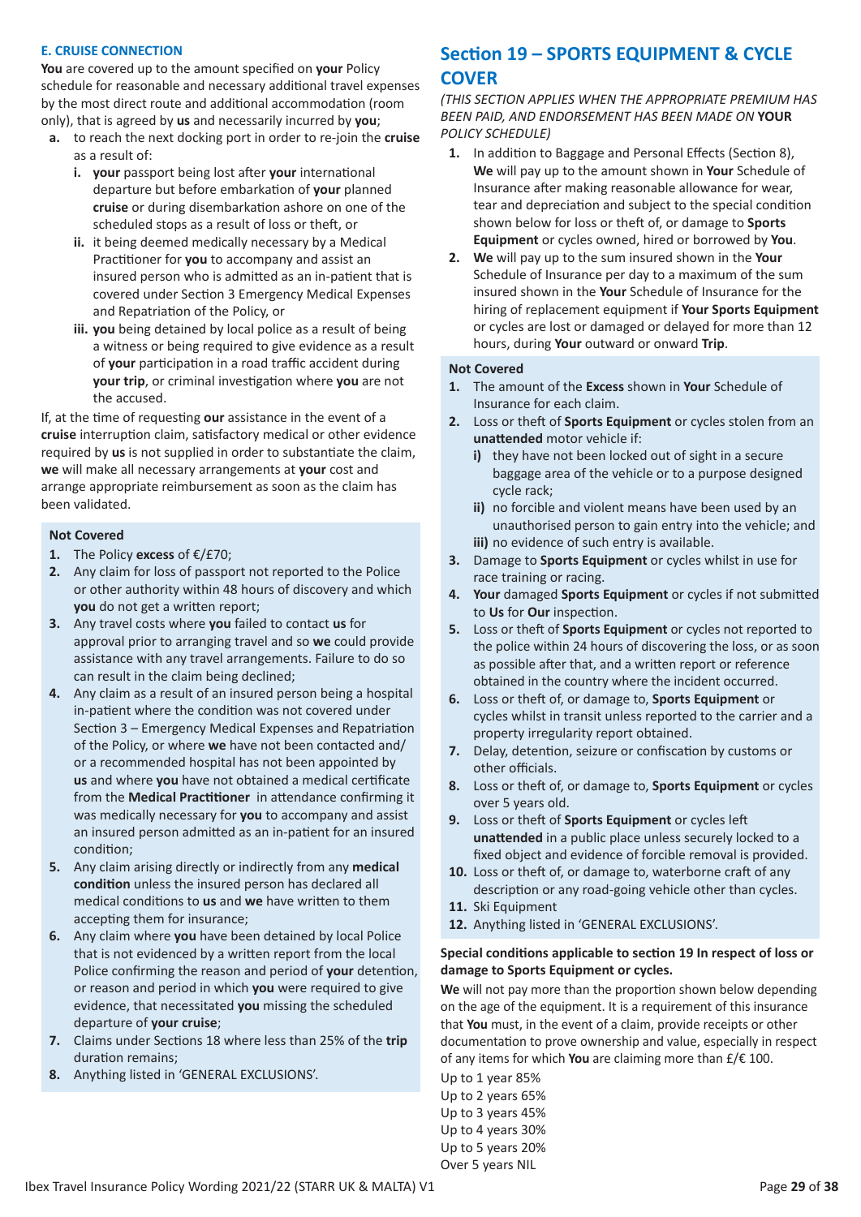#### E. CRUISE CONNECTION

**You** are covered up to the amount specified on **your** Policy schedule for reasonable and necessary additional travel expenses by the most direct route and additional accommodation (room only), that is agreed by **us** and necessarily incurred by **you**;

- **a.** to reach the next docking port in order to re-join the **cruise** as a result of:
  - **i.** **your** passport being lost after **your** international departure but before embarkation of **your** planned **cruise** or during disembarkation ashore on one of the scheduled stops as a result of loss or theft, or
  - **ii.** it being deemed medically necessary by a Medical Practitioner for **you** to accompany and assist an insured person who is admitted as an in-patient that is covered under Section 3 Emergency Medical Expenses and Repatriation of the Policy, or
  - **iii.** **you** being detained by local police as a result of being a witness or being required to give evidence as a result of **your** participation in a road traffic accident during **your trip**, or criminal investigation where **you** are not the accused.

If, at the time of requesting **our** assistance in the event of a **cruise** interruption claim, satisfactory medical or other evidence required by **us** is not supplied in order to substantiate the claim, **we** will make all necessary arrangements at **your** cost and arrange appropriate reimbursement as soon as the claim has been validated.

**Not Covered**

1. The Policy **excess** of €/£70;
2. Any claim for loss of passport not reported to the Police or other authority within 48 hours of discovery and which **you** do not get a written report;
3. Any travel costs where **you** failed to contact **us** for approval prior to arranging travel and so **we** could provide assistance with any travel arrangements. Failure to do so can result in the claim being declined;
4. Any claim as a result of an insured person being a hospital in-patient where the condition was not covered under Section 3 – Emergency Medical Expenses and Repatriation of the Policy, or where **we** have not been contacted and/or a recommended hospital has not been appointed by **us** and where **you** have not obtained a medical certificate from the **Medical Practitioner** in attendance confirming it was medically necessary for **you** to accompany and assist an insured person admitted as an in-patient for an insured condition;
5. Any claim arising directly or indirectly from any **medical condition** unless the insured person has declared all medical conditions to **us** and **we** have written to them accepting them for insurance;
6. Any claim where **you** have been detained by local Police that is not evidenced by a written report from the local Police confirming the reason and period of **your** detention, or reason and period in which **you** were required to give evidence, that necessitated **you** missing the scheduled departure of **your cruise**;
7. Claims under Sections 18 where less than 25% of the **trip** duration remains;
8. Anything listed in 'GENERAL EXCLUSIONS'.

## Section 19 – SPORTS EQUIPMENT & CYCLE COVER

*(THIS SECTION APPLIES WHEN THE APPROPRIATE PREMIUM HAS BEEN PAID, AND ENDORSEMENT HAS BEEN MADE ON **YOUR** POLICY SCHEDULE)*

1. In addition to Baggage and Personal Effects (Section 8), **We** will pay up to the amount shown in **Your** Schedule of Insurance after making reasonable allowance for wear, tear and depreciation and subject to the special condition shown below for loss or theft of, or damage to **Sports Equipment** or cycles owned, hired or borrowed by **You**.
2. **We** will pay up to the sum insured shown in the **Your** Schedule of Insurance per day to a maximum of the sum insured shown in the **Your** Schedule of Insurance for the hiring of replacement equipment if **Your Sports Equipment** or cycles are lost or damaged or delayed for more than 12 hours, during **Your** outward or onward **Trip**.

**Not Covered**

1. The amount of the **Excess** shown in **Your** Schedule of Insurance for each claim.
2. Loss or theft of **Sports Equipment** or cycles stolen from an **unattended** motor vehicle if:
   - **i)** they have not been locked out of sight in a secure baggage area of the vehicle or to a purpose designed cycle rack;
   - **ii)** no forcible and violent means have been used by an unauthorised person to gain entry into the vehicle; and
   - **iii)** no evidence of such entry is available.
3. Damage to **Sports Equipment** or cycles whilst in use for race training or racing.
4. **Your** damaged **Sports Equipment** or cycles if not submitted to **Us** for **Our** inspection.
5. Loss or theft of **Sports Equipment** or cycles not reported to the police within 24 hours of discovering the loss, or as soon as possible after that, and a written report or reference obtained in the country where the incident occurred.
6. Loss or theft of, or damage to, **Sports Equipment** or cycles whilst in transit unless reported to the carrier and a property irregularity report obtained.
7. Delay, detention, seizure or confiscation by customs or other officials.
8. Loss or theft of, or damage to, **Sports Equipment** or cycles over 5 years old.
9. Loss or theft of **Sports Equipment** or cycles left **unattended** in a public place unless securely locked to a fixed object and evidence of forcible removal is provided.
10. Loss or theft of, or damage to, waterborne craft of any description or any road-going vehicle other than cycles.
11. Ski Equipment
12. Anything listed in 'GENERAL EXCLUSIONS'.

**Special conditions applicable to section 19 In respect of loss or damage to Sports Equipment or cycles.**

**We** will not pay more than the proportion shown below depending on the age of the equipment. It is a requirement of this insurance that **You** must, in the event of a claim, provide receipts or other documentation to prove ownership and value, especially in respect of any items for which **You** are claiming more than £/€ 100.

Up to 1 year 85%
Up to 2 years 65%
Up to 3 years 45%
Up to 4 years 30%
Up to 5 years 20%
Over 5 years NIL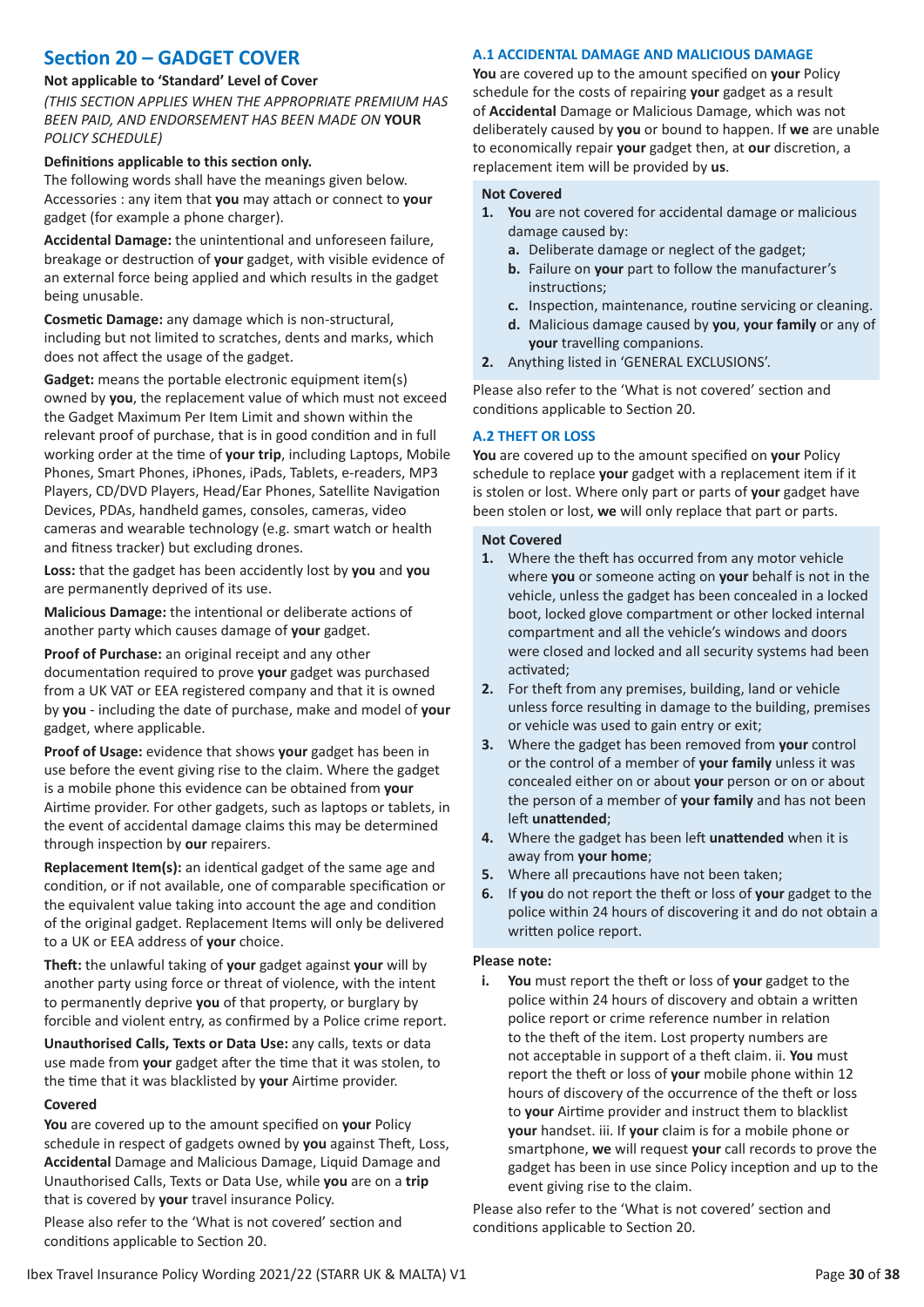## Section 20 – GADGET COVER

**Not applicable to 'Standard' Level of Cover**

*(THIS SECTION APPLIES WHEN THE APPROPRIATE PREMIUM HAS BEEN PAID, AND ENDORSEMENT HAS BEEN MADE ON* ***YOUR*** *POLICY SCHEDULE)*

**Definitions applicable to this section only.**

The following words shall have the meanings given below.

Accessories : any item that **you** may attach or connect to **your** gadget (for example a phone charger).

**Accidental Damage:** the unintentional and unforeseen failure, breakage or destruction of **your** gadget, with visible evidence of an external force being applied and which results in the gadget being unusable.

**Cosmetic Damage:** any damage which is non-structural, including but not limited to scratches, dents and marks, which does not affect the usage of the gadget.

**Gadget:** means the portable electronic equipment item(s) owned by **you**, the replacement value of which must not exceed the Gadget Maximum Per Item Limit and shown within the relevant proof of purchase, that is in good condition and in full working order at the time of **your trip**, including Laptops, Mobile Phones, Smart Phones, iPhones, iPads, Tablets, e-readers, MP3 Players, CD/DVD Players, Head/Ear Phones, Satellite Navigation Devices, PDAs, handheld games, consoles, cameras, video cameras and wearable technology (e.g. smart watch or health and fitness tracker) but excluding drones.

**Loss:** that the gadget has been accidently lost by **you** and **you** are permanently deprived of its use.

**Malicious Damage:** the intentional or deliberate actions of another party which causes damage of **your** gadget.

**Proof of Purchase:** an original receipt and any other documentation required to prove **your** gadget was purchased from a UK VAT or EEA registered company and that it is owned by **you** - including the date of purchase, make and model of **your** gadget, where applicable.

**Proof of Usage:** evidence that shows **your** gadget has been in use before the event giving rise to the claim. Where the gadget is a mobile phone this evidence can be obtained from **your** Airtime provider. For other gadgets, such as laptops or tablets, in the event of accidental damage claims this may be determined through inspection by **our** repairers.

**Replacement Item(s):** an identical gadget of the same age and condition, or if not available, one of comparable specification or the equivalent value taking into account the age and condition of the original gadget. Replacement Items will only be delivered to a UK or EEA address of **your** choice.

**Theft:** the unlawful taking of **your** gadget against **your** will by another party using force or threat of violence, with the intent to permanently deprive **you** of that property, or burglary by forcible and violent entry, as confirmed by a Police crime report.

**Unauthorised Calls, Texts or Data Use:** any calls, texts or data use made from **your** gadget after the time that it was stolen, to the time that it was blacklisted by **your** Airtime provider.

**Covered**

**You** are covered up to the amount specified on **your** Policy schedule in respect of gadgets owned by **you** against Theft, Loss, **Accidental** Damage and Malicious Damage, Liquid Damage and Unauthorised Calls, Texts or Data Use, while **you** are on a **trip** that is covered by **your** travel insurance Policy.

Please also refer to the 'What is not covered' section and conditions applicable to Section 20.

### A.1 ACCIDENTAL DAMAGE AND MALICIOUS DAMAGE

**You** are covered up to the amount specified on **your** Policy schedule for the costs of repairing **your** gadget as a result of **Accidental** Damage or Malicious Damage, which was not deliberately caused by **you** or bound to happen. If **we** are unable to economically repair **your** gadget then, at **our** discretion, a replacement item will be provided by **us**.

**Not Covered**

1. **You** are not covered for accidental damage or malicious damage caused by:
   a. Deliberate damage or neglect of the gadget;
   b. Failure on **your** part to follow the manufacturer's instructions;
   c. Inspection, maintenance, routine servicing or cleaning.
   d. Malicious damage caused by **you**, **your family** or any of **your** travelling companions.
2. Anything listed in 'GENERAL EXCLUSIONS'.

Please also refer to the 'What is not covered' section and conditions applicable to Section 20.

### A.2 THEFT OR LOSS

**You** are covered up to the amount specified on **your** Policy schedule to replace **your** gadget with a replacement item if it is stolen or lost. Where only part or parts of **your** gadget have been stolen or lost, **we** will only replace that part or parts.

**Not Covered**

1. Where the theft has occurred from any motor vehicle where **you** or someone acting on **your** behalf is not in the vehicle, unless the gadget has been concealed in a locked boot, locked glove compartment or other locked internal compartment and all the vehicle's windows and doors were closed and locked and all security systems had been activated;
2. For theft from any premises, building, land or vehicle unless force resulting in damage to the building, premises or vehicle was used to gain entry or exit;
3. Where the gadget has been removed from **your** control or the control of a member of **your family** unless it was concealed either on or about **your** person or on or about the person of a member of **your family** and has not been left **unattended**;
4. Where the gadget has been left **unattended** when it is away from **your home**;
5. Where all precautions have not been taken;
6. If **you** do not report the theft or loss of **your** gadget to the police within 24 hours of discovering it and do not obtain a written police report.

**Please note:**

i. **You** must report the theft or loss of **your** gadget to the police within 24 hours of discovery and obtain a written police report or crime reference number in relation to the theft of the item. Lost property numbers are not acceptable in support of a theft claim. ii. **You** must report the theft or loss of **your** mobile phone within 12 hours of discovery of the occurrence of the theft or loss to **your** Airtime provider and instruct them to blacklist **your** handset. iii. If **your** claim is for a mobile phone or smartphone, **we** will request **your** call records to prove the gadget has been in use since Policy inception and up to the event giving rise to the claim.

Please also refer to the 'What is not covered' section and conditions applicable to Section 20.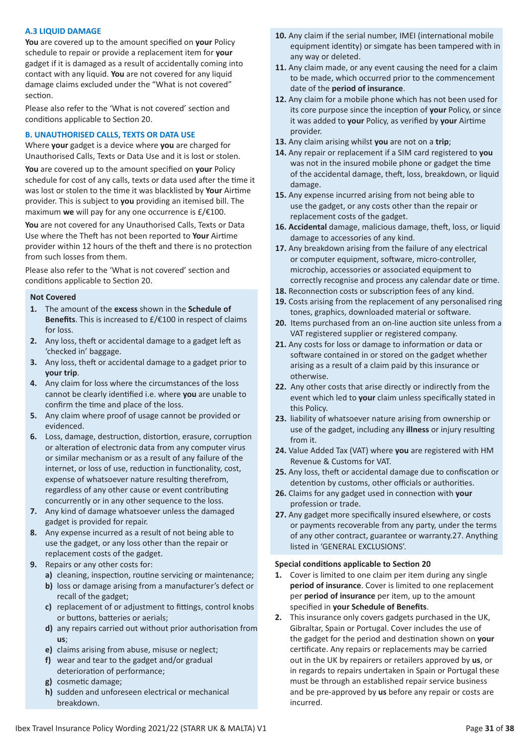### A.3 LIQUID DAMAGE

**You** are covered up to the amount specified on **your** Policy schedule to repair or provide a replacement item for **your** gadget if it is damaged as a result of accidentally coming into contact with any liquid. **You** are not covered for any liquid damage claims excluded under the "What is not covered" section.

Please also refer to the 'What is not covered' section and conditions applicable to Section 20.

### B. UNAUTHORISED CALLS, TEXTS OR DATA USE

Where **your** gadget is a device where **you** are charged for Unauthorised Calls, Texts or Data Use and it is lost or stolen.

**You** are covered up to the amount specified on **your** Policy schedule for cost of any calls, texts or data used after the time it was lost or stolen to the time it was blacklisted by **Your** Airtime provider. This is subject to **you** providing an itemised bill. The maximum **we** will pay for any one occurrence is £/€100.

**You** are not covered for any Unauthorised Calls, Texts or Data Use where the Theft has not been reported to **Your** Airtime provider within 12 hours of the theft and there is no protection from such losses from them.

Please also refer to the 'What is not covered' section and conditions applicable to Section 20.

**Not Covered**

1. The amount of the **excess** shown in the **Schedule of Benefits**. This is increased to £/€100 in respect of claims for loss.
2. Any loss, theft or accidental damage to a gadget left as 'checked in' baggage.
3. Any loss, theft or accidental damage to a gadget prior to **your trip**.
4. Any claim for loss where the circumstances of the loss cannot be clearly identified i.e. where **you** are unable to confirm the time and place of the loss.
5. Any claim where proof of usage cannot be provided or evidenced.
6. Loss, damage, destruction, distortion, erasure, corruption or alteration of electronic data from any computer virus or similar mechanism or as a result of any failure of the internet, or loss of use, reduction in functionality, cost, expense of whatsoever nature resulting therefrom, regardless of any other cause or event contributing concurrently or in any other sequence to the loss.
7. Any kind of damage whatsoever unless the damaged gadget is provided for repair.
8. Any expense incurred as a result of not being able to use the gadget, or any loss other than the repair or replacement costs of the gadget.
9. Repairs or any other costs for:
   a) cleaning, inspection, routine servicing or maintenance;
   b) loss or damage arising from a manufacturer's defect or recall of the gadget;
   c) replacement of or adjustment to fittings, control knobs or buttons, batteries or aerials;
   d) any repairs carried out without prior authorisation from **us**;
   e) claims arising from abuse, misuse or neglect;
   f) wear and tear to the gadget and/or gradual deterioration of performance;
   g) cosmetic damage;
   h) sudden and unforeseen electrical or mechanical breakdown.
10. Any claim if the serial number, IMEI (international mobile equipment identity) or simgate has been tampered with in any way or deleted.
11. Any claim made, or any event causing the need for a claim to be made, which occurred prior to the commencement date of the **period of insurance**.
12. Any claim for a mobile phone which has not been used for its core purpose since the inception of **your** Policy, or since it was added to **your** Policy, as verified by **your** Airtime provider.
13. Any claim arising whilst **you** are not on a **trip**;
14. Any repair or replacement if a SIM card registered to **you** was not in the insured mobile phone or gadget the time of the accidental damage, theft, loss, breakdown, or liquid damage.
15. Any expense incurred arising from not being able to use the gadget, or any costs other than the repair or replacement costs of the gadget.
16. **Accidental** damage, malicious damage, theft, loss, or liquid damage to accessories of any kind.
17. Any breakdown arising from the failure of any electrical or computer equipment, software, micro-controller, microchip, accessories or associated equipment to correctly recognise and process any calendar date or time.
18. Reconnection costs or subscription fees of any kind.
19. Costs arising from the replacement of any personalised ring tones, graphics, downloaded material or software.
20. Items purchased from an on-line auction site unless from a VAT registered supplier or registered company.
21. Any costs for loss or damage to information or data or software contained in or stored on the gadget whether arising as a result of a claim paid by this insurance or otherwise.
22. Any other costs that arise directly or indirectly from the event which led to **your** claim unless specifically stated in this Policy.
23. liability of whatsoever nature arising from ownership or use of the gadget, including any **illness** or injury resulting from it.
24. Value Added Tax (VAT) where **you** are registered with HM Revenue & Customs for VAT.
25. Any loss, theft or accidental damage due to confiscation or detention by customs, other officials or authorities.
26. Claims for any gadget used in connection with **your** profession or trade.
27. Any gadget more specifically insured elsewhere, or costs or payments recoverable from any party, under the terms of any other contract, guarantee or warranty.27. Anything listed in 'GENERAL EXCLUSIONS'.

**Special conditions applicable to Section 20**

1. Cover is limited to one claim per item during any single **period of insurance**. Cover is limited to one replacement per **period of insurance** per item, up to the amount specified in **your Schedule of Benefits**.
2. This insurance only covers gadgets purchased in the UK, Gibraltar, Spain or Portugal. Cover includes the use of the gadget for the period and destination shown on **your** certificate. Any repairs or replacements may be carried out in the UK by repairers or retailers approved by **us**, or in regards to repairs undertaken in Spain or Portugal these must be through an established repair service business and be pre-approved by **us** before any repair or costs are incurred.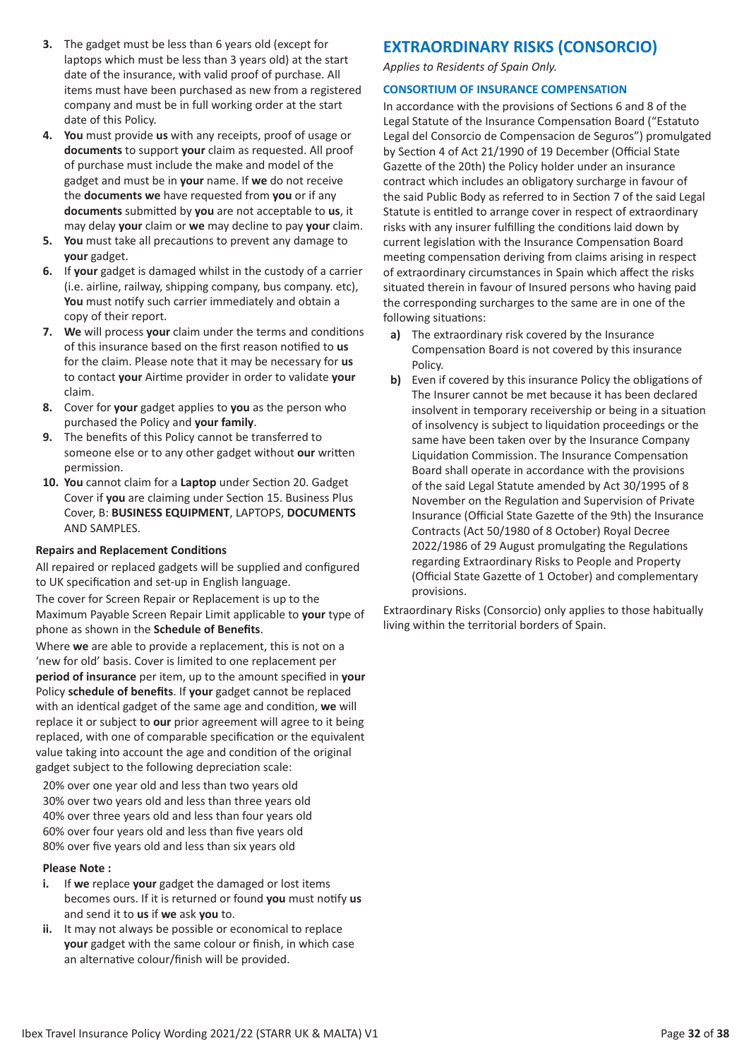3. The gadget must be less than 6 years old (except for laptops which must be less than 3 years old) at the start date of the insurance, with valid proof of purchase. All items must have been purchased as new from a registered company and must be in full working order at the start date of this Policy.
4. **You** must provide **us** with any receipts, proof of usage or **documents** to support **your** claim as requested. All proof of purchase must include the make and model of the gadget and must be in **your** name. If **we** do not receive the **documents we** have requested from **you** or if any **documents** submitted by **you** are not acceptable to **us**, it may delay **your** claim or **we** may decline to pay **your** claim.
5. **You** must take all precautions to prevent any damage to **your** gadget.
6. If **your** gadget is damaged whilst in the custody of a carrier (i.e. airline, railway, shipping company, bus company. etc), **You** must notify such carrier immediately and obtain a copy of their report.
7. **We** will process **your** claim under the terms and conditions of this insurance based on the first reason notified to **us** for the claim. Please note that it may be necessary for **us** to contact **your** Airtime provider in order to validate **your** claim.
8. Cover for **your** gadget applies to **you** as the person who purchased the Policy and **your family**.
9. The benefits of this Policy cannot be transferred to someone else or to any other gadget without **our** written permission.
10. **You** cannot claim for a **Laptop** under Section 20. Gadget Cover if **you** are claiming under Section 15. Business Plus Cover, B: **BUSINESS EQUIPMENT**, LAPTOPS, **DOCUMENTS** AND SAMPLES.

### Repairs and Replacement Conditions

All repaired or replaced gadgets will be supplied and configured to UK specification and set-up in English language.

The cover for Screen Repair or Replacement is up to the Maximum Payable Screen Repair Limit applicable to **your** type of phone as shown in the **Schedule of Benefits**.

Where **we** are able to provide a replacement, this is not on a 'new for old' basis. Cover is limited to one replacement per **period of insurance** per item, up to the amount specified in **your** Policy **schedule of benefits**. If **your** gadget cannot be replaced with an identical gadget of the same age and condition, **we** will replace it or subject to **our** prior agreement will agree to it being replaced, with one of comparable specification or the equivalent value taking into account the age and condition of the original gadget subject to the following depreciation scale:

20% over one year old and less than two years old
30% over two years old and less than three years old
40% over three years old and less than four years old
60% over four years old and less than five years old
80% over five years old and less than six years old

**Please Note :**

i. If **we** replace **your** gadget the damaged or lost items becomes ours. If it is returned or found **you** must notify **us** and send it to **us** if **we** ask **you** to.
ii. It may not always be possible or economical to replace **your** gadget with the same colour or finish, in which case an alternative colour/finish will be provided.

## EXTRAORDINARY RISKS (CONSORCIO)

*Applies to Residents of Spain Only.*

### CONSORTIUM OF INSURANCE COMPENSATION

In accordance with the provisions of Sections 6 and 8 of the Legal Statute of the Insurance Compensation Board ("Estatuto Legal del Consorcio de Compensacion de Seguros") promulgated by Section 4 of Act 21/1990 of 19 December (Official State Gazette of the 20th) the Policy holder under an insurance contract which includes an obligatory surcharge in favour of the said Public Body as referred to in Section 7 of the said Legal Statute is entitled to arrange cover in respect of extraordinary risks with any insurer fulfilling the conditions laid down by current legislation with the Insurance Compensation Board meeting compensation deriving from claims arising in respect of extraordinary circumstances in Spain which affect the risks situated therein in favour of Insured persons who having paid the corresponding surcharges to the same are in one of the following situations:

a) The extraordinary risk covered by the Insurance Compensation Board is not covered by this insurance Policy.
b) Even if covered by this insurance Policy the obligations of The Insurer cannot be met because it has been declared insolvent in temporary receivership or being in a situation of insolvency is subject to liquidation proceedings or the same have been taken over by the Insurance Company Liquidation Commission. The Insurance Compensation Board shall operate in accordance with the provisions of the said Legal Statute amended by Act 30/1995 of 8 November on the Regulation and Supervision of Private Insurance (Official State Gazette of the 9th) the Insurance Contracts (Act 50/1980 of 8 October) Royal Decree 2022/1986 of 29 August promulgating the Regulations regarding Extraordinary Risks to People and Property (Official State Gazette of 1 October) and complementary provisions.

Extraordinary Risks (Consorcio) only applies to those habitually living within the territorial borders of Spain.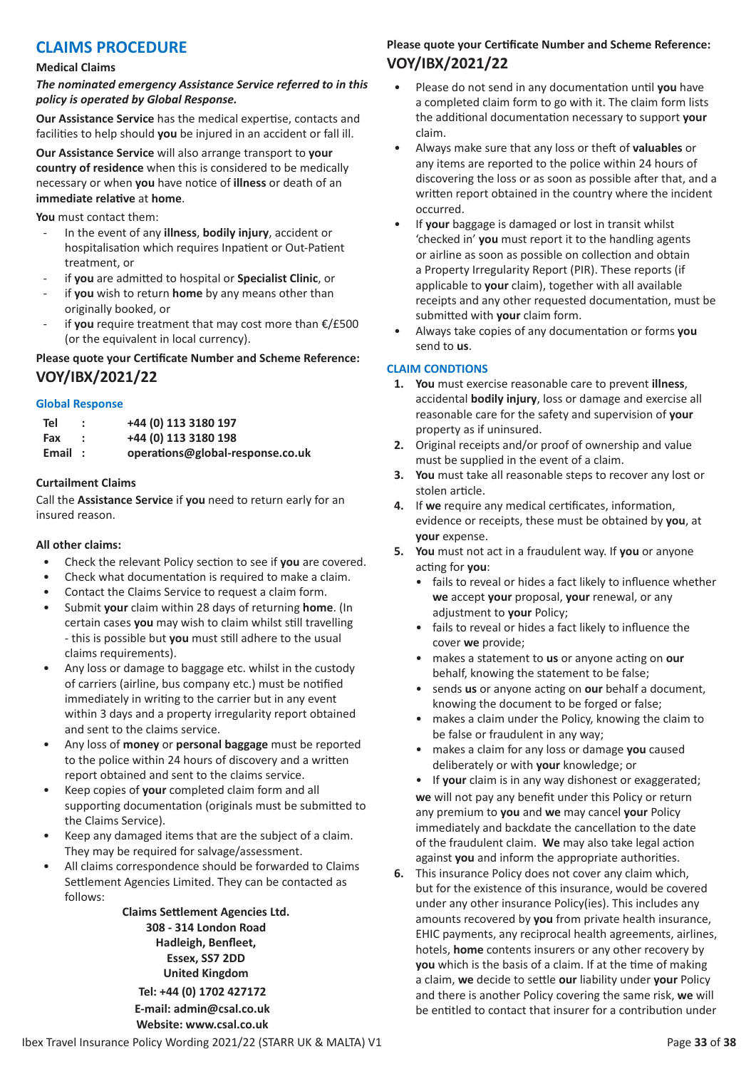## CLAIMS PROCEDURE

**Medical Claims**

***The nominated emergency Assistance Service referred to in this policy is operated by Global Response.***

**Our Assistance Service** has the medical expertise, contacts and facilities to help should **you** be injured in an accident or fall ill.

**Our Assistance Service** will also arrange transport to **your country of residence** when this is considered to be medically necessary or when **you** have notice of **illness** or death of an **immediate relative** at **home**.

**You** must contact them:

- In the event of any **illness**, **bodily injury**, accident or hospitalisation which requires Inpatient or Out-Patient treatment, or
- if **you** are admitted to hospital or **Specialist Clinic**, or
- if **you** wish to return **home** by any means other than originally booked, or
- if **you** require treatment that may cost more than €/£500 (or the equivalent in local currency).

**Please quote your Certificate Number and Scheme Reference:**
**VOY/IBX/2021/22**

### Global Response

| | | |
|---|---|---|
| **Tel** | **:** | **+44 (0) 113 3180 197** |
| **Fax** | **:** | **+44 (0) 113 3180 198** |
| **Email** | **:** | **operations@global-response.co.uk** |

**Curtailment Claims**

Call the **Assistance Service** if **you** need to return early for an insured reason.

**All other claims:**

- Check the relevant Policy section to see if **you** are covered.
- Check what documentation is required to make a claim.
- Contact the Claims Service to request a claim form.
- Submit **your** claim within 28 days of returning **home**. (In certain cases **you** may wish to claim whilst still travelling - this is possible but **you** must still adhere to the usual claims requirements).
- Any loss or damage to baggage etc. whilst in the custody of carriers (airline, bus company etc.) must be notified immediately in writing to the carrier but in any event within 3 days and a property irregularity report obtained and sent to the claims service.
- Any loss of **money** or **personal baggage** must be reported to the police within 24 hours of discovery and a written report obtained and sent to the claims service.
- Keep copies of **your** completed claim form and all supporting documentation (originals must be submitted to the Claims Service).
- Keep any damaged items that are the subject of a claim. They may be required for salvage/assessment.
- All claims correspondence should be forwarded to Claims Settlement Agencies Limited. They can be contacted as follows:

**Claims Settlement Agencies Ltd.**
**308 - 314 London Road**
**Hadleigh, Benfleet,**
**Essex, SS7 2DD**
**United Kingdom**
**Tel: +44 (0) 1702 427172**
**E-mail: admin@csal.co.uk**
**Website: www.csal.co.uk**

**Please quote your Certificate Number and Scheme Reference:**
**VOY/IBX/2021/22**

- Please do not send in any documentation until **you** have a completed claim form to go with it. The claim form lists the additional documentation necessary to support **your** claim.
- Always make sure that any loss or theft of **valuables** or any items are reported to the police within 24 hours of discovering the loss or as soon as possible after that, and a written report obtained in the country where the incident occurred.
- If **your** baggage is damaged or lost in transit whilst 'checked in' **you** must report it to the handling agents or airline as soon as possible on collection and obtain a Property Irregularity Report (PIR). These reports (if applicable to **your** claim), together with all available receipts and any other requested documentation, must be submitted with **your** claim form.
- Always take copies of any documentation or forms **you** send to **us**.

### CLAIM CONDTIONS

1. **You** must exercise reasonable care to prevent **illness**, accidental **bodily injury**, loss or damage and exercise all reasonable care for the safety and supervision of **your** property as if uninsured.
2. Original receipts and/or proof of ownership and value must be supplied in the event of a claim.
3. **You** must take all reasonable steps to recover any lost or stolen article.
4. If **we** require any medical certificates, information, evidence or receipts, these must be obtained by **you**, at **your** expense.
5. **You** must not act in a fraudulent way. If **you** or anyone acting for **you**:
   - fails to reveal or hides a fact likely to influence whether **we** accept **your** proposal, **your** renewal, or any adjustment to **your** Policy;
   - fails to reveal or hides a fact likely to influence the cover **we** provide;
   - makes a statement to **us** or anyone acting on **our** behalf, knowing the statement to be false;
   - sends **us** or anyone acting on **our** behalf a document, knowing the document to be forged or false;
   - makes a claim under the Policy, knowing the claim to be false or fraudulent in any way;
   - makes a claim for any loss or damage **you** caused deliberately or with **your** knowledge; or
   - If **your** claim is in any way dishonest or exaggerated;

   **we** will not pay any benefit under this Policy or return any premium to **you** and **we** may cancel **your** Policy immediately and backdate the cancellation to the date of the fraudulent claim. **We** may also take legal action against **you** and inform the appropriate authorities.
6. This insurance Policy does not cover any claim which, but for the existence of this insurance, would be covered under any other insurance Policy(ies). This includes any amounts recovered by **you** from private health insurance, EHIC payments, any reciprocal health agreements, airlines, hotels, **home** contents insurers or any other recovery by **you** which is the basis of a claim. If at the time of making a claim, **we** decide to settle **our** liability under **your** Policy and there is another Policy covering the same risk, **we** will be entitled to contact that insurer for a contribution under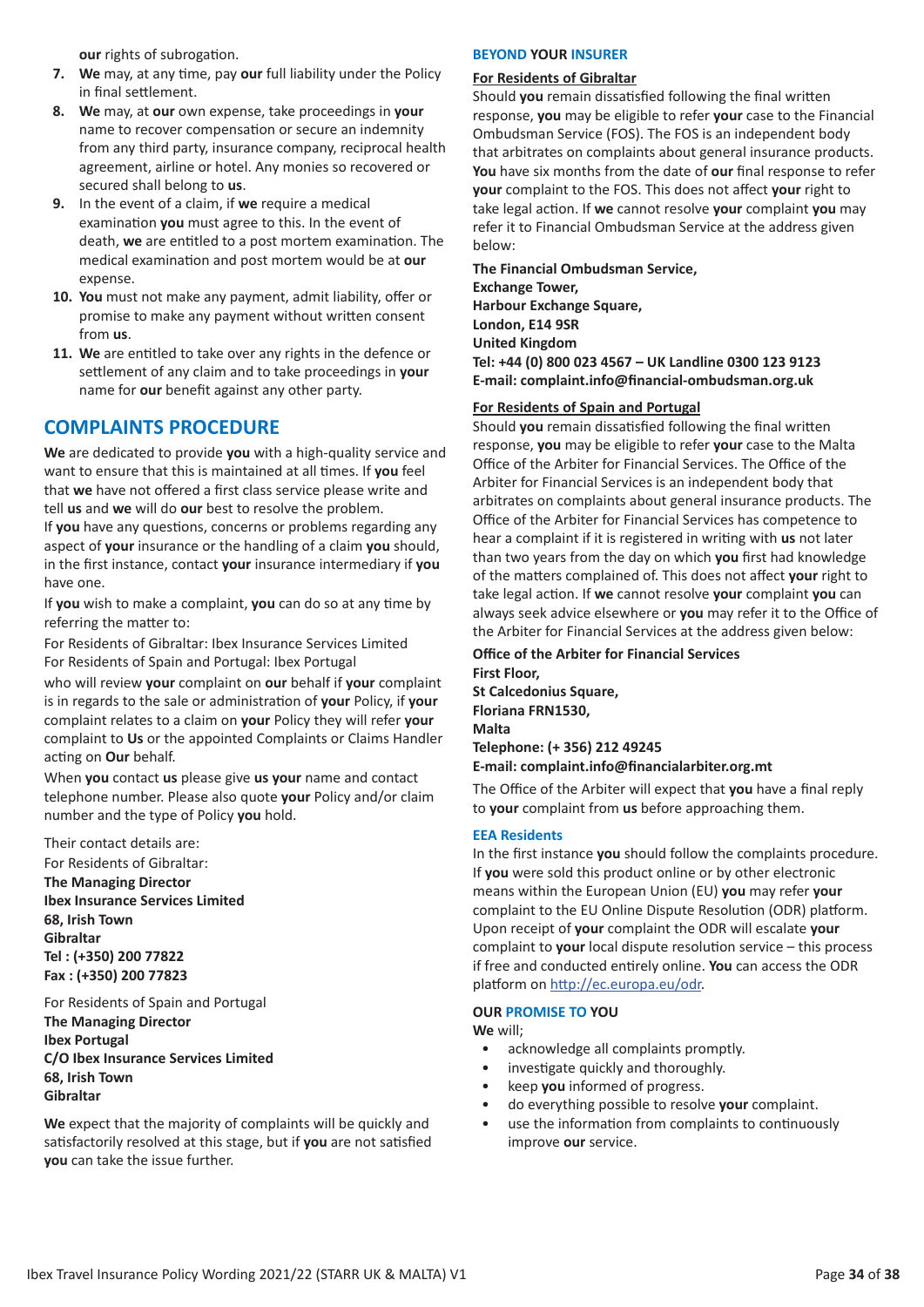**our** rights of subrogation.

7. **We** may, at any time, pay **our** full liability under the Policy in final settlement.
8. **We** may, at **our** own expense, take proceedings in **your** name to recover compensation or secure an indemnity from any third party, insurance company, reciprocal health agreement, airline or hotel. Any monies so recovered or secured shall belong to **us**.
9. In the event of a claim, if **we** require a medical examination **you** must agree to this. In the event of death, **we** are entitled to a post mortem examination. The medical examination and post mortem would be at **our** expense.
10. **You** must not make any payment, admit liability, offer or promise to make any payment without written consent from **us**.
11. **We** are entitled to take over any rights in the defence or settlement of any claim and to take proceedings in **your** name for **our** benefit against any other party.

## COMPLAINTS PROCEDURE

**We** are dedicated to provide **you** with a high-quality service and want to ensure that this is maintained at all times. If **you** feel that **we** have not offered a first class service please write and tell **us** and **we** will do **our** best to resolve the problem.

If **you** have any questions, concerns or problems regarding any aspect of **your** insurance or the handling of a claim **you** should, in the first instance, contact **your** insurance intermediary if **you** have one.

If **you** wish to make a complaint, **you** can do so at any time by referring the matter to:

For Residents of Gibraltar: Ibex Insurance Services Limited
For Residents of Spain and Portugal: Ibex Portugal

who will review **your** complaint on **our** behalf if **your** complaint is in regards to the sale or administration of **your** Policy, if **your** complaint relates to a claim on **your** Policy they will refer **your** complaint to **Us** or the appointed Complaints or Claims Handler acting on **Our** behalf.

When **you** contact **us** please give **us your** name and contact telephone number. Please also quote **your** Policy and/or claim number and the type of Policy **you** hold.

Their contact details are:

For Residents of Gibraltar:
**The Managing Director**
**Ibex Insurance Services Limited**
**68, Irish Town**
**Gibraltar**
**Tel : (+350) 200 77822**
**Fax : (+350) 200 77823**

For Residents of Spain and Portugal
**The Managing Director**
**Ibex Portugal**
**C/O Ibex Insurance Services Limited**
**68, Irish Town**
**Gibraltar**

**We** expect that the majority of complaints will be quickly and satisfactorily resolved at this stage, but if **you** are not satisfied **you** can take the issue further.

### BEYOND YOUR INSURER

**For Residents of Gibraltar**

Should **you** remain dissatisfied following the final written response, **you** may be eligible to refer **your** case to the Financial Ombudsman Service (FOS). The FOS is an independent body that arbitrates on complaints about general insurance products. **You** have six months from the date of **our** final response to refer **your** complaint to the FOS. This does not affect **your** right to take legal action. If **we** cannot resolve **your** complaint **you** may refer it to Financial Ombudsman Service at the address given below:

**The Financial Ombudsman Service,**
**Exchange Tower,**
**Harbour Exchange Square,**
**London, E14 9SR**
**United Kingdom**
**Tel: +44 (0) 800 023 4567 – UK Landline 0300 123 9123**
**E-mail: complaint.info@financial-ombudsman.org.uk**

**For Residents of Spain and Portugal**

Should **you** remain dissatisfied following the final written response, **you** may be eligible to refer **your** case to the Malta Office of the Arbiter for Financial Services. The Office of the Arbiter for Financial Services is an independent body that arbitrates on complaints about general insurance products. The Office of the Arbiter for Financial Services has competence to hear a complaint if it is registered in writing with **us** not later than two years from the day on which **you** first had knowledge of the matters complained of. This does not affect **your** right to take legal action. If **we** cannot resolve **your** complaint **you** can always seek advice elsewhere or **you** may refer it to the Office of the Arbiter for Financial Services at the address given below:

**Office of the Arbiter for Financial Services**
**First Floor,**
**St Calcedonius Square,**
**Floriana FRN1530,**
**Malta**
**Telephone: (+ 356) 212 49245**
**E-mail: complaint.info@financialarbiter.org.mt**

The Office of the Arbiter will expect that **you** have a final reply to **your** complaint from **us** before approaching them.

### EEA Residents

In the first instance **you** should follow the complaints procedure. If **you** were sold this product online or by other electronic means within the European Union (EU) **you** may refer **your** complaint to the EU Online Dispute Resolution (ODR) platform. Upon receipt of **your** complaint the ODR will escalate **your** complaint to **your** local dispute resolution service – this process if free and conducted entirely online. **You** can access the ODR platform on http://ec.europa.eu/odr.

### OUR PROMISE TO YOU

**We** will;

- acknowledge all complaints promptly.
- investigate quickly and thoroughly.
- keep **you** informed of progress.
- do everything possible to resolve **your** complaint.
- use the information from complaints to continuously improve **our** service.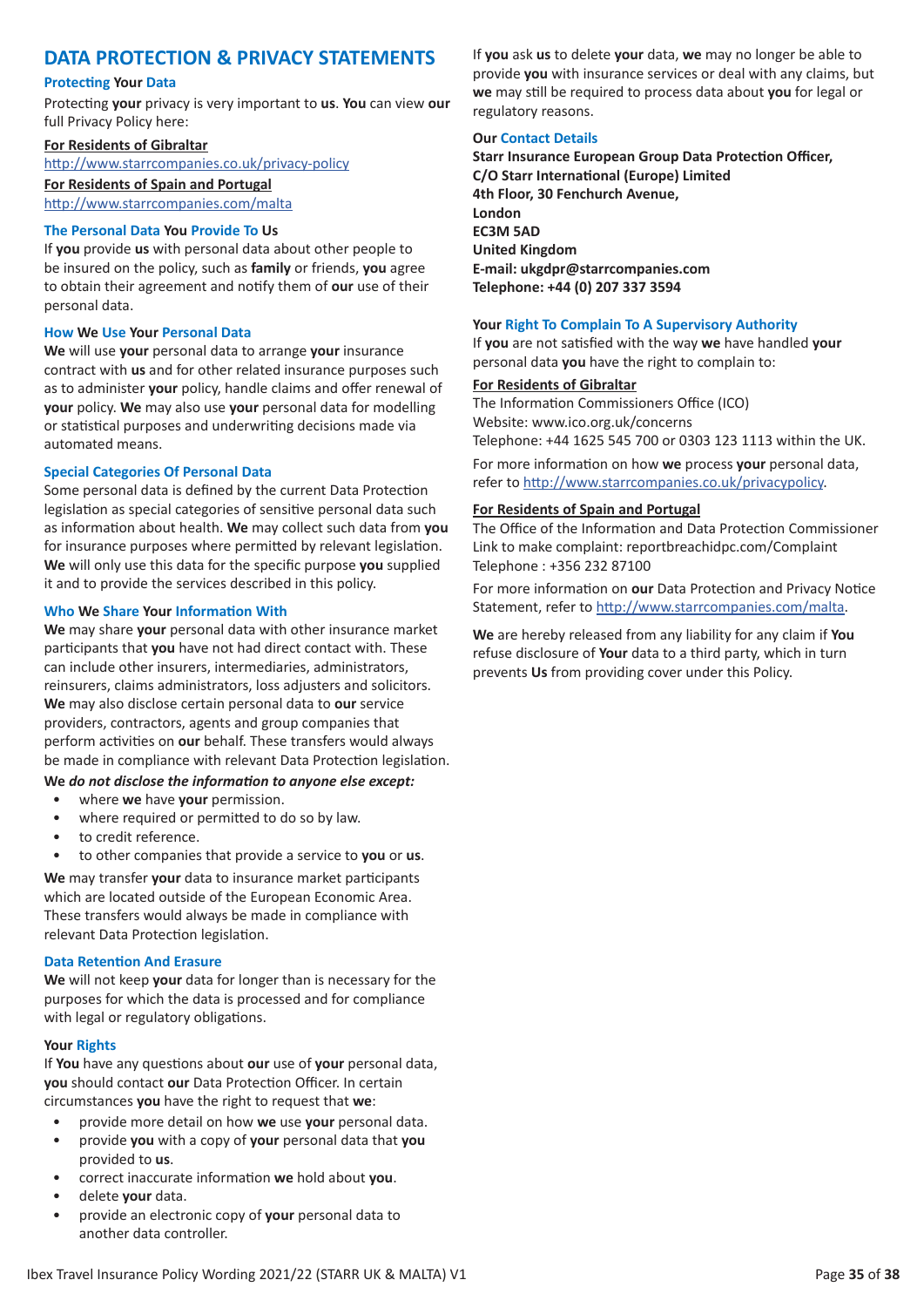## DATA PROTECTION & PRIVACY STATEMENTS

### Protecting Your Data

Protecting **your** privacy is very important to **us**. **You** can view **our** full Privacy Policy here:

**For Residents of Gibraltar**
http://www.starrcompanies.co.uk/privacy-policy

**For Residents of Spain and Portugal**
http://www.starrcompanies.com/malta

### The Personal Data You Provide To Us

If **you** provide **us** with personal data about other people to be insured on the policy, such as **family** or friends, **you** agree to obtain their agreement and notify them of **our** use of their personal data.

### How We Use Your Personal Data

**We** will use **your** personal data to arrange **your** insurance contract with **us** and for other related insurance purposes such as to administer **your** policy, handle claims and offer renewal of **your** policy. **We** may also use **your** personal data for modelling or statistical purposes and underwriting decisions made via automated means.

### Special Categories Of Personal Data

Some personal data is defined by the current Data Protection legislation as special categories of sensitive personal data such as information about health. **We** may collect such data from **you** for insurance purposes where permitted by relevant legislation. **We** will only use this data for the specific purpose **you** supplied it and to provide the services described in this policy.

### Who We Share Your Information With

**We** may share **your** personal data with other insurance market participants that **you** have not had direct contact with. These can include other insurers, intermediaries, administrators, reinsurers, claims administrators, loss adjusters and solicitors. **We** may also disclose certain personal data to **our** service providers, contractors, agents and group companies that perform activities on **our** behalf. These transfers would always be made in compliance with relevant Data Protection legislation.

**We** ***do not disclose the information to anyone else except:***

- where **we** have **your** permission.
- where required or permitted to do so by law.
- to credit reference.
- to other companies that provide a service to **you** or **us**.

**We** may transfer **your** data to insurance market participants which are located outside of the European Economic Area. These transfers would always be made in compliance with relevant Data Protection legislation.

### Data Retention And Erasure

**We** will not keep **your** data for longer than is necessary for the purposes for which the data is processed and for compliance with legal or regulatory obligations.

### Your Rights

If **You** have any questions about **our** use of **your** personal data, **you** should contact **our** Data Protection Officer. In certain circumstances **you** have the right to request that **we**:

- provide more detail on how **we** use **your** personal data.
- provide **you** with a copy of **your** personal data that **you** provided to **us**.
- correct inaccurate information **we** hold about **you**.
- delete **your** data.
- provide an electronic copy of **your** personal data to another data controller.

If **you** ask **us** to delete **your** data, **we** may no longer be able to provide **you** with insurance services or deal with any claims, but **we** may still be required to process data about **you** for legal or regulatory reasons.

### Our Contact Details

**Starr Insurance European Group Data Protection Officer,**
**C/O Starr International (Europe) Limited**
**4th Floor, 30 Fenchurch Avenue,**
**London**
**EC3M 5AD**
**United Kingdom**
**E-mail: ukgdpr@starrcompanies.com**
**Telephone: +44 (0) 207 337 3594**

### Your Right To Complain To A Supervisory Authority

If **you** are not satisfied with the way **we** have handled **your** personal data **you** have the right to complain to:

**For Residents of Gibraltar**

The Information Commissioners Office (ICO)
Website: www.ico.org.uk/concerns
Telephone: +44 1625 545 700 or 0303 123 1113 within the UK.

For more information on how **we** process **your** personal data, refer to http://www.starrcompanies.co.uk/privacypolicy.

**For Residents of Spain and Portugal**

The Office of the Information and Data Protection Commissioner
Link to make complaint: reportbreachidpc.com/Complaint
Telephone : +356 232 87100

For more information on **our** Data Protection and Privacy Notice Statement, refer to http://www.starrcompanies.com/malta.

**We** are hereby released from any liability for any claim if **You** refuse disclosure of **Your** data to a third party, which in turn prevents **Us** from providing cover under this Policy.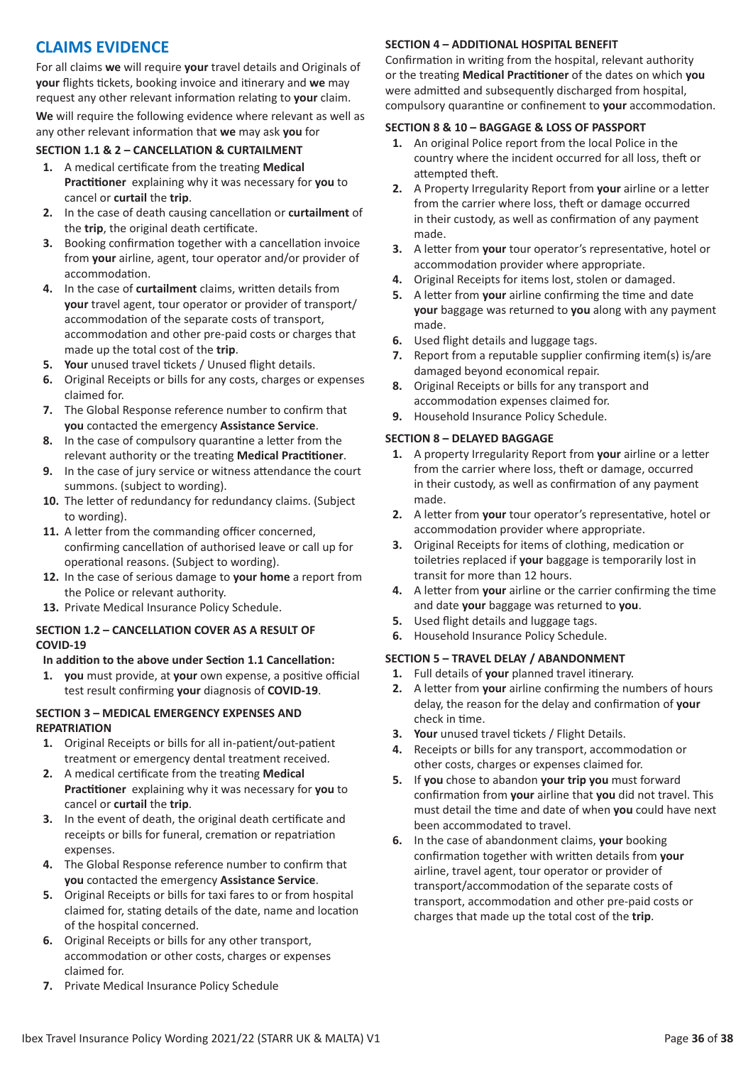## CLAIMS EVIDENCE

For all claims **we** will require **your** travel details and Originals of **your** flights tickets, booking invoice and itinerary and **we** may request any other relevant information relating to **your** claim.

**We** will require the following evidence where relevant as well as any other relevant information that **we** may ask **you** for

### SECTION 1.1 & 2 – CANCELLATION & CURTAILMENT

1. A medical certificate from the treating **Medical Practitioner** explaining why it was necessary for **you** to cancel or **curtail** the **trip**.
2. In the case of death causing cancellation or **curtailment** of the **trip**, the original death certificate.
3. Booking confirmation together with a cancellation invoice from **your** airline, agent, tour operator and/or provider of accommodation.
4. In the case of **curtailment** claims, written details from **your** travel agent, tour operator or provider of transport/accommodation of the separate costs of transport, accommodation and other pre-paid costs or charges that made up the total cost of the **trip**.
5. **Your** unused travel tickets / Unused flight details.
6. Original Receipts or bills for any costs, charges or expenses claimed for.
7. The Global Response reference number to confirm that **you** contacted the emergency **Assistance Service**.
8. In the case of compulsory quarantine a letter from the relevant authority or the treating **Medical Practitioner**.
9. In the case of jury service or witness attendance the court summons. (subject to wording).
10. The letter of redundancy for redundancy claims. (Subject to wording).
11. A letter from the commanding officer concerned, confirming cancellation of authorised leave or call up for operational reasons. (Subject to wording).
12. In the case of serious damage to **your home** a report from the Police or relevant authority.
13. Private Medical Insurance Policy Schedule.

### SECTION 1.2 – CANCELLATION COVER AS A RESULT OF COVID-19

**In addition to the above under Section 1.1 Cancellation:**

1. **you** must provide, at **your** own expense, a positive official test result confirming **your** diagnosis of **COVID-19**.

### SECTION 3 – MEDICAL EMERGENCY EXPENSES AND REPATRIATION

1. Original Receipts or bills for all in-patient/out-patient treatment or emergency dental treatment received.
2. A medical certificate from the treating **Medical Practitioner** explaining why it was necessary for **you** to cancel or **curtail** the **trip**.
3. In the event of death, the original death certificate and receipts or bills for funeral, cremation or repatriation expenses.
4. The Global Response reference number to confirm that **you** contacted the emergency **Assistance Service**.
5. Original Receipts or bills for taxi fares to or from hospital claimed for, stating details of the date, name and location of the hospital concerned.
6. Original Receipts or bills for any other transport, accommodation or other costs, charges or expenses claimed for.
7. Private Medical Insurance Policy Schedule

### SECTION 4 – ADDITIONAL HOSPITAL BENEFIT

Confirmation in writing from the hospital, relevant authority or the treating **Medical Practitioner** of the dates on which **you** were admitted and subsequently discharged from hospital, compulsory quarantine or confinement to **your** accommodation.

### SECTION 8 & 10 – BAGGAGE & LOSS OF PASSPORT

1. An original Police report from the local Police in the country where the incident occurred for all loss, theft or attempted theft.
2. A Property Irregularity Report from **your** airline or a letter from the carrier where loss, theft or damage occurred in their custody, as well as confirmation of any payment made.
3. A letter from **your** tour operator's representative, hotel or accommodation provider where appropriate.
4. Original Receipts for items lost, stolen or damaged.
5. A letter from **your** airline confirming the time and date **your** baggage was returned to **you** along with any payment made.
6. Used flight details and luggage tags.
7. Report from a reputable supplier confirming item(s) is/are damaged beyond economical repair.
8. Original Receipts or bills for any transport and accommodation expenses claimed for.
9. Household Insurance Policy Schedule.

### SECTION 8 – DELAYED BAGGAGE

1. A property Irregularity Report from **your** airline or a letter from the carrier where loss, theft or damage, occurred in their custody, as well as confirmation of any payment made.
2. A letter from **your** tour operator's representative, hotel or accommodation provider where appropriate.
3. Original Receipts for items of clothing, medication or toiletries replaced if **your** baggage is temporarily lost in transit for more than 12 hours.
4. A letter from **your** airline or the carrier confirming the time and date **your** baggage was returned to **you**.
5. Used flight details and luggage tags.
6. Household Insurance Policy Schedule.

### SECTION 5 – TRAVEL DELAY / ABANDONMENT

1. Full details of **your** planned travel itinerary.
2. A letter from **your** airline confirming the numbers of hours delay, the reason for the delay and confirmation of **your** check in time.
3. **Your** unused travel tickets / Flight Details.
4. Receipts or bills for any transport, accommodation or other costs, charges or expenses claimed for.
5. If **you** chose to abandon **your trip you** must forward confirmation from **your** airline that **you** did not travel. This must detail the time and date of when **you** could have next been accommodated to travel.
6. In the case of abandonment claims, **your** booking confirmation together with written details from **your** airline, travel agent, tour operator or provider of transport/accommodation of the separate costs of transport, accommodation and other pre-paid costs or charges that made up the total cost of the **trip**.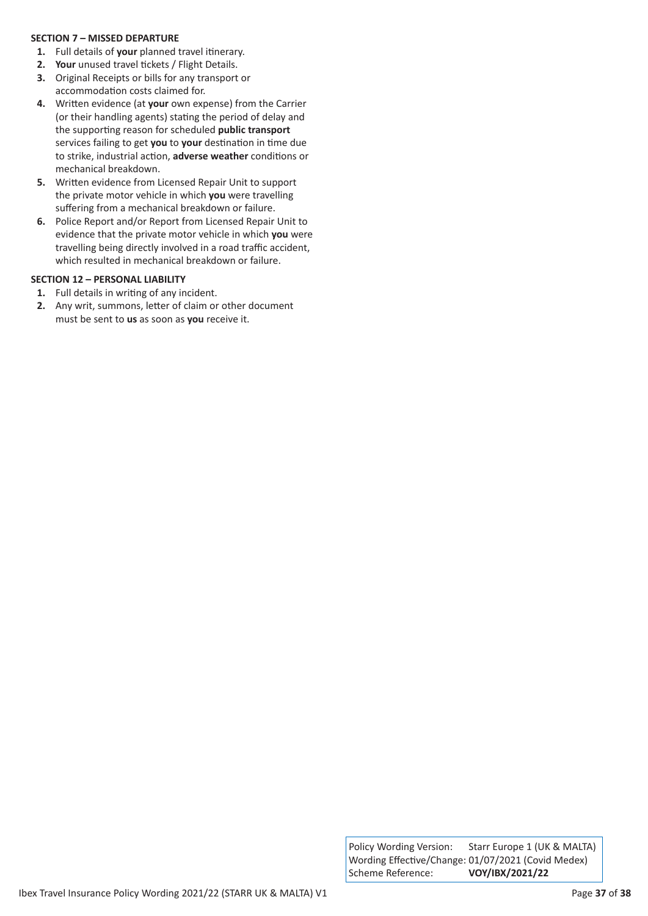**SECTION 7 – MISSED DEPARTURE**

1. Full details of **your** planned travel itinerary.
2. **Your** unused travel tickets / Flight Details.
3. Original Receipts or bills for any transport or accommodation costs claimed for.
4. Written evidence (at **your** own expense) from the Carrier (or their handling agents) stating the period of delay and the supporting reason for scheduled **public transport** services failing to get **you** to **your** destination in time due to strike, industrial action, **adverse weather** conditions or mechanical breakdown.
5. Written evidence from Licensed Repair Unit to support the private motor vehicle in which **you** were travelling suffering from a mechanical breakdown or failure.
6. Police Report and/or Report from Licensed Repair Unit to evidence that the private motor vehicle in which **you** were travelling being directly involved in a road traffic accident, which resulted in mechanical breakdown or failure.

**SECTION 12 – PERSONAL LIABILITY**

1. Full details in writing of any incident.
2. Any writ, summons, letter of claim or other document must be sent to **us** as soon as **you** receive it.

| | |
|---|---|
| Policy Wording Version: | Starr Europe 1 (UK & MALTA) |
| Wording Effective/Change: | 01/07/2021 (Covid Medex) |
| Scheme Reference: | **VOY/IBX/2021/22** |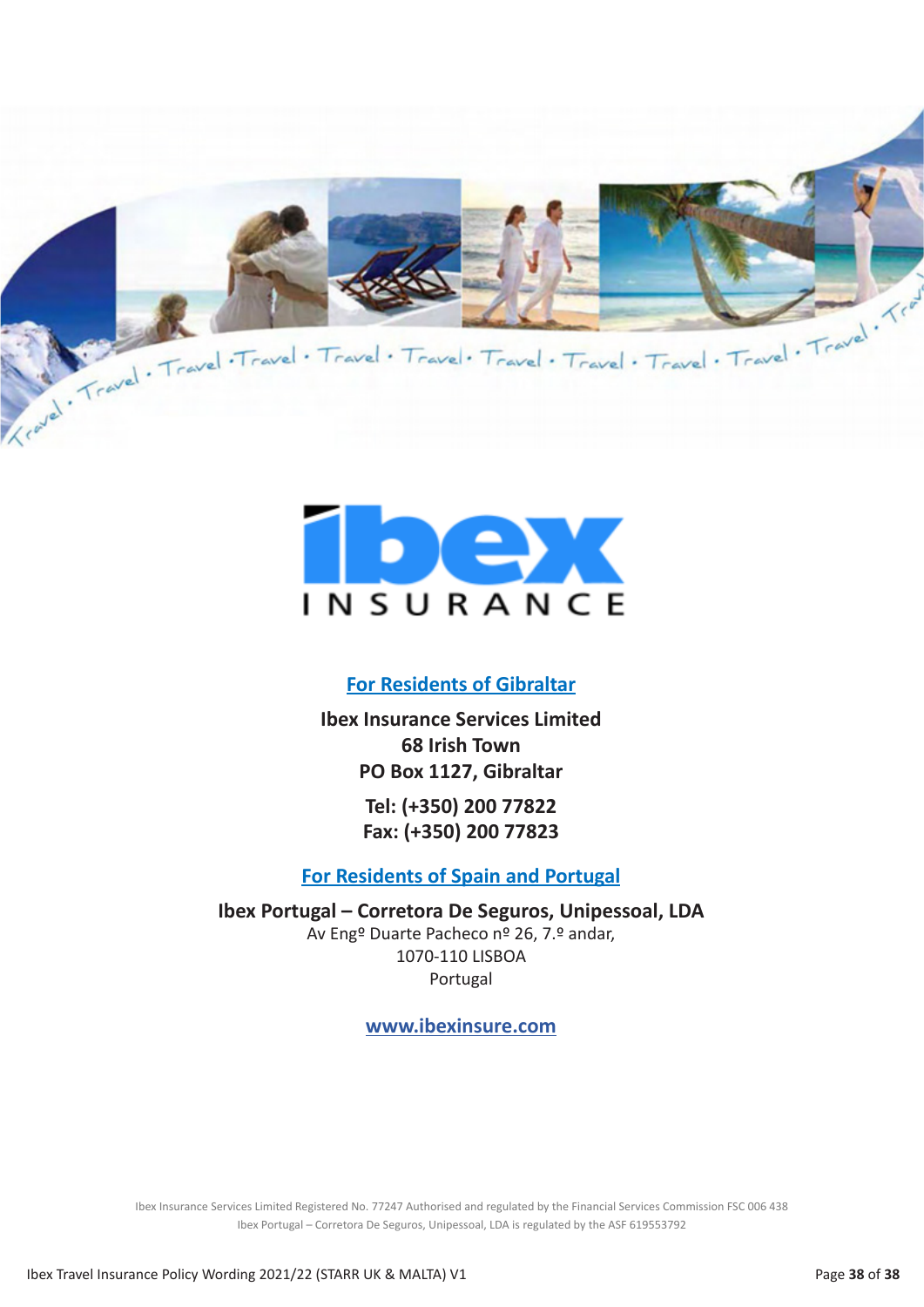**IBEX INSURANCE**

[For Residents of Gibraltar](www.ibexinsure.com)

**Ibex Insurance Services Limited**
**68 Irish Town**
**PO Box 1127, Gibraltar**

**Tel: (+350) 200 77822**
**Fax: (+350) 200 77823**

[For Residents of Spain and Portugal](www.ibexinsure.com)

**Ibex Portugal – Corretora De Seguros, Unipessoal, LDA**
Av Engº Duarte Pacheco nº 26, 7.º andar,
1070-110 LISBOA
Portugal

[www.ibexinsure.com](www.ibexinsure.com)

Ibex Insurance Services Limited Registered No. 77247 Authorised and regulated by the Financial Services Commission FSC 006 438
Ibex Portugal – Corretora De Seguros, Unipessoal, LDA is regulated by the ASF 619553792